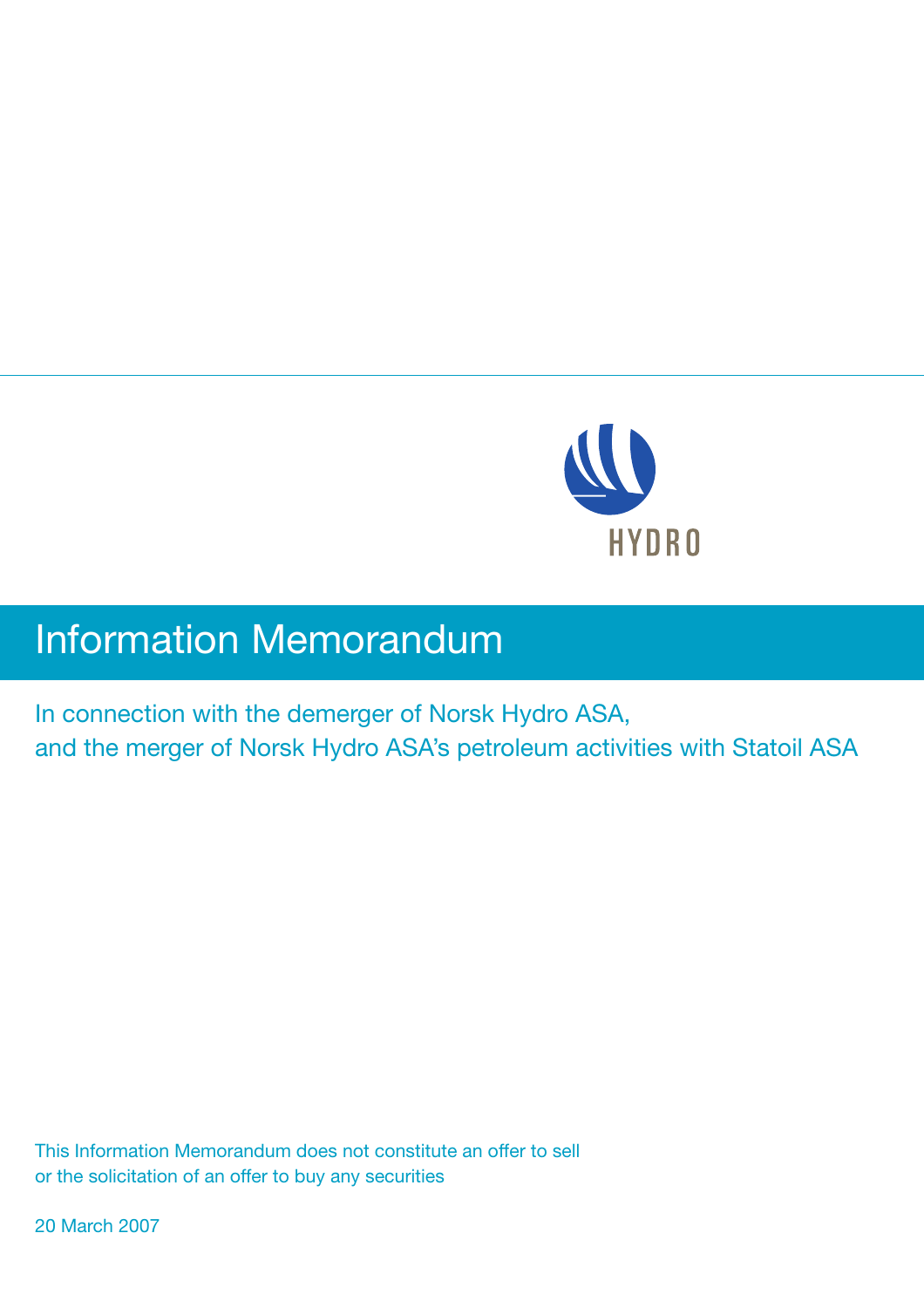HYDRO

# Information Memorandum

In connection with the demerger of Norsk Hydro ASA,
and the merger of Norsk Hydro ASA's petroleum activities with Statoil ASA

This Information Memorandum does not constitute an offer to sell
or the solicitation of an offer to buy any securities

20 March 2007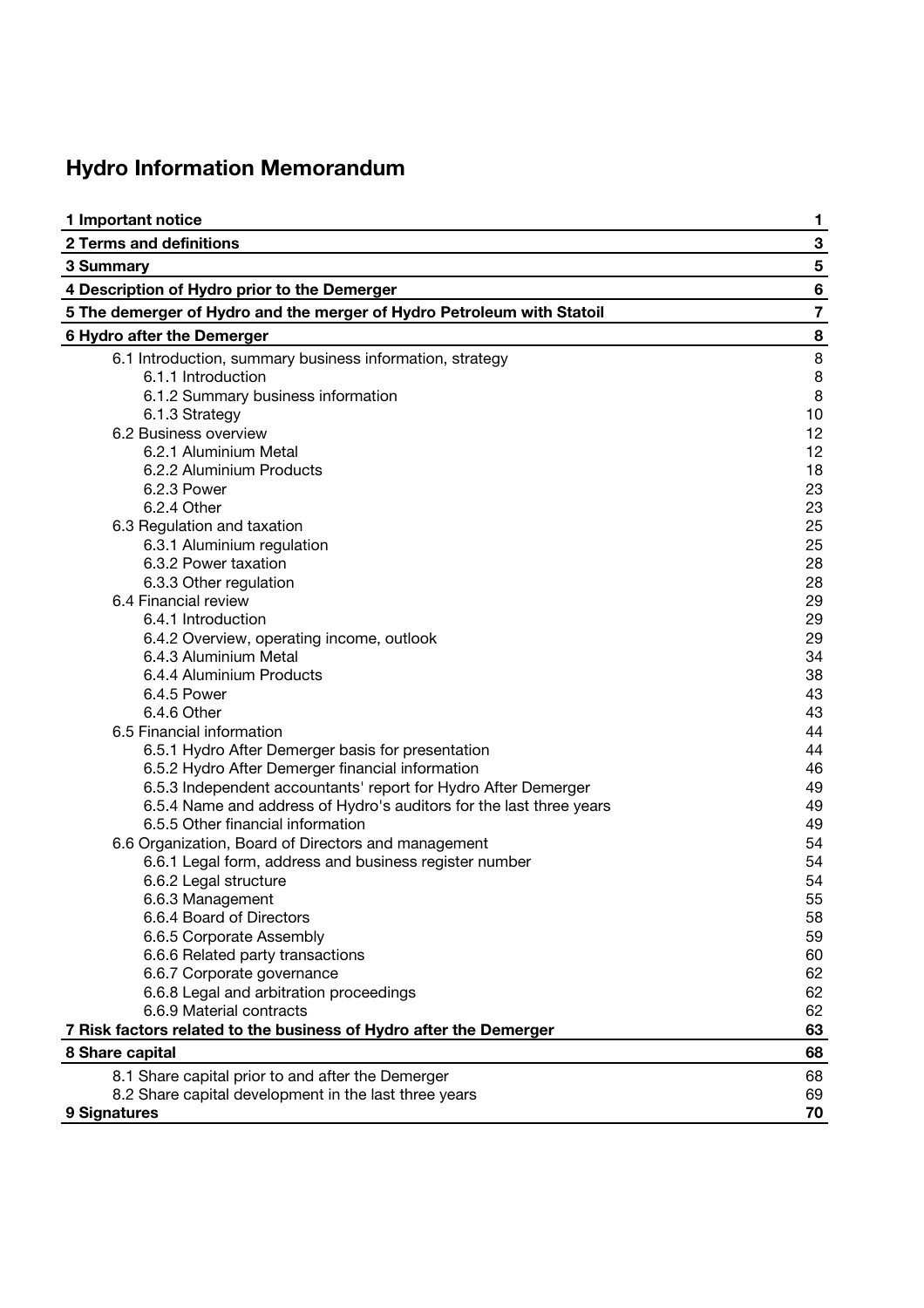# Hydro Information Memorandum

| | |
|---|---|
| **1 Important notice** | **1** |
| **2 Terms and definitions** | **3** |
| **3 Summary** | **5** |
| **4 Description of Hydro prior to the Demerger** | **6** |
| **5 The demerger of Hydro and the merger of Hydro Petroleum with Statoil** | **7** |
| **6 Hydro after the Demerger** | **8** |
| 6.1 Introduction, summary business information, strategy | 8 |
| 6.1.1 Introduction | 8 |
| 6.1.2 Summary business information | 8 |
| 6.1.3 Strategy | 10 |
| 6.2 Business overview | 12 |
| 6.2.1 Aluminium Metal | 12 |
| 6.2.2 Aluminium Products | 18 |
| 6.2.3 Power | 23 |
| 6.2.4 Other | 23 |
| 6.3 Regulation and taxation | 25 |
| 6.3.1 Aluminium regulation | 25 |
| 6.3.2 Power taxation | 28 |
| 6.3.3 Other regulation | 28 |
| 6.4 Financial review | 29 |
| 6.4.1 Introduction | 29 |
| 6.4.2 Overview, operating income, outlook | 29 |
| 6.4.3 Aluminium Metal | 34 |
| 6.4.4 Aluminium Products | 38 |
| 6.4.5 Power | 43 |
| 6.4.6 Other | 43 |
| 6.5 Financial information | 44 |
| 6.5.1 Hydro After Demerger basis for presentation | 44 |
| 6.5.2 Hydro After Demerger financial information | 46 |
| 6.5.3 Independent accountants' report for Hydro After Demerger | 49 |
| 6.5.4 Name and address of Hydro's auditors for the last three years | 49 |
| 6.5.5 Other financial information | 49 |
| 6.6 Organization, Board of Directors and management | 54 |
| 6.6.1 Legal form, address and business register number | 54 |
| 6.6.2 Legal structure | 54 |
| 6.6.3 Management | 55 |
| 6.6.4 Board of Directors | 58 |
| 6.6.5 Corporate Assembly | 59 |
| 6.6.6 Related party transactions | 60 |
| 6.6.7 Corporate governance | 62 |
| 6.6.8 Legal and arbitration proceedings | 62 |
| 6.6.9 Material contracts | 62 |
| **7 Risk factors related to the business of Hydro after the Demerger** | **63** |
| **8 Share capital** | **68** |
| 8.1 Share capital prior to and after the Demerger | 68 |
| 8.2 Share capital development in the last three years | 69 |
| **9 Signatures** | **70** |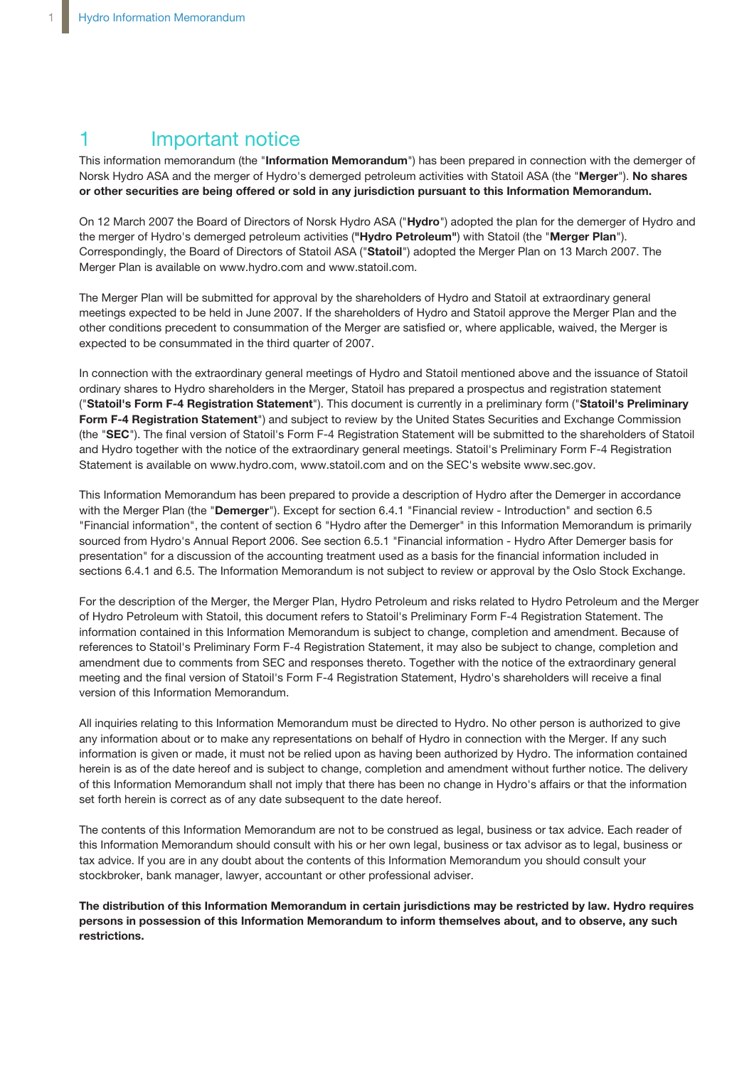# 1 Important notice

This information memorandum (the "**Information Memorandum**") has been prepared in connection with the demerger of Norsk Hydro ASA and the merger of Hydro's demerged petroleum activities with Statoil ASA (the "**Merger**"). **No shares or other securities are being offered or sold in any jurisdiction pursuant to this Information Memorandum.**

On 12 March 2007 the Board of Directors of Norsk Hydro ASA ("**Hydro**") adopted the plan for the demerger of Hydro and the merger of Hydro's demerged petroleum activities (**"Hydro Petroleum"**) with Statoil (the "**Merger Plan**"). Correspondingly, the Board of Directors of Statoil ASA ("**Statoil**") adopted the Merger Plan on 13 March 2007. The Merger Plan is available on www.hydro.com and www.statoil.com.

The Merger Plan will be submitted for approval by the shareholders of Hydro and Statoil at extraordinary general meetings expected to be held in June 2007. If the shareholders of Hydro and Statoil approve the Merger Plan and the other conditions precedent to consummation of the Merger are satisfied or, where applicable, waived, the Merger is expected to be consummated in the third quarter of 2007.

In connection with the extraordinary general meetings of Hydro and Statoil mentioned above and the issuance of Statoil ordinary shares to Hydro shareholders in the Merger, Statoil has prepared a prospectus and registration statement ("**Statoil's Form F-4 Registration Statement**"). This document is currently in a preliminary form ("**Statoil's Preliminary Form F-4 Registration Statement**") and subject to review by the United States Securities and Exchange Commission (the "**SEC**"). The final version of Statoil's Form F-4 Registration Statement will be submitted to the shareholders of Statoil and Hydro together with the notice of the extraordinary general meetings. Statoil's Preliminary Form F-4 Registration Statement is available on www.hydro.com, www.statoil.com and on the SEC's website www.sec.gov.

This Information Memorandum has been prepared to provide a description of Hydro after the Demerger in accordance with the Merger Plan (the "**Demerger**"). Except for section 6.4.1 "Financial review - Introduction" and section 6.5 "Financial information", the content of section 6 "Hydro after the Demerger" in this Information Memorandum is primarily sourced from Hydro's Annual Report 2006. See section 6.5.1 "Financial information - Hydro After Demerger basis for presentation" for a discussion of the accounting treatment used as a basis for the financial information included in sections 6.4.1 and 6.5. The Information Memorandum is not subject to review or approval by the Oslo Stock Exchange.

For the description of the Merger, the Merger Plan, Hydro Petroleum and risks related to Hydro Petroleum and the Merger of Hydro Petroleum with Statoil, this document refers to Statoil's Preliminary Form F-4 Registration Statement. The information contained in this Information Memorandum is subject to change, completion and amendment. Because of references to Statoil's Preliminary Form F-4 Registration Statement, it may also be subject to change, completion and amendment due to comments from SEC and responses thereto. Together with the notice of the extraordinary general meeting and the final version of Statoil's Form F-4 Registration Statement, Hydro's shareholders will receive a final version of this Information Memorandum.

All inquiries relating to this Information Memorandum must be directed to Hydro. No other person is authorized to give any information about or to make any representations on behalf of Hydro in connection with the Merger. If any such information is given or made, it must not be relied upon as having been authorized by Hydro. The information contained herein is as of the date hereof and is subject to change, completion and amendment without further notice. The delivery of this Information Memorandum shall not imply that there has been no change in Hydro's affairs or that the information set forth herein is correct as of any date subsequent to the date hereof.

The contents of this Information Memorandum are not to be construed as legal, business or tax advice. Each reader of this Information Memorandum should consult with his or her own legal, business or tax advisor as to legal, business or tax advice. If you are in any doubt about the contents of this Information Memorandum you should consult your stockbroker, bank manager, lawyer, accountant or other professional adviser.

**The distribution of this Information Memorandum in certain jurisdictions may be restricted by law. Hydro requires persons in possession of this Information Memorandum to inform themselves about, and to observe, any such restrictions.**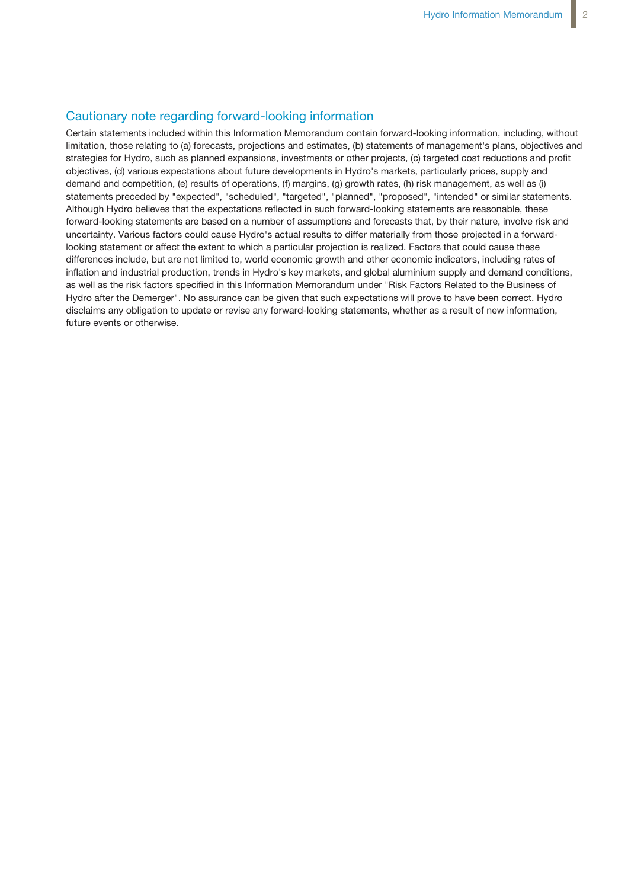## Cautionary note regarding forward-looking information

Certain statements included within this Information Memorandum contain forward-looking information, including, without limitation, those relating to (a) forecasts, projections and estimates, (b) statements of management's plans, objectives and strategies for Hydro, such as planned expansions, investments or other projects, (c) targeted cost reductions and profit objectives, (d) various expectations about future developments in Hydro's markets, particularly prices, supply and demand and competition, (e) results of operations, (f) margins, (g) growth rates, (h) risk management, as well as (i) statements preceded by "expected", "scheduled", "targeted", "planned", "proposed", "intended" or similar statements. Although Hydro believes that the expectations reflected in such forward-looking statements are reasonable, these forward-looking statements are based on a number of assumptions and forecasts that, by their nature, involve risk and uncertainty. Various factors could cause Hydro's actual results to differ materially from those projected in a forward-looking statement or affect the extent to which a particular projection is realized. Factors that could cause these differences include, but are not limited to, world economic growth and other economic indicators, including rates of inflation and industrial production, trends in Hydro's key markets, and global aluminium supply and demand conditions, as well as the risk factors specified in this Information Memorandum under "Risk Factors Related to the Business of Hydro after the Demerger". No assurance can be given that such expectations will prove to have been correct. Hydro disclaims any obligation to update or revise any forward-looking statements, whether as a result of new information, future events or otherwise.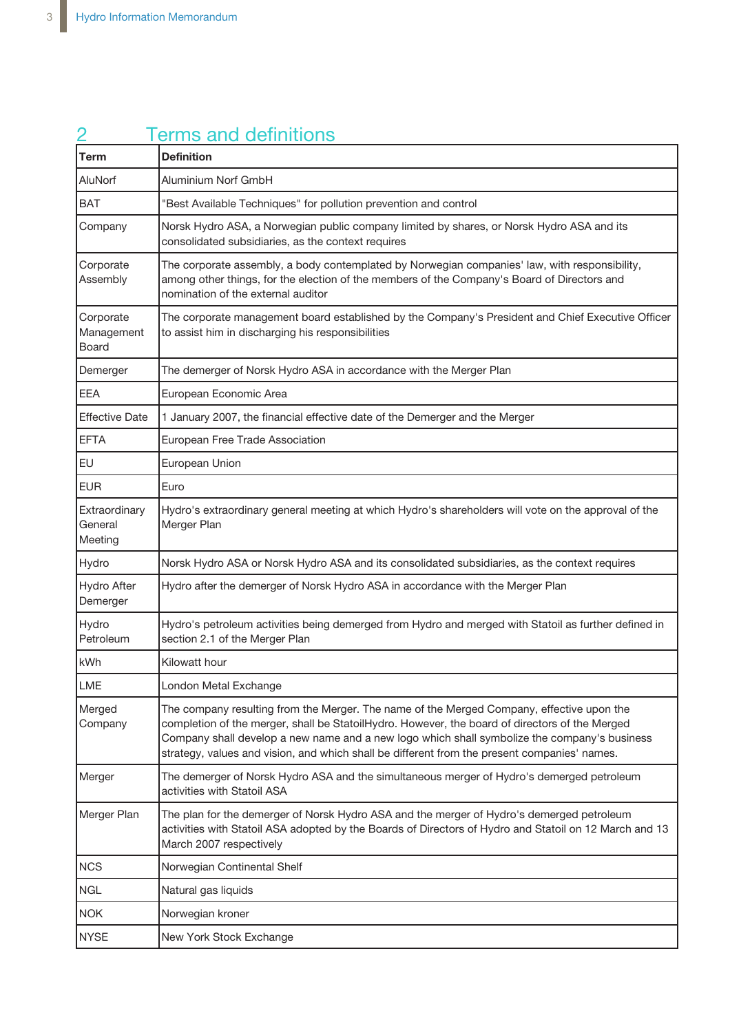# 2 Terms and definitions

| Term | Definition |
|---|---|
| AluNorf | Aluminium Norf GmbH |
| BAT | "Best Available Techniques" for pollution prevention and control |
| Company | Norsk Hydro ASA, a Norwegian public company limited by shares, or Norsk Hydro ASA and its consolidated subsidiaries, as the context requires |
| Corporate Assembly | The corporate assembly, a body contemplated by Norwegian companies' law, with responsibility, among other things, for the election of the members of the Company's Board of Directors and nomination of the external auditor |
| Corporate Management Board | The corporate management board established by the Company's President and Chief Executive Officer to assist him in discharging his responsibilities |
| Demerger | The demerger of Norsk Hydro ASA in accordance with the Merger Plan |
| EEA | European Economic Area |
| Effective Date | 1 January 2007, the financial effective date of the Demerger and the Merger |
| EFTA | European Free Trade Association |
| EU | European Union |
| EUR | Euro |
| Extraordinary General Meeting | Hydro's extraordinary general meeting at which Hydro's shareholders will vote on the approval of the Merger Plan |
| Hydro | Norsk Hydro ASA or Norsk Hydro ASA and its consolidated subsidiaries, as the context requires |
| Hydro After Demerger | Hydro after the demerger of Norsk Hydro ASA in accordance with the Merger Plan |
| Hydro Petroleum | Hydro's petroleum activities being demerged from Hydro and merged with Statoil as further defined in section 2.1 of the Merger Plan |
| kWh | Kilowatt hour |
| LME | London Metal Exchange |
| Merged Company | The company resulting from the Merger. The name of the Merged Company, effective upon the completion of the merger, shall be StatoilHydro. However, the board of directors of the Merged Company shall develop a new name and a new logo which shall symbolize the company's business strategy, values and vision, and which shall be different from the present companies' names. |
| Merger | The demerger of Norsk Hydro ASA and the simultaneous merger of Hydro's demerged petroleum activities with Statoil ASA |
| Merger Plan | The plan for the demerger of Norsk Hydro ASA and the merger of Hydro's demerged petroleum activities with Statoil ASA adopted by the Boards of Directors of Hydro and Statoil on 12 March and 13 March 2007 respectively |
| NCS | Norwegian Continental Shelf |
| NGL | Natural gas liquids |
| NOK | Norwegian kroner |
| NYSE | New York Stock Exchange |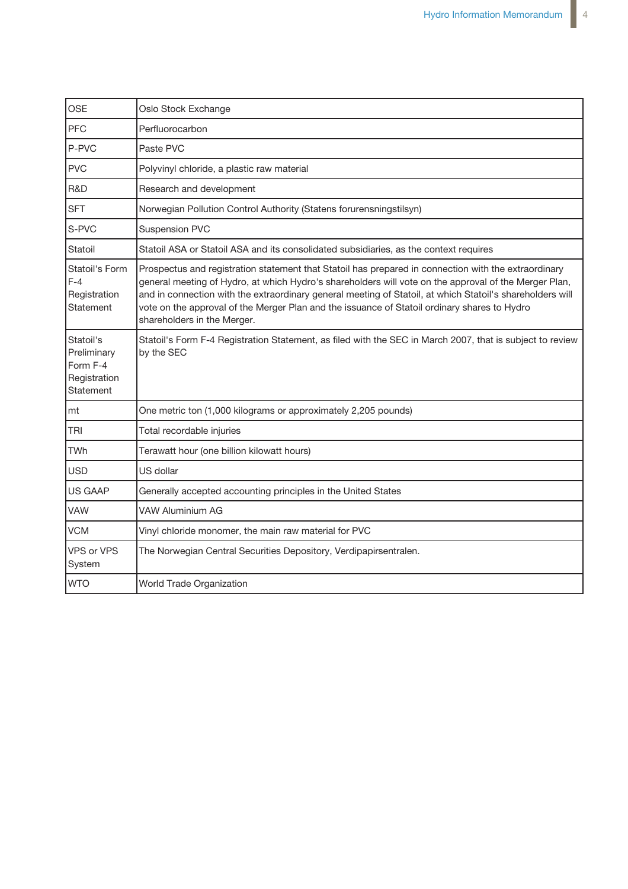| | |
|---|---|
| OSE | Oslo Stock Exchange |
| PFC | Perfluorocarbon |
| P-PVC | Paste PVC |
| PVC | Polyvinyl chloride, a plastic raw material |
| R&D | Research and development |
| SFT | Norwegian Pollution Control Authority (Statens forurensningstilsyn) |
| S-PVC | Suspension PVC |
| Statoil | Statoil ASA or Statoil ASA and its consolidated subsidiaries, as the context requires |
| Statoil's Form F-4 Registration Statement | Prospectus and registration statement that Statoil has prepared in connection with the extraordinary general meeting of Hydro, at which Hydro's shareholders will vote on the approval of the Merger Plan, and in connection with the extraordinary general meeting of Statoil, at which Statoil's shareholders will vote on the approval of the Merger Plan and the issuance of Statoil ordinary shares to Hydro shareholders in the Merger. |
| Statoil's Preliminary Form F-4 Registration Statement | Statoil's Form F-4 Registration Statement, as filed with the SEC in March 2007, that is subject to review by the SEC |
| mt | One metric ton (1,000 kilograms or approximately 2,205 pounds) |
| TRI | Total recordable injuries |
| TWh | Terawatt hour (one billion kilowatt hours) |
| USD | US dollar |
| US GAAP | Generally accepted accounting principles in the United States |
| VAW | VAW Aluminium AG |
| VCM | Vinyl chloride monomer, the main raw material for PVC |
| VPS or VPS System | The Norwegian Central Securities Depository, Verdipapirsentralen. |
| WTO | World Trade Organization |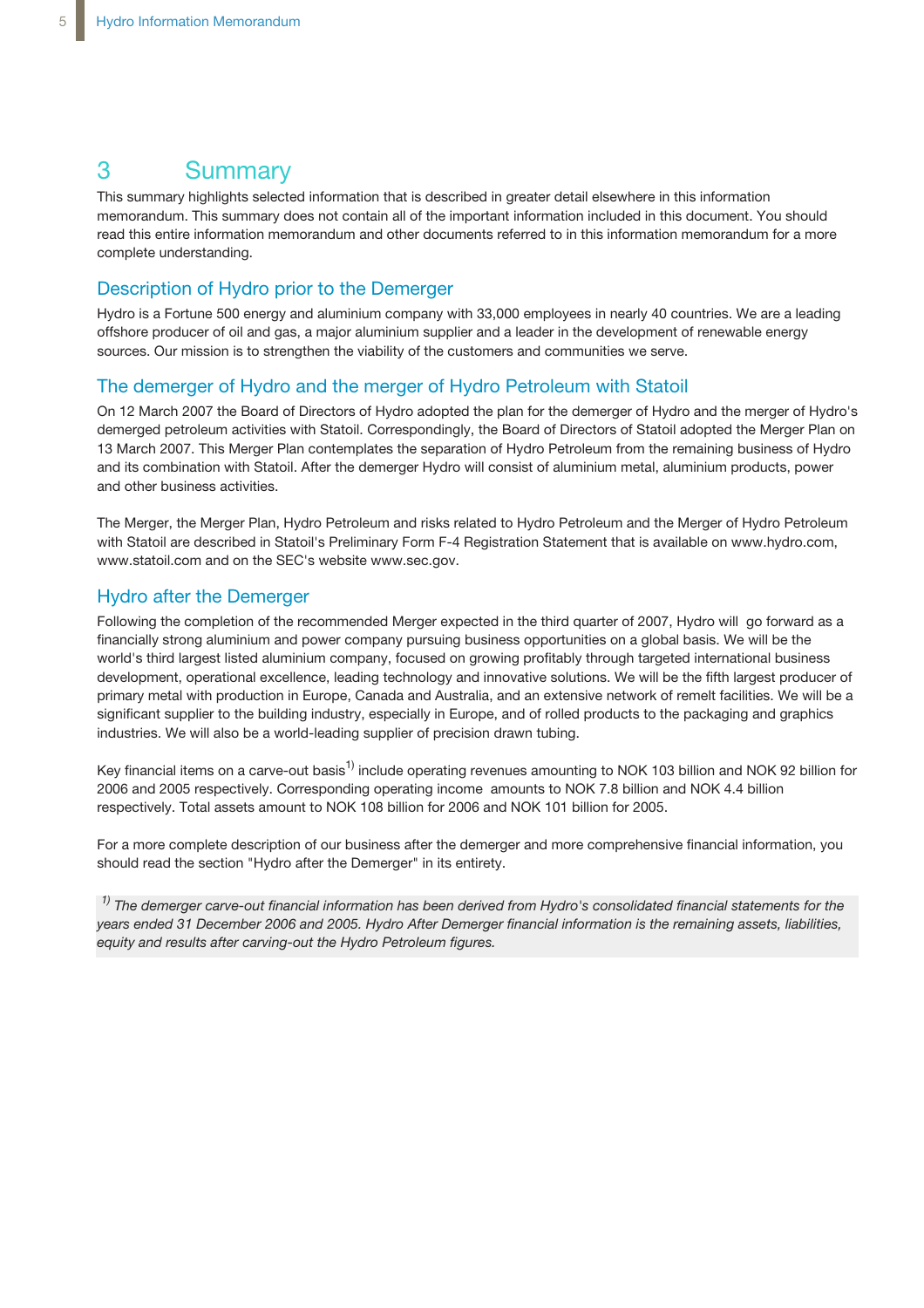# 3 Summary

This summary highlights selected information that is described in greater detail elsewhere in this information memorandum. This summary does not contain all of the important information included in this document. You should read this entire information memorandum and other documents referred to in this information memorandum for a more complete understanding.

## Description of Hydro prior to the Demerger

Hydro is a Fortune 500 energy and aluminium company with 33,000 employees in nearly 40 countries. We are a leading offshore producer of oil and gas, a major aluminium supplier and a leader in the development of renewable energy sources. Our mission is to strengthen the viability of the customers and communities we serve.

## The demerger of Hydro and the merger of Hydro Petroleum with Statoil

On 12 March 2007 the Board of Directors of Hydro adopted the plan for the demerger of Hydro and the merger of Hydro's demerged petroleum activities with Statoil. Correspondingly, the Board of Directors of Statoil adopted the Merger Plan on 13 March 2007. This Merger Plan contemplates the separation of Hydro Petroleum from the remaining business of Hydro and its combination with Statoil. After the demerger Hydro will consist of aluminium metal, aluminium products, power and other business activities.

The Merger, the Merger Plan, Hydro Petroleum and risks related to Hydro Petroleum and the Merger of Hydro Petroleum with Statoil are described in Statoil's Preliminary Form F-4 Registration Statement that is available on www.hydro.com, www.statoil.com and on the SEC's website www.sec.gov.

## Hydro after the Demerger

Following the completion of the recommended Merger expected in the third quarter of 2007, Hydro will go forward as a financially strong aluminium and power company pursuing business opportunities on a global basis. We will be the world's third largest listed aluminium company, focused on growing profitably through targeted international business development, operational excellence, leading technology and innovative solutions. We will be the fifth largest producer of primary metal with production in Europe, Canada and Australia, and an extensive network of remelt facilities. We will be a significant supplier to the building industry, especially in Europe, and of rolled products to the packaging and graphics industries. We will also be a world-leading supplier of precision drawn tubing.

Key financial items on a carve-out basis[1)] include operating revenues amounting to NOK 103 billion and NOK 92 billion for 2006 and 2005 respectively. Corresponding operating income amounts to NOK 7.8 billion and NOK 4.4 billion respectively. Total assets amount to NOK 108 billion for 2006 and NOK 101 billion for 2005.

For a more complete description of our business after the demerger and more comprehensive financial information, you should read the section "Hydro after the Demerger" in its entirety.

*[1)] The demerger carve-out financial information has been derived from Hydro's consolidated financial statements for the years ended 31 December 2006 and 2005. Hydro After Demerger financial information is the remaining assets, liabilities, equity and results after carving-out the Hydro Petroleum figures.*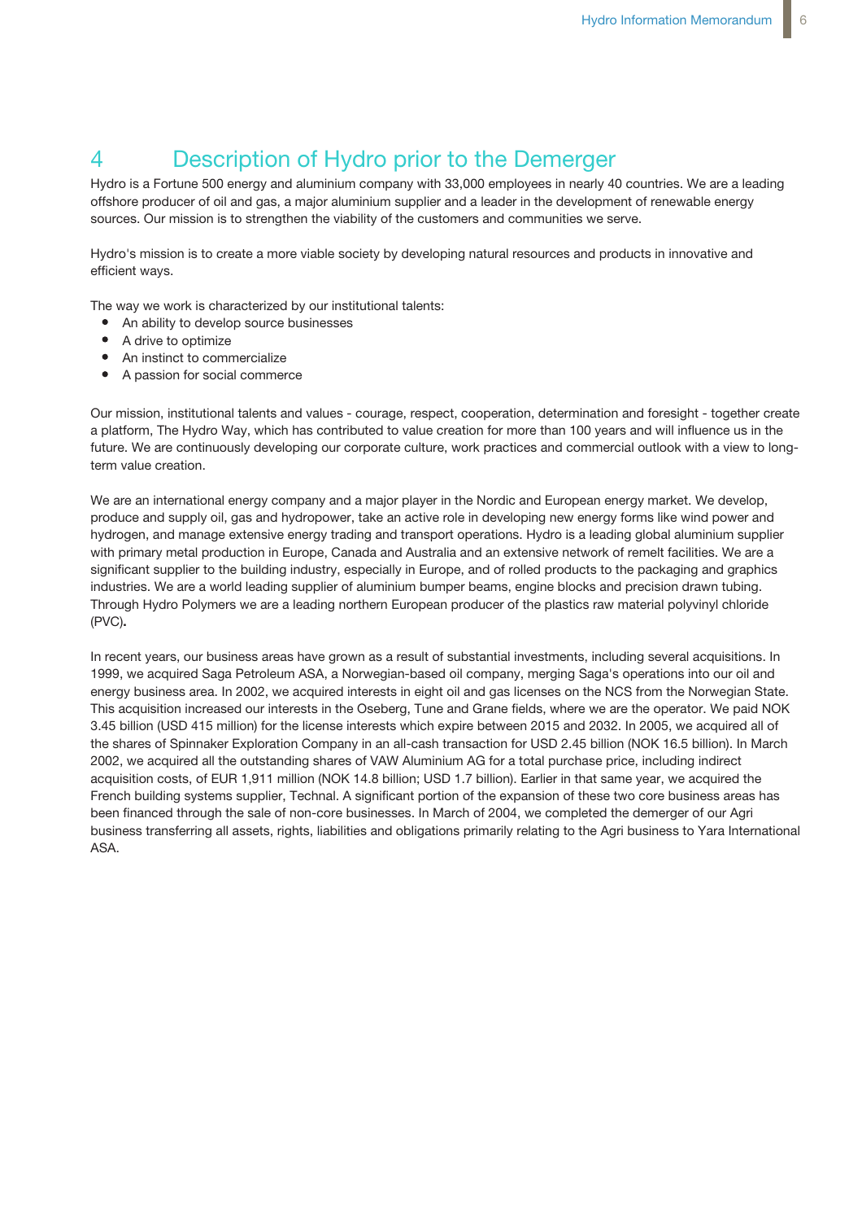# 4 Description of Hydro prior to the Demerger

Hydro is a Fortune 500 energy and aluminium company with 33,000 employees in nearly 40 countries. We are a leading offshore producer of oil and gas, a major aluminium supplier and a leader in the development of renewable energy sources. Our mission is to strengthen the viability of the customers and communities we serve.

Hydro's mission is to create a more viable society by developing natural resources and products in innovative and efficient ways.

The way we work is characterized by our institutional talents:

- An ability to develop source businesses
- A drive to optimize
- An instinct to commercialize
- A passion for social commerce

Our mission, institutional talents and values - courage, respect, cooperation, determination and foresight - together create a platform, The Hydro Way, which has contributed to value creation for more than 100 years and will influence us in the future. We are continuously developing our corporate culture, work practices and commercial outlook with a view to long-term value creation.

We are an international energy company and a major player in the Nordic and European energy market. We develop, produce and supply oil, gas and hydropower, take an active role in developing new energy forms like wind power and hydrogen, and manage extensive energy trading and transport operations. Hydro is a leading global aluminium supplier with primary metal production in Europe, Canada and Australia and an extensive network of remelt facilities. We are a significant supplier to the building industry, especially in Europe, and of rolled products to the packaging and graphics industries. We are a world leading supplier of aluminium bumper beams, engine blocks and precision drawn tubing. Through Hydro Polymers we are a leading northern European producer of the plastics raw material polyvinyl chloride (PVC)**.**

In recent years, our business areas have grown as a result of substantial investments, including several acquisitions. In 1999, we acquired Saga Petroleum ASA, a Norwegian-based oil company, merging Saga's operations into our oil and energy business area. In 2002, we acquired interests in eight oil and gas licenses on the NCS from the Norwegian State. This acquisition increased our interests in the Oseberg, Tune and Grane fields, where we are the operator. We paid NOK 3.45 billion (USD 415 million) for the license interests which expire between 2015 and 2032. In 2005, we acquired all of the shares of Spinnaker Exploration Company in an all-cash transaction for USD 2.45 billion (NOK 16.5 billion). In March 2002, we acquired all the outstanding shares of VAW Aluminium AG for a total purchase price, including indirect acquisition costs, of EUR 1,911 million (NOK 14.8 billion; USD 1.7 billion). Earlier in that same year, we acquired the French building systems supplier, Technal. A significant portion of the expansion of these two core business areas has been financed through the sale of non-core businesses. In March of 2004, we completed the demerger of our Agri business transferring all assets, rights, liabilities and obligations primarily relating to the Agri business to Yara International ASA.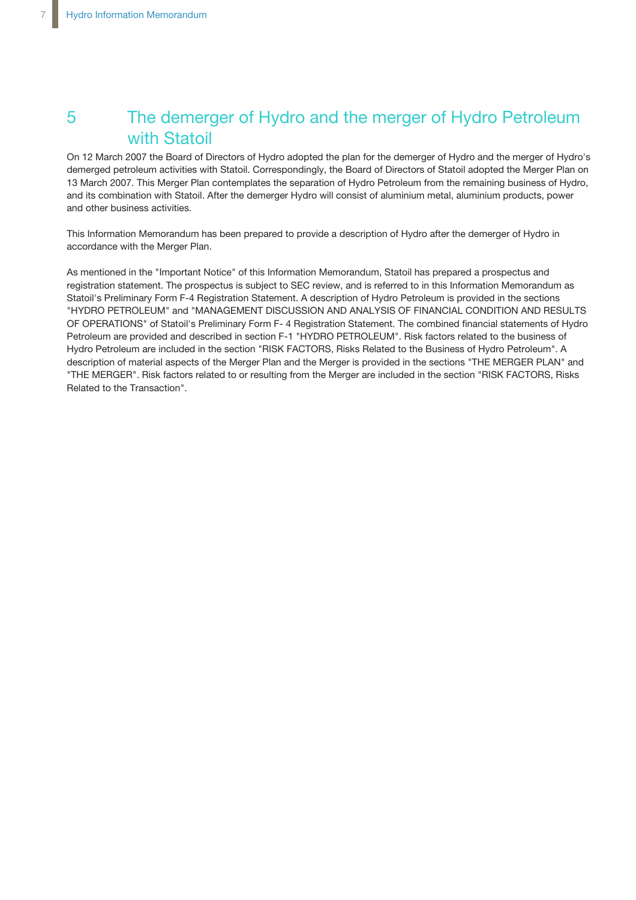# 5 The demerger of Hydro and the merger of Hydro Petroleum with Statoil

On 12 March 2007 the Board of Directors of Hydro adopted the plan for the demerger of Hydro and the merger of Hydro's demerged petroleum activities with Statoil. Correspondingly, the Board of Directors of Statoil adopted the Merger Plan on 13 March 2007. This Merger Plan contemplates the separation of Hydro Petroleum from the remaining business of Hydro, and its combination with Statoil. After the demerger Hydro will consist of aluminium metal, aluminium products, power and other business activities.

This Information Memorandum has been prepared to provide a description of Hydro after the demerger of Hydro in accordance with the Merger Plan.

As mentioned in the "Important Notice" of this Information Memorandum, Statoil has prepared a prospectus and registration statement. The prospectus is subject to SEC review, and is referred to in this Information Memorandum as Statoil's Preliminary Form F-4 Registration Statement. A description of Hydro Petroleum is provided in the sections "HYDRO PETROLEUM" and "MANAGEMENT DISCUSSION AND ANALYSIS OF FINANCIAL CONDITION AND RESULTS OF OPERATIONS" of Statoil's Preliminary Form F- 4 Registration Statement. The combined financial statements of Hydro Petroleum are provided and described in section F-1 "HYDRO PETROLEUM". Risk factors related to the business of Hydro Petroleum are included in the section "RISK FACTORS, Risks Related to the Business of Hydro Petroleum". A description of material aspects of the Merger Plan and the Merger is provided in the sections "THE MERGER PLAN" and "THE MERGER". Risk factors related to or resulting from the Merger are included in the section "RISK FACTORS, Risks Related to the Transaction".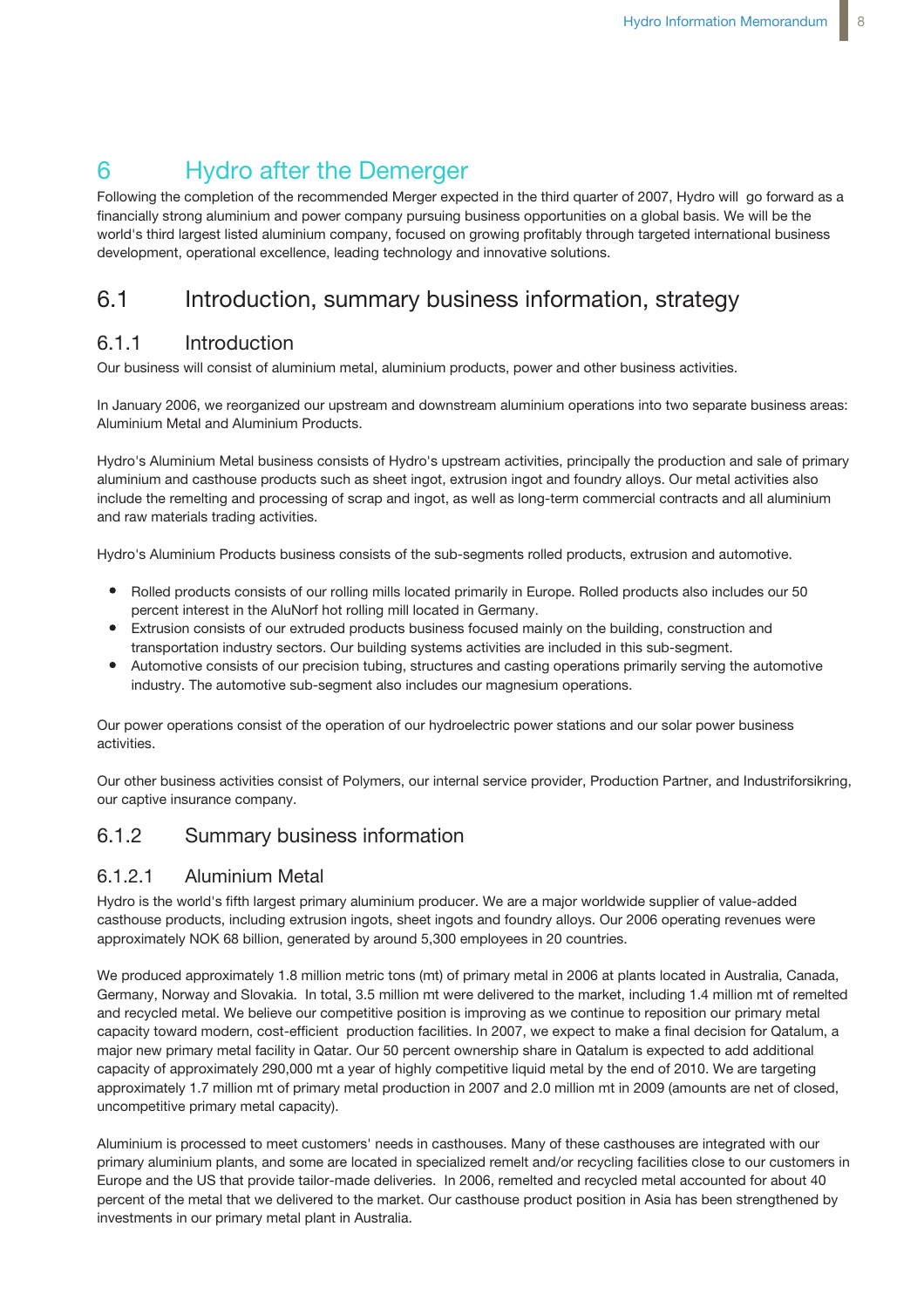# 6 Hydro after the Demerger

Following the completion of the recommended Merger expected in the third quarter of 2007, Hydro will go forward as a financially strong aluminium and power company pursuing business opportunities on a global basis. We will be the world's third largest listed aluminium company, focused on growing profitably through targeted international business development, operational excellence, leading technology and innovative solutions.

## 6.1 Introduction, summary business information, strategy

### 6.1.1 Introduction

Our business will consist of aluminium metal, aluminium products, power and other business activities.

In January 2006, we reorganized our upstream and downstream aluminium operations into two separate business areas: Aluminium Metal and Aluminium Products.

Hydro's Aluminium Metal business consists of Hydro's upstream activities, principally the production and sale of primary aluminium and casthouse products such as sheet ingot, extrusion ingot and foundry alloys. Our metal activities also include the remelting and processing of scrap and ingot, as well as long-term commercial contracts and all aluminium and raw materials trading activities.

Hydro's Aluminium Products business consists of the sub-segments rolled products, extrusion and automotive.

- Rolled products consists of our rolling mills located primarily in Europe. Rolled products also includes our 50 percent interest in the AluNorf hot rolling mill located in Germany.
- Extrusion consists of our extruded products business focused mainly on the building, construction and transportation industry sectors. Our building systems activities are included in this sub-segment.
- Automotive consists of our precision tubing, structures and casting operations primarily serving the automotive industry. The automotive sub-segment also includes our magnesium operations.

Our power operations consist of the operation of our hydroelectric power stations and our solar power business activities.

Our other business activities consist of Polymers, our internal service provider, Production Partner, and Industriforsikring, our captive insurance company.

### 6.1.2 Summary business information

#### 6.1.2.1 Aluminium Metal

Hydro is the world's fifth largest primary aluminium producer. We are a major worldwide supplier of value-added casthouse products, including extrusion ingots, sheet ingots and foundry alloys. Our 2006 operating revenues were approximately NOK 68 billion, generated by around 5,300 employees in 20 countries.

We produced approximately 1.8 million metric tons (mt) of primary metal in 2006 at plants located in Australia, Canada, Germany, Norway and Slovakia. In total, 3.5 million mt were delivered to the market, including 1.4 million mt of remelted and recycled metal. We believe our competitive position is improving as we continue to reposition our primary metal capacity toward modern, cost-efficient production facilities. In 2007, we expect to make a final decision for Qatalum, a major new primary metal facility in Qatar. Our 50 percent ownership share in Qatalum is expected to add additional capacity of approximately 290,000 mt a year of highly competitive liquid metal by the end of 2010. We are targeting approximately 1.7 million mt of primary metal production in 2007 and 2.0 million mt in 2009 (amounts are net of closed, uncompetitive primary metal capacity).

Aluminium is processed to meet customers' needs in casthouses. Many of these casthouses are integrated with our primary aluminium plants, and some are located in specialized remelt and/or recycling facilities close to our customers in Europe and the US that provide tailor-made deliveries. In 2006, remelted and recycled metal accounted for about 40 percent of the metal that we delivered to the market. Our casthouse product position in Asia has been strengthened by investments in our primary metal plant in Australia.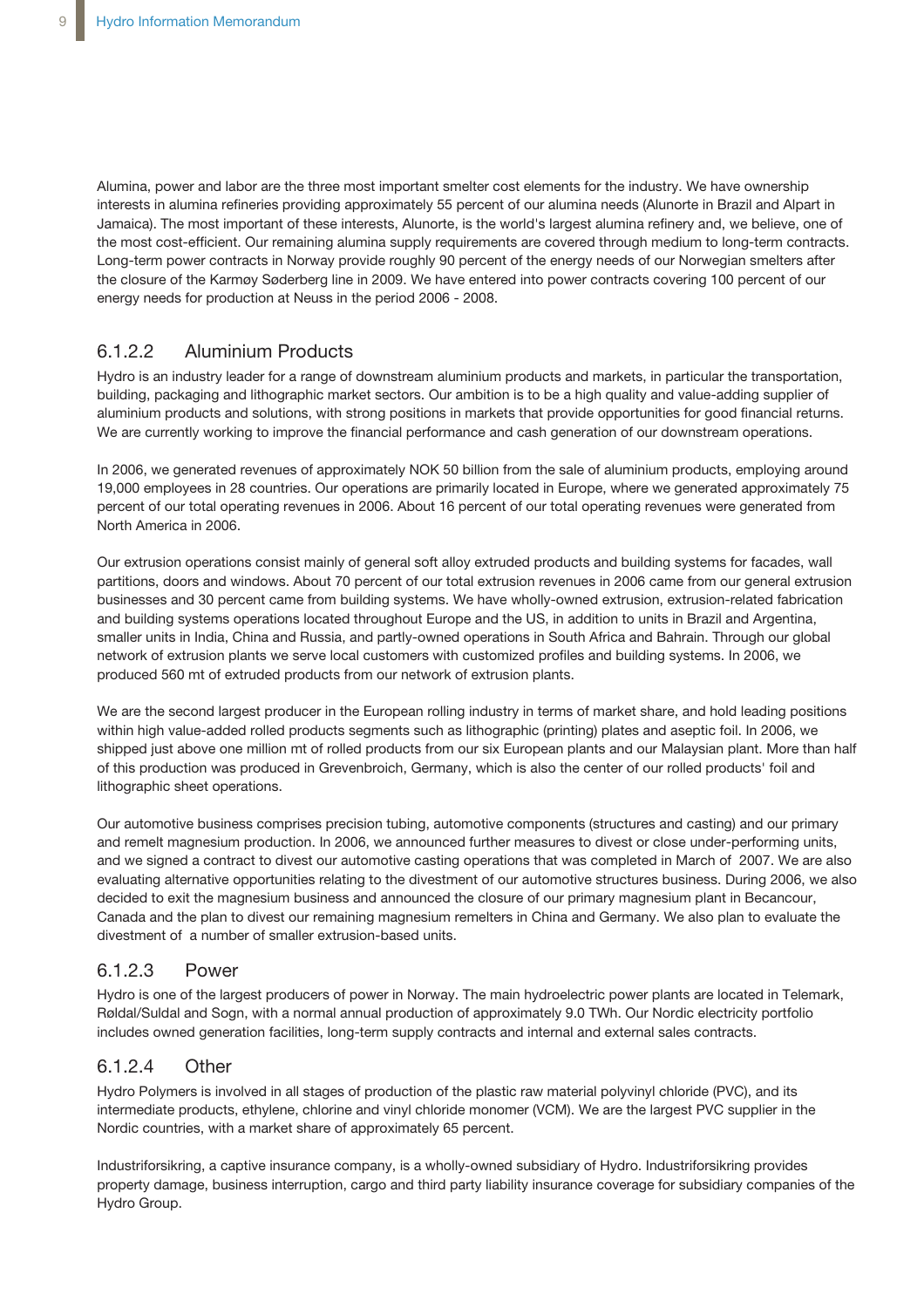Alumina, power and labor are the three most important smelter cost elements for the industry. We have ownership interests in alumina refineries providing approximately 55 percent of our alumina needs (Alunorte in Brazil and Alpart in Jamaica). The most important of these interests, Alunorte, is the world's largest alumina refinery and, we believe, one of the most cost-efficient. Our remaining alumina supply requirements are covered through medium to long-term contracts. Long-term power contracts in Norway provide roughly 90 percent of the energy needs of our Norwegian smelters after the closure of the Karmøy Søderberg line in 2009. We have entered into power contracts covering 100 percent of our energy needs for production at Neuss in the period 2006 - 2008.

### 6.1.2.2 Aluminium Products

Hydro is an industry leader for a range of downstream aluminium products and markets, in particular the transportation, building, packaging and lithographic market sectors. Our ambition is to be a high quality and value-adding supplier of aluminium products and solutions, with strong positions in markets that provide opportunities for good financial returns. We are currently working to improve the financial performance and cash generation of our downstream operations.

In 2006, we generated revenues of approximately NOK 50 billion from the sale of aluminium products, employing around 19,000 employees in 28 countries. Our operations are primarily located in Europe, where we generated approximately 75 percent of our total operating revenues in 2006. About 16 percent of our total operating revenues were generated from North America in 2006.

Our extrusion operations consist mainly of general soft alloy extruded products and building systems for facades, wall partitions, doors and windows. About 70 percent of our total extrusion revenues in 2006 came from our general extrusion businesses and 30 percent came from building systems. We have wholly-owned extrusion, extrusion-related fabrication and building systems operations located throughout Europe and the US, in addition to units in Brazil and Argentina, smaller units in India, China and Russia, and partly-owned operations in South Africa and Bahrain. Through our global network of extrusion plants we serve local customers with customized profiles and building systems. In 2006, we produced 560 mt of extruded products from our network of extrusion plants.

We are the second largest producer in the European rolling industry in terms of market share, and hold leading positions within high value-added rolled products segments such as lithographic (printing) plates and aseptic foil. In 2006, we shipped just above one million mt of rolled products from our six European plants and our Malaysian plant. More than half of this production was produced in Grevenbroich, Germany, which is also the center of our rolled products' foil and lithographic sheet operations.

Our automotive business comprises precision tubing, automotive components (structures and casting) and our primary and remelt magnesium production. In 2006, we announced further measures to divest or close under-performing units, and we signed a contract to divest our automotive casting operations that was completed in March of 2007. We are also evaluating alternative opportunities relating to the divestment of our automotive structures business. During 2006, we also decided to exit the magnesium business and announced the closure of our primary magnesium plant in Becancour, Canada and the plan to divest our remaining magnesium remelters in China and Germany. We also plan to evaluate the divestment of a number of smaller extrusion-based units.

### 6.1.2.3 Power

Hydro is one of the largest producers of power in Norway. The main hydroelectric power plants are located in Telemark, Røldal/Suldal and Sogn, with a normal annual production of approximately 9.0 TWh. Our Nordic electricity portfolio includes owned generation facilities, long-term supply contracts and internal and external sales contracts.

### 6.1.2.4 Other

Hydro Polymers is involved in all stages of production of the plastic raw material polyvinyl chloride (PVC), and its intermediate products, ethylene, chlorine and vinyl chloride monomer (VCM). We are the largest PVC supplier in the Nordic countries, with a market share of approximately 65 percent.

Industriforsikring, a captive insurance company, is a wholly-owned subsidiary of Hydro. Industriforsikring provides property damage, business interruption, cargo and third party liability insurance coverage for subsidiary companies of the Hydro Group.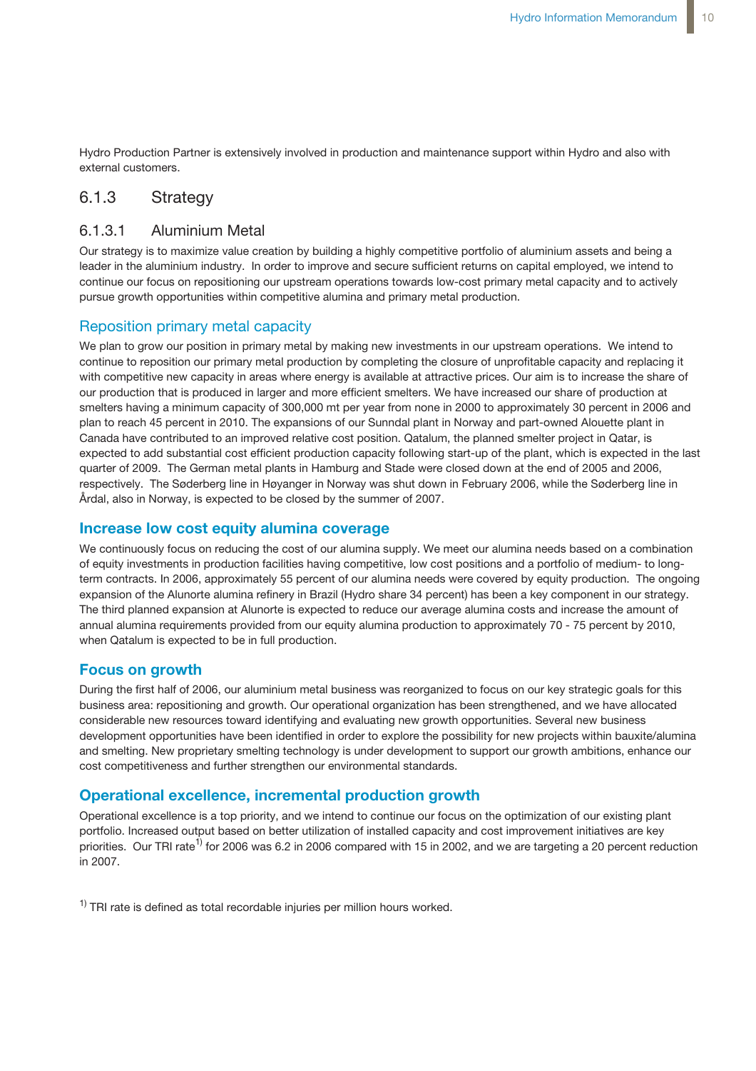Hydro Production Partner is extensively involved in production and maintenance support within Hydro and also with external customers.

## 6.1.3 Strategy

### 6.1.3.1 Aluminium Metal

Our strategy is to maximize value creation by building a highly competitive portfolio of aluminium assets and being a leader in the aluminium industry. In order to improve and secure sufficient returns on capital employed, we intend to continue our focus on repositioning our upstream operations towards low-cost primary metal capacity and to actively pursue growth opportunities within competitive alumina and primary metal production.

#### Reposition primary metal capacity

We plan to grow our position in primary metal by making new investments in our upstream operations. We intend to continue to reposition our primary metal production by completing the closure of unprofitable capacity and replacing it with competitive new capacity in areas where energy is available at attractive prices. Our aim is to increase the share of our production that is produced in larger and more efficient smelters. We have increased our share of production at smelters having a minimum capacity of 300,000 mt per year from none in 2000 to approximately 30 percent in 2006 and plan to reach 45 percent in 2010. The expansions of our Sunndal plant in Norway and part-owned Alouette plant in Canada have contributed to an improved relative cost position. Qatalum, the planned smelter project in Qatar, is expected to add substantial cost efficient production capacity following start-up of the plant, which is expected in the last quarter of 2009. The German metal plants in Hamburg and Stade were closed down at the end of 2005 and 2006, respectively. The Søderberg line in Høyanger in Norway was shut down in February 2006, while the Søderberg line in Årdal, also in Norway, is expected to be closed by the summer of 2007.

#### Increase low cost equity alumina coverage

We continuously focus on reducing the cost of our alumina supply. We meet our alumina needs based on a combination of equity investments in production facilities having competitive, low cost positions and a portfolio of medium- to long-term contracts. In 2006, approximately 55 percent of our alumina needs were covered by equity production. The ongoing expansion of the Alunorte alumina refinery in Brazil (Hydro share 34 percent) has been a key component in our strategy. The third planned expansion at Alunorte is expected to reduce our average alumina costs and increase the amount of annual alumina requirements provided from our equity alumina production to approximately 70 - 75 percent by 2010, when Qatalum is expected to be in full production.

#### Focus on growth

During the first half of 2006, our aluminium metal business was reorganized to focus on our key strategic goals for this business area: repositioning and growth. Our operational organization has been strengthened, and we have allocated considerable new resources toward identifying and evaluating new growth opportunities. Several new business development opportunities have been identified in order to explore the possibility for new projects within bauxite/alumina and smelting. New proprietary smelting technology is under development to support our growth ambitions, enhance our cost competitiveness and further strengthen our environmental standards.

#### Operational excellence, incremental production growth

Operational excellence is a top priority, and we intend to continue our focus on the optimization of our existing plant portfolio. Increased output based on better utilization of installed capacity and cost improvement initiatives are key priorities. Our TRI rate[1] for 2006 was 6.2 in 2006 compared with 15 in 2002, and we are targeting a 20 percent reduction in 2007.

[1] TRI rate is defined as total recordable injuries per million hours worked.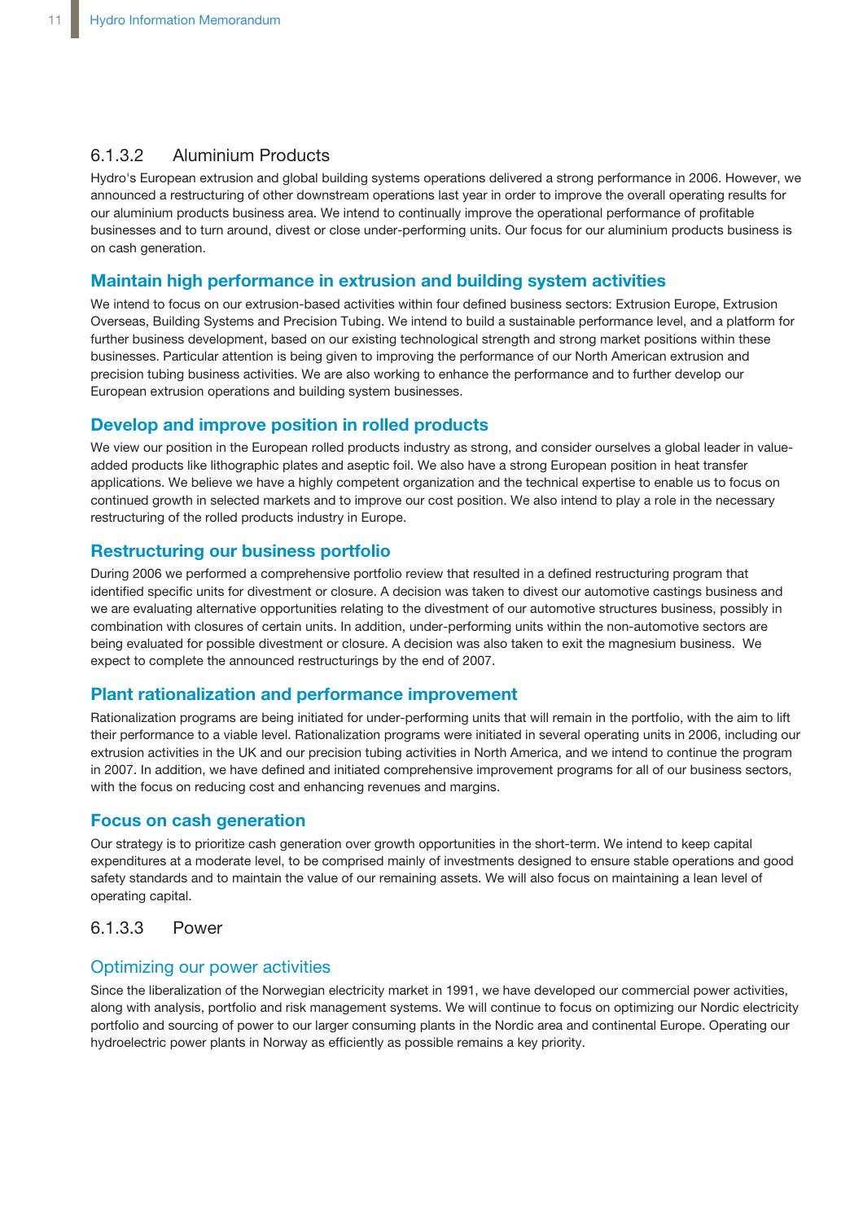### 6.1.3.2 Aluminium Products

Hydro's European extrusion and global building systems operations delivered a strong performance in 2006. However, we announced a restructuring of other downstream operations last year in order to improve the overall operating results for our aluminium products business area. We intend to continually improve the operational performance of profitable businesses and to turn around, divest or close under-performing units. Our focus for our aluminium products business is on cash generation.

#### Maintain high performance in extrusion and building system activities

We intend to focus on our extrusion-based activities within four defined business sectors: Extrusion Europe, Extrusion Overseas, Building Systems and Precision Tubing. We intend to build a sustainable performance level, and a platform for further business development, based on our existing technological strength and strong market positions within these businesses. Particular attention is being given to improving the performance of our North American extrusion and precision tubing business activities. We are also working to enhance the performance and to further develop our European extrusion operations and building system businesses.

#### Develop and improve position in rolled products

We view our position in the European rolled products industry as strong, and consider ourselves a global leader in value-added products like lithographic plates and aseptic foil. We also have a strong European position in heat transfer applications. We believe we have a highly competent organization and the technical expertise to enable us to focus on continued growth in selected markets and to improve our cost position. We also intend to play a role in the necessary restructuring of the rolled products industry in Europe.

#### Restructuring our business portfolio

During 2006 we performed a comprehensive portfolio review that resulted in a defined restructuring program that identified specific units for divestment or closure. A decision was taken to divest our automotive castings business and we are evaluating alternative opportunities relating to the divestment of our automotive structures business, possibly in combination with closures of certain units. In addition, under-performing units within the non-automotive sectors are being evaluated for possible divestment or closure. A decision was also taken to exit the magnesium business. We expect to complete the announced restructurings by the end of 2007.

#### Plant rationalization and performance improvement

Rationalization programs are being initiated for under-performing units that will remain in the portfolio, with the aim to lift their performance to a viable level. Rationalization programs were initiated in several operating units in 2006, including our extrusion activities in the UK and our precision tubing activities in North America, and we intend to continue the program in 2007. In addition, we have defined and initiated comprehensive improvement programs for all of our business sectors, with the focus on reducing cost and enhancing revenues and margins.

#### Focus on cash generation

Our strategy is to prioritize cash generation over growth opportunities in the short-term. We intend to keep capital expenditures at a moderate level, to be comprised mainly of investments designed to ensure stable operations and good safety standards and to maintain the value of our remaining assets. We will also focus on maintaining a lean level of operating capital.

### 6.1.3.3 Power

#### Optimizing our power activities

Since the liberalization of the Norwegian electricity market in 1991, we have developed our commercial power activities, along with analysis, portfolio and risk management systems. We will continue to focus on optimizing our Nordic electricity portfolio and sourcing of power to our larger consuming plants in the Nordic area and continental Europe. Operating our hydroelectric power plants in Norway as efficiently as possible remains a key priority.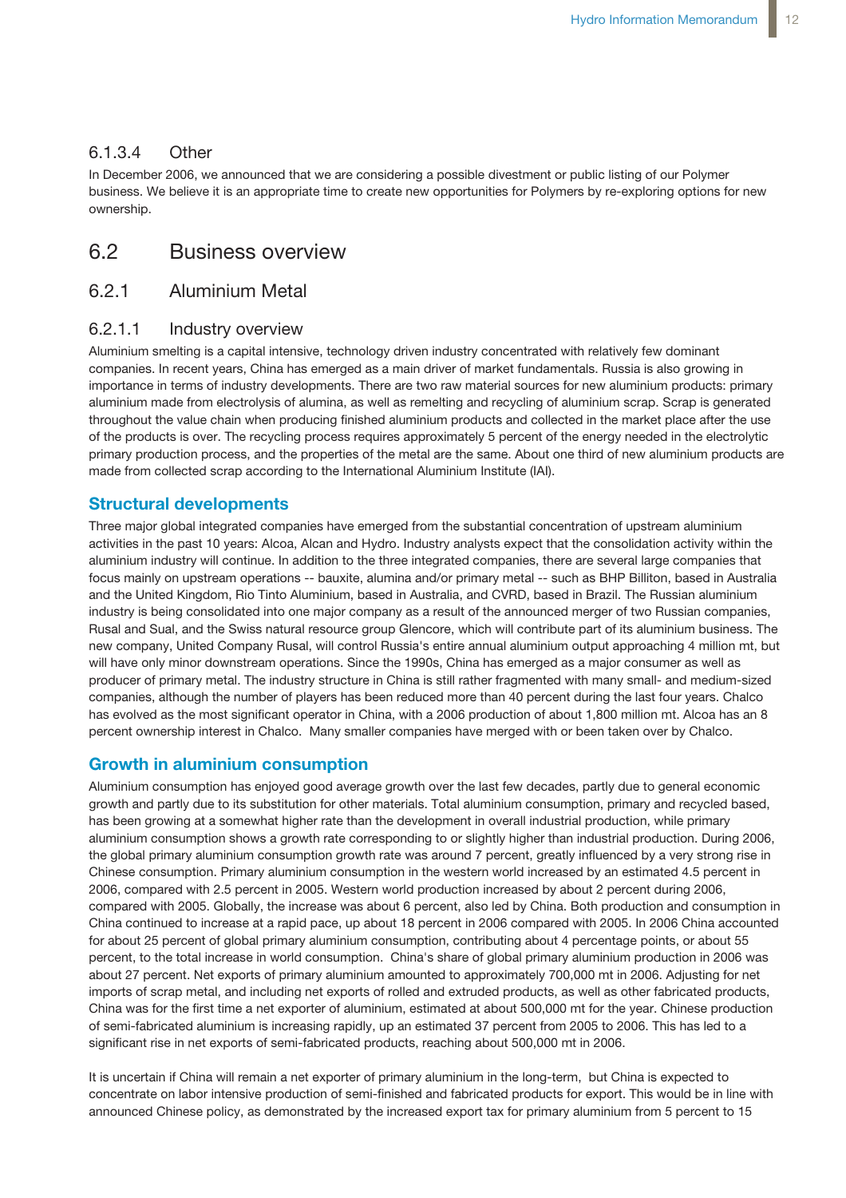#### 6.1.3.4 Other

In December 2006, we announced that we are considering a possible divestment or public listing of our Polymer business. We believe it is an appropriate time to create new opportunities for Polymers by re-exploring options for new ownership.

## 6.2 Business overview

### 6.2.1 Aluminium Metal

#### 6.2.1.1 Industry overview

Aluminium smelting is a capital intensive, technology driven industry concentrated with relatively few dominant companies. In recent years, China has emerged as a main driver of market fundamentals. Russia is also growing in importance in terms of industry developments. There are two raw material sources for new aluminium products: primary aluminium made from electrolysis of alumina, as well as remelting and recycling of aluminium scrap. Scrap is generated throughout the value chain when producing finished aluminium products and collected in the market place after the use of the products is over. The recycling process requires approximately 5 percent of the energy needed in the electrolytic primary production process, and the properties of the metal are the same. About one third of new aluminium products are made from collected scrap according to the International Aluminium Institute (IAI).

**Structural developments**

Three major global integrated companies have emerged from the substantial concentration of upstream aluminium activities in the past 10 years: Alcoa, Alcan and Hydro. Industry analysts expect that the consolidation activity within the aluminium industry will continue. In addition to the three integrated companies, there are several large companies that focus mainly on upstream operations -- bauxite, alumina and/or primary metal -- such as BHP Billiton, based in Australia and the United Kingdom, Rio Tinto Aluminium, based in Australia, and CVRD, based in Brazil. The Russian aluminium industry is being consolidated into one major company as a result of the announced merger of two Russian companies, Rusal and Sual, and the Swiss natural resource group Glencore, which will contribute part of its aluminium business. The new company, United Company Rusal, will control Russia's entire annual aluminium output approaching 4 million mt, but will have only minor downstream operations. Since the 1990s, China has emerged as a major consumer as well as producer of primary metal. The industry structure in China is still rather fragmented with many small- and medium-sized companies, although the number of players has been reduced more than 40 percent during the last four years. Chalco has evolved as the most significant operator in China, with a 2006 production of about 1,800 million mt. Alcoa has an 8 percent ownership interest in Chalco. Many smaller companies have merged with or been taken over by Chalco.

**Growth in aluminium consumption**

Aluminium consumption has enjoyed good average growth over the last few decades, partly due to general economic growth and partly due to its substitution for other materials. Total aluminium consumption, primary and recycled based, has been growing at a somewhat higher rate than the development in overall industrial production, while primary aluminium consumption shows a growth rate corresponding to or slightly higher than industrial production. During 2006, the global primary aluminium consumption growth rate was around 7 percent, greatly influenced by a very strong rise in Chinese consumption. Primary aluminium consumption in the western world increased by an estimated 4.5 percent in 2006, compared with 2.5 percent in 2005. Western world production increased by about 2 percent during 2006, compared with 2005. Globally, the increase was about 6 percent, also led by China. Both production and consumption in China continued to increase at a rapid pace, up about 18 percent in 2006 compared with 2005. In 2006 China accounted for about 25 percent of global primary aluminium consumption, contributing about 4 percentage points, or about 55 percent, to the total increase in world consumption. China's share of global primary aluminium production in 2006 was about 27 percent. Net exports of primary aluminium amounted to approximately 700,000 mt in 2006. Adjusting for net imports of scrap metal, and including net exports of rolled and extruded products, as well as other fabricated products, China was for the first time a net exporter of aluminium, estimated at about 500,000 mt for the year. Chinese production of semi-fabricated aluminium is increasing rapidly, up an estimated 37 percent from 2005 to 2006. This has led to a significant rise in net exports of semi-fabricated products, reaching about 500,000 mt in 2006.

It is uncertain if China will remain a net exporter of primary aluminium in the long-term, but China is expected to concentrate on labor intensive production of semi-finished and fabricated products for export. This would be in line with announced Chinese policy, as demonstrated by the increased export tax for primary aluminium from 5 percent to 15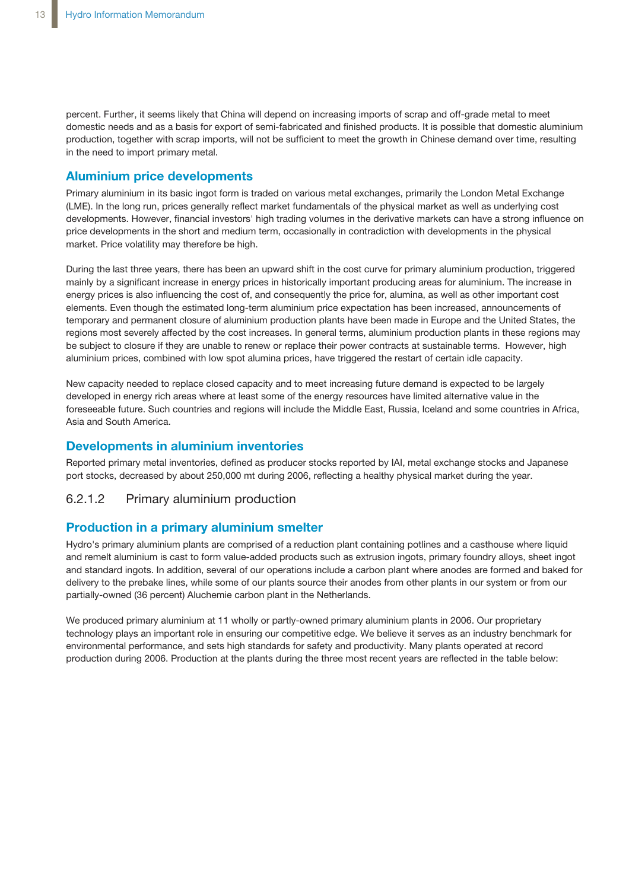percent. Further, it seems likely that China will depend on increasing imports of scrap and off-grade metal to meet domestic needs and as a basis for export of semi-fabricated and finished products. It is possible that domestic aluminium production, together with scrap imports, will not be sufficient to meet the growth in Chinese demand over time, resulting in the need to import primary metal.

## Aluminium price developments

Primary aluminium in its basic ingot form is traded on various metal exchanges, primarily the London Metal Exchange (LME). In the long run, prices generally reflect market fundamentals of the physical market as well as underlying cost developments. However, financial investors' high trading volumes in the derivative markets can have a strong influence on price developments in the short and medium term, occasionally in contradiction with developments in the physical market. Price volatility may therefore be high.

During the last three years, there has been an upward shift in the cost curve for primary aluminium production, triggered mainly by a significant increase in energy prices in historically important producing areas for aluminium. The increase in energy prices is also influencing the cost of, and consequently the price for, alumina, as well as other important cost elements. Even though the estimated long-term aluminium price expectation has been increased, announcements of temporary and permanent closure of aluminium production plants have been made in Europe and the United States, the regions most severely affected by the cost increases. In general terms, aluminium production plants in these regions may be subject to closure if they are unable to renew or replace their power contracts at sustainable terms. However, high aluminium prices, combined with low spot alumina prices, have triggered the restart of certain idle capacity.

New capacity needed to replace closed capacity and to meet increasing future demand is expected to be largely developed in energy rich areas where at least some of the energy resources have limited alternative value in the foreseeable future. Such countries and regions will include the Middle East, Russia, Iceland and some countries in Africa, Asia and South America.

## Developments in aluminium inventories

Reported primary metal inventories, defined as producer stocks reported by IAI, metal exchange stocks and Japanese port stocks, decreased by about 250,000 mt during 2006, reflecting a healthy physical market during the year.

### 6.2.1.2 Primary aluminium production

## Production in a primary aluminium smelter

Hydro's primary aluminium plants are comprised of a reduction plant containing potlines and a casthouse where liquid and remelt aluminium is cast to form value-added products such as extrusion ingots, primary foundry alloys, sheet ingot and standard ingots. In addition, several of our operations include a carbon plant where anodes are formed and baked for delivery to the prebake lines, while some of our plants source their anodes from other plants in our system or from our partially-owned (36 percent) Aluchemie carbon plant in the Netherlands.

We produced primary aluminium at 11 wholly or partly-owned primary aluminium plants in 2006. Our proprietary technology plays an important role in ensuring our competitive edge. We believe it serves as an industry benchmark for environmental performance, and sets high standards for safety and productivity. Many plants operated at record production during 2006. Production at the plants during the three most recent years are reflected in the table below: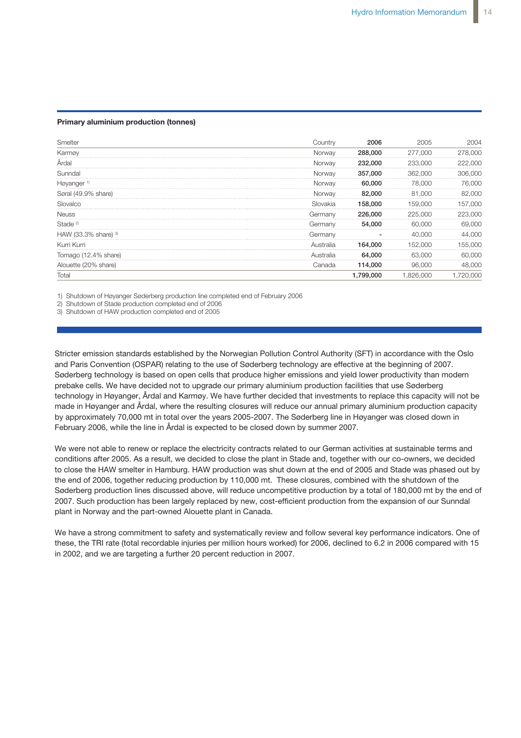**Primary aluminium production (tonnes)**

| Smelter | Country | 2006 | 2005 | 2004 |
|---|---|---|---|---|
| Karmøy | Norway | **288,000** | 277,000 | 278,000 |
| Årdal | Norway | **232,000** | 233,000 | 222,000 |
| Sunndal | Norway | **357,000** | 362,000 | 306,000 |
| Høyanger [1)] | Norway | **60,000** | 78,000 | 76,000 |
| Søral (49.9% share) | Norway | **82,000** | 81,000 | 82,000 |
| Slovalco | Slovakia | **158,000** | 159,000 | 157,000 |
| Neuss | Germany | **226,000** | 225,000 | 223,000 |
| Stade [2)] | Germany | **54,000** | 60,000 | 69,000 |
| HAW (33.3% share) [3)] | Germany | **-** | 40,000 | 44,000 |
| Kurri Kurri | Australia | **164,000** | 152,000 | 155,000 |
| Tomago (12.4% share) | Australia | **64,000** | 63,000 | 60,000 |
| Alouette (20% share) | Canada | **114,000** | 96,000 | 48,000 |
| Total | | **1,799,000** | 1,826,000 | 1,720,000 |

1) Shutdown of Høyanger Søderberg production line completed end of February 2006
2) Shutdown of Stade production completed end of 2006
3) Shutdown of HAW production completed end of 2005

Stricter emission standards established by the Norwegian Pollution Control Authority (SFT) in accordance with the Oslo and Paris Convention (OSPAR) relating to the use of Søderberg technology are effective at the beginning of 2007. Søderberg technology is based on open cells that produce higher emissions and yield lower productivity than modern prebake cells. We have decided not to upgrade our primary aluminium production facilities that use Søderberg technology in Høyanger, Årdal and Karmøy. We have further decided that investments to replace this capacity will not be made in Høyanger and Årdal, where the resulting closures will reduce our annual primary aluminium production capacity by approximately 70,000 mt in total over the years 2005-2007. The Søderberg line in Høyanger was closed down in February 2006, while the line in Årdal is expected to be closed down by summer 2007.

We were not able to renew or replace the electricity contracts related to our German activities at sustainable terms and conditions after 2005. As a result, we decided to close the plant in Stade and, together with our co-owners, we decided to close the HAW smelter in Hamburg. HAW production was shut down at the end of 2005 and Stade was phased out by the end of 2006, together reducing production by 110,000 mt. These closures, combined with the shutdown of the Søderberg production lines discussed above, will reduce uncompetitive production by a total of 180,000 mt by the end of 2007. Such production has been largely replaced by new, cost-efficient production from the expansion of our Sunndal plant in Norway and the part-owned Alouette plant in Canada.

We have a strong commitment to safety and systematically review and follow several key performance indicators. One of these, the TRI rate (total recordable injuries per million hours worked) for 2006, declined to 6.2 in 2006 compared with 15 in 2002, and we are targeting a further 20 percent reduction in 2007.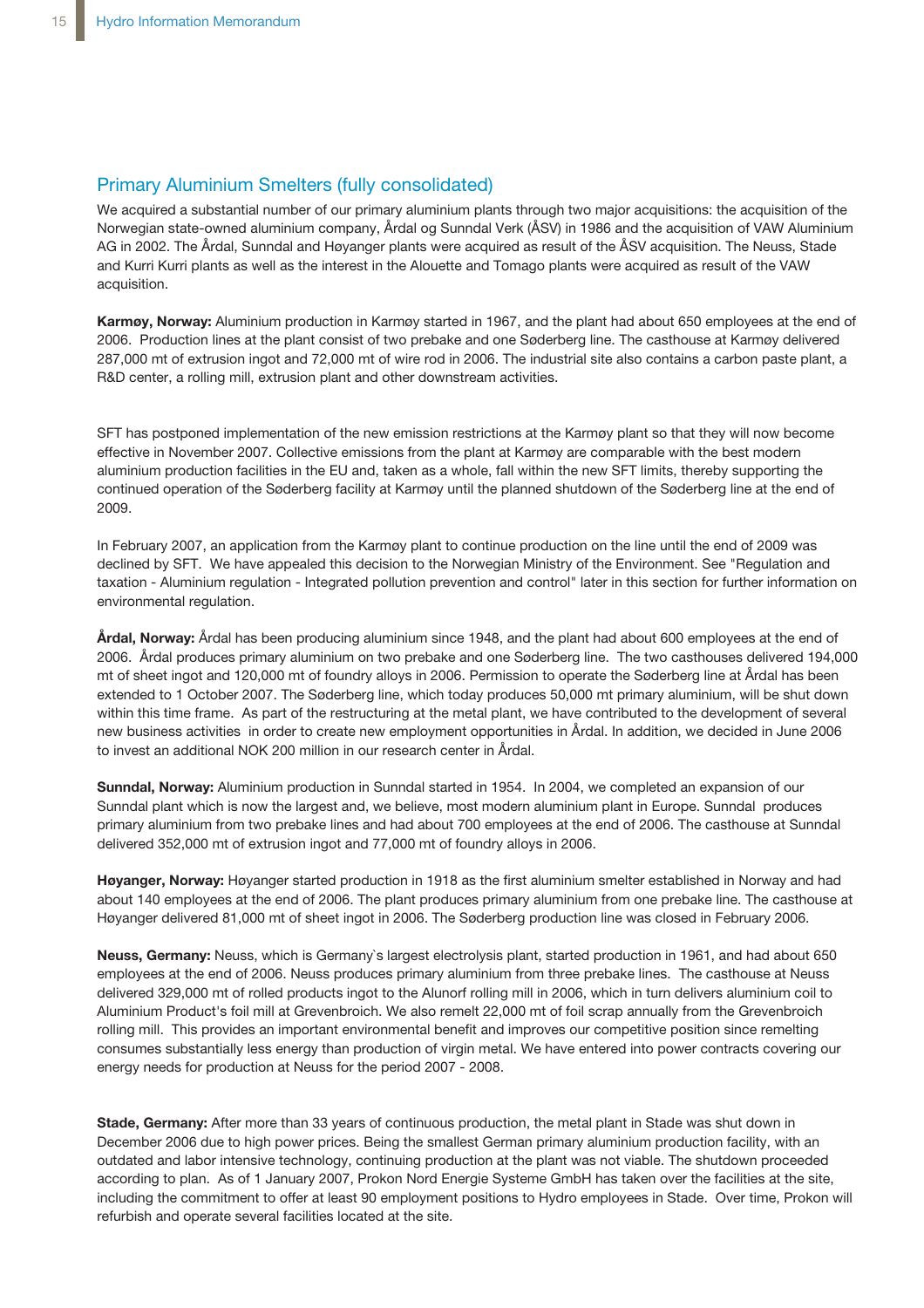## Primary Aluminium Smelters (fully consolidated)

We acquired a substantial number of our primary aluminium plants through two major acquisitions: the acquisition of the Norwegian state-owned aluminium company, Årdal og Sunndal Verk (ÅSV) in 1986 and the acquisition of VAW Aluminium AG in 2002. The Årdal, Sunndal and Høyanger plants were acquired as result of the ÅSV acquisition. The Neuss, Stade and Kurri Kurri plants as well as the interest in the Alouette and Tomago plants were acquired as result of the VAW acquisition.

**Karmøy, Norway:** Aluminium production in Karmøy started in 1967, and the plant had about 650 employees at the end of 2006. Production lines at the plant consist of two prebake and one Søderberg line. The casthouse at Karmøy delivered 287,000 mt of extrusion ingot and 72,000 mt of wire rod in 2006. The industrial site also contains a carbon paste plant, a R&D center, a rolling mill, extrusion plant and other downstream activities.

SFT has postponed implementation of the new emission restrictions at the Karmøy plant so that they will now become effective in November 2007. Collective emissions from the plant at Karmøy are comparable with the best modern aluminium production facilities in the EU and, taken as a whole, fall within the new SFT limits, thereby supporting the continued operation of the Søderberg facility at Karmøy until the planned shutdown of the Søderberg line at the end of 2009.

In February 2007, an application from the Karmøy plant to continue production on the line until the end of 2009 was declined by SFT. We have appealed this decision to the Norwegian Ministry of the Environment. See "Regulation and taxation - Aluminium regulation - Integrated pollution prevention and control" later in this section for further information on environmental regulation.

**Årdal, Norway:** Årdal has been producing aluminium since 1948, and the plant had about 600 employees at the end of 2006. Årdal produces primary aluminium on two prebake and one Søderberg line. The two casthouses delivered 194,000 mt of sheet ingot and 120,000 mt of foundry alloys in 2006. Permission to operate the Søderberg line at Årdal has been extended to 1 October 2007. The Søderberg line, which today produces 50,000 mt primary aluminium, will be shut down within this time frame. As part of the restructuring at the metal plant, we have contributed to the development of several new business activities in order to create new employment opportunities in Årdal. In addition, we decided in June 2006 to invest an additional NOK 200 million in our research center in Årdal.

**Sunndal, Norway:** Aluminium production in Sunndal started in 1954. In 2004, we completed an expansion of our Sunndal plant which is now the largest and, we believe, most modern aluminium plant in Europe. Sunndal produces primary aluminium from two prebake lines and had about 700 employees at the end of 2006. The casthouse at Sunndal delivered 352,000 mt of extrusion ingot and 77,000 mt of foundry alloys in 2006.

**Høyanger, Norway:** Høyanger started production in 1918 as the first aluminium smelter established in Norway and had about 140 employees at the end of 2006. The plant produces primary aluminium from one prebake line. The casthouse at Høyanger delivered 81,000 mt of sheet ingot in 2006. The Søderberg production line was closed in February 2006.

**Neuss, Germany:** Neuss, which is Germany`s largest electrolysis plant, started production in 1961, and had about 650 employees at the end of 2006. Neuss produces primary aluminium from three prebake lines. The casthouse at Neuss delivered 329,000 mt of rolled products ingot to the Alunorf rolling mill in 2006, which in turn delivers aluminium coil to Aluminium Product's foil mill at Grevenbroich. We also remelt 22,000 mt of foil scrap annually from the Grevenbroich rolling mill. This provides an important environmental benefit and improves our competitive position since remelting consumes substantially less energy than production of virgin metal. We have entered into power contracts covering our energy needs for production at Neuss for the period 2007 - 2008.

**Stade, Germany:** After more than 33 years of continuous production, the metal plant in Stade was shut down in December 2006 due to high power prices. Being the smallest German primary aluminium production facility, with an outdated and labor intensive technology, continuing production at the plant was not viable. The shutdown proceeded according to plan. As of 1 January 2007, Prokon Nord Energie Systeme GmbH has taken over the facilities at the site, including the commitment to offer at least 90 employment positions to Hydro employees in Stade. Over time, Prokon will refurbish and operate several facilities located at the site.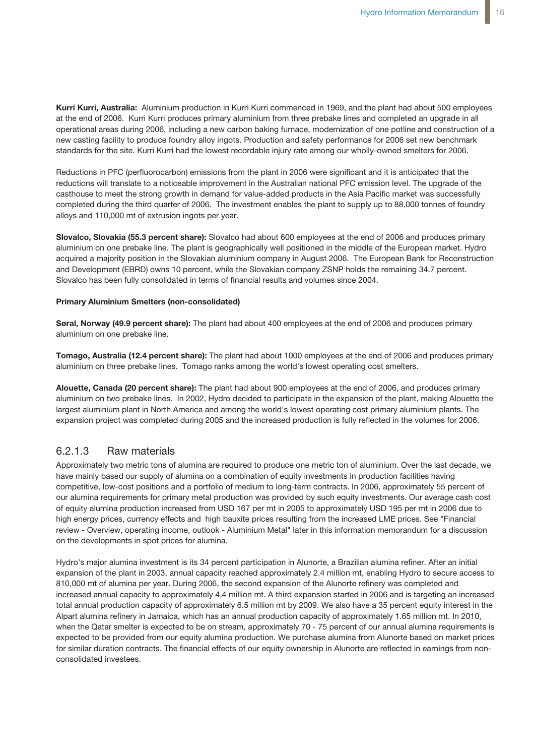**Kurri Kurri, Australia:** Aluminium production in Kurri Kurri commenced in 1969, and the plant had about 500 employees at the end of 2006. Kurri Kurri produces primary aluminium from three prebake lines and completed an upgrade in all operational areas during 2006, including a new carbon baking furnace, modernization of one potline and construction of a new casting facility to produce foundry alloy ingots. Production and safety performance for 2006 set new benchmark standards for the site. Kurri Kurri had the lowest recordable injury rate among our wholly-owned smelters for 2006.

Reductions in PFC (perfluorocarbon) emissions from the plant in 2006 were significant and it is anticipated that the reductions will translate to a noticeable improvement in the Australian national PFC emission level. The upgrade of the casthouse to meet the strong growth in demand for value-added products in the Asia Pacific market was successfully completed during the third quarter of 2006. The investment enables the plant to supply up to 88,000 tonnes of foundry alloys and 110,000 mt of extrusion ingots per year.

**Slovalco, Slovakia (55.3 percent share):** Slovalco had about 600 employees at the end of 2006 and produces primary aluminium on one prebake line. The plant is geographically well positioned in the middle of the European market. Hydro acquired a majority position in the Slovakian aluminium company in August 2006. The European Bank for Reconstruction and Development (EBRD) owns 10 percent, while the Slovakian company ZSNP holds the remaining 34.7 percent. Slovalco has been fully consolidated in terms of financial results and volumes since 2004.

**Primary Aluminium Smelters (non-consolidated)**

**Søral, Norway (49.9 percent share):** The plant had about 400 employees at the end of 2006 and produces primary aluminium on one prebake line.

**Tomago, Australia (12.4 percent share):** The plant had about 1000 employees at the end of 2006 and produces primary aluminium on three prebake lines. Tomago ranks among the world's lowest operating cost smelters.

**Alouette, Canada (20 percent share):** The plant had about 900 employees at the end of 2006, and produces primary aluminium on two prebake lines. In 2002, Hydro decided to participate in the expansion of the plant, making Alouette the largest aluminium plant in North America and among the world's lowest operating cost primary aluminium plants. The expansion project was completed during 2005 and the increased production is fully reflected in the volumes for 2006.

### 6.2.1.3 Raw materials

Approximately two metric tons of alumina are required to produce one metric ton of aluminium. Over the last decade, we have mainly based our supply of alumina on a combination of equity investments in production facilities having competitive, low-cost positions and a portfolio of medium to long-term contracts. In 2006, approximately 55 percent of our alumina requirements for primary metal production was provided by such equity investments. Our average cash cost of equity alumina production increased from USD 167 per mt in 2005 to approximately USD 195 per mt in 2006 due to high energy prices, currency effects and high bauxite prices resulting from the increased LME prices. See "Financial review - Overview, operating income, outlook - Aluminium Metal" later in this information memorandum for a discussion on the developments in spot prices for alumina.

Hydro's major alumina investment is its 34 percent participation in Alunorte, a Brazilian alumina refiner. After an initial expansion of the plant in 2003, annual capacity reached approximately 2.4 million mt, enabling Hydro to secure access to 810,000 mt of alumina per year. During 2006, the second expansion of the Alunorte refinery was completed and increased annual capacity to approximately 4.4 million mt. A third expansion started in 2006 and is targeting an increased total annual production capacity of approximately 6.5 million mt by 2009. We also have a 35 percent equity interest in the Alpart alumina refinery in Jamaica, which has an annual production capacity of approximately 1.65 million mt. In 2010, when the Qatar smelter is expected to be on stream, approximately 70 - 75 percent of our annual alumina requirements is expected to be provided from our equity alumina production. We purchase alumina from Alunorte based on market prices for similar duration contracts. The financial effects of our equity ownership in Alunorte are reflected in earnings from non-consolidated investees.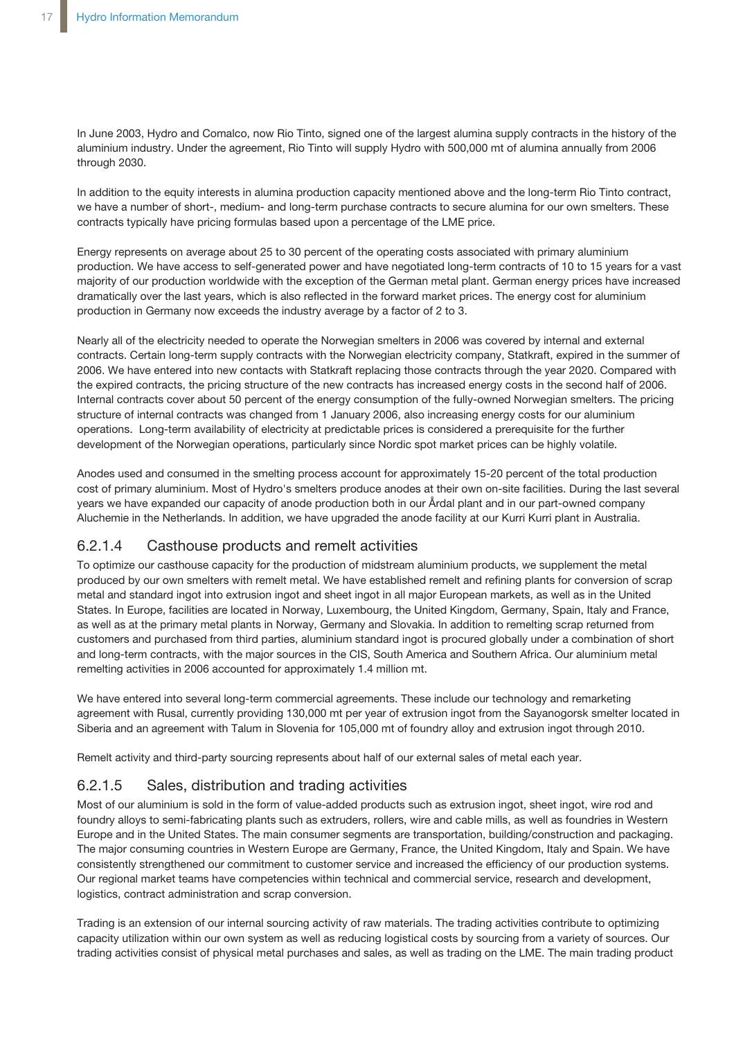In June 2003, Hydro and Comalco, now Rio Tinto, signed one of the largest alumina supply contracts in the history of the aluminium industry. Under the agreement, Rio Tinto will supply Hydro with 500,000 mt of alumina annually from 2006 through 2030.

In addition to the equity interests in alumina production capacity mentioned above and the long-term Rio Tinto contract, we have a number of short-, medium- and long-term purchase contracts to secure alumina for our own smelters. These contracts typically have pricing formulas based upon a percentage of the LME price.

Energy represents on average about 25 to 30 percent of the operating costs associated with primary aluminium production. We have access to self-generated power and have negotiated long-term contracts of 10 to 15 years for a vast majority of our production worldwide with the exception of the German metal plant. German energy prices have increased dramatically over the last years, which is also reflected in the forward market prices. The energy cost for aluminium production in Germany now exceeds the industry average by a factor of 2 to 3.

Nearly all of the electricity needed to operate the Norwegian smelters in 2006 was covered by internal and external contracts. Certain long-term supply contracts with the Norwegian electricity company, Statkraft, expired in the summer of 2006. We have entered into new contacts with Statkraft replacing those contracts through the year 2020. Compared with the expired contracts, the pricing structure of the new contracts has increased energy costs in the second half of 2006. Internal contracts cover about 50 percent of the energy consumption of the fully-owned Norwegian smelters. The pricing structure of internal contracts was changed from 1 January 2006, also increasing energy costs for our aluminium operations. Long-term availability of electricity at predictable prices is considered a prerequisite for the further development of the Norwegian operations, particularly since Nordic spot market prices can be highly volatile.

Anodes used and consumed in the smelting process account for approximately 15-20 percent of the total production cost of primary aluminium. Most of Hydro's smelters produce anodes at their own on-site facilities. During the last several years we have expanded our capacity of anode production both in our Årdal plant and in our part-owned company Aluchemie in the Netherlands. In addition, we have upgraded the anode facility at our Kurri Kurri plant in Australia.

### 6.2.1.4 Casthouse products and remelt activities

To optimize our casthouse capacity for the production of midstream aluminium products, we supplement the metal produced by our own smelters with remelt metal. We have established remelt and refining plants for conversion of scrap metal and standard ingot into extrusion ingot and sheet ingot in all major European markets, as well as in the United States. In Europe, facilities are located in Norway, Luxembourg, the United Kingdom, Germany, Spain, Italy and France, as well as at the primary metal plants in Norway, Germany and Slovakia. In addition to remelting scrap returned from customers and purchased from third parties, aluminium standard ingot is procured globally under a combination of short and long-term contracts, with the major sources in the CIS, South America and Southern Africa. Our aluminium metal remelting activities in 2006 accounted for approximately 1.4 million mt.

We have entered into several long-term commercial agreements. These include our technology and remarketing agreement with Rusal, currently providing 130,000 mt per year of extrusion ingot from the Sayanogorsk smelter located in Siberia and an agreement with Talum in Slovenia for 105,000 mt of foundry alloy and extrusion ingot through 2010.

Remelt activity and third-party sourcing represents about half of our external sales of metal each year.

### 6.2.1.5 Sales, distribution and trading activities

Most of our aluminium is sold in the form of value-added products such as extrusion ingot, sheet ingot, wire rod and foundry alloys to semi-fabricating plants such as extruders, rollers, wire and cable mills, as well as foundries in Western Europe and in the United States. The main consumer segments are transportation, building/construction and packaging. The major consuming countries in Western Europe are Germany, France, the United Kingdom, Italy and Spain. We have consistently strengthened our commitment to customer service and increased the efficiency of our production systems. Our regional market teams have competencies within technical and commercial service, research and development, logistics, contract administration and scrap conversion.

Trading is an extension of our internal sourcing activity of raw materials. The trading activities contribute to optimizing capacity utilization within our own system as well as reducing logistical costs by sourcing from a variety of sources. Our trading activities consist of physical metal purchases and sales, as well as trading on the LME. The main trading product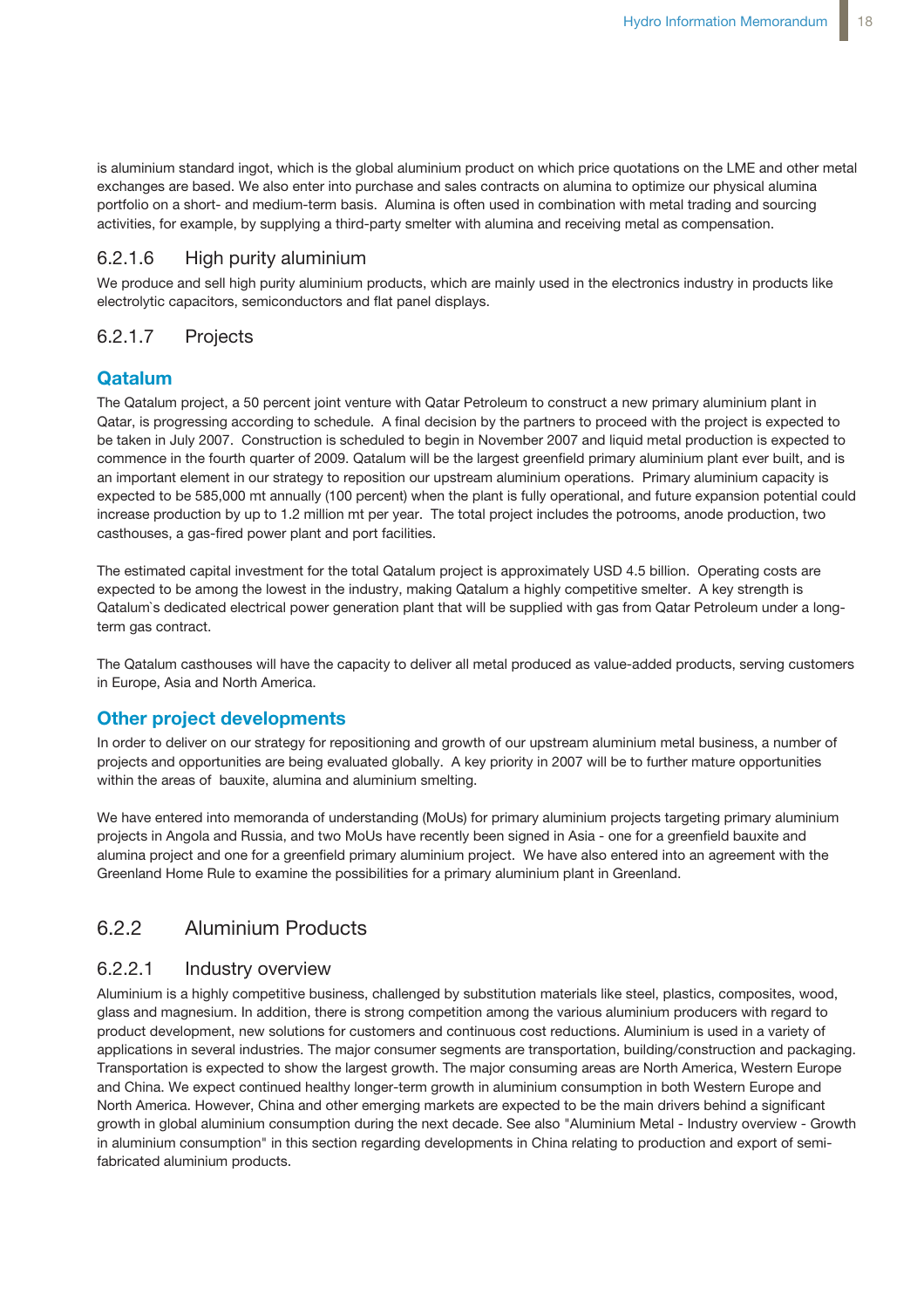is aluminium standard ingot, which is the global aluminium product on which price quotations on the LME and other metal exchanges are based. We also enter into purchase and sales contracts on alumina to optimize our physical alumina portfolio on a short- and medium-term basis. Alumina is often used in combination with metal trading and sourcing activities, for example, by supplying a third-party smelter with alumina and receiving metal as compensation.

#### 6.2.1.6 High purity aluminium

We produce and sell high purity aluminium products, which are mainly used in the electronics industry in products like electrolytic capacitors, semiconductors and flat panel displays.

#### 6.2.1.7 Projects

**Qatalum**

The Qatalum project, a 50 percent joint venture with Qatar Petroleum to construct a new primary aluminium plant in Qatar, is progressing according to schedule. A final decision by the partners to proceed with the project is expected to be taken in July 2007. Construction is scheduled to begin in November 2007 and liquid metal production is expected to commence in the fourth quarter of 2009. Qatalum will be the largest greenfield primary aluminium plant ever built, and is an important element in our strategy to reposition our upstream aluminium operations. Primary aluminium capacity is expected to be 585,000 mt annually (100 percent) when the plant is fully operational, and future expansion potential could increase production by up to 1.2 million mt per year. The total project includes the potrooms, anode production, two casthouses, a gas-fired power plant and port facilities.

The estimated capital investment for the total Qatalum project is approximately USD 4.5 billion. Operating costs are expected to be among the lowest in the industry, making Qatalum a highly competitive smelter. A key strength is Qatalum`s dedicated electrical power generation plant that will be supplied with gas from Qatar Petroleum under a long-term gas contract.

The Qatalum casthouses will have the capacity to deliver all metal produced as value-added products, serving customers in Europe, Asia and North America.

**Other project developments**

In order to deliver on our strategy for repositioning and growth of our upstream aluminium metal business, a number of projects and opportunities are being evaluated globally. A key priority in 2007 will be to further mature opportunities within the areas of bauxite, alumina and aluminium smelting.

We have entered into memoranda of understanding (MoUs) for primary aluminium projects targeting primary aluminium projects in Angola and Russia, and two MoUs have recently been signed in Asia - one for a greenfield bauxite and alumina project and one for a greenfield primary aluminium project. We have also entered into an agreement with the Greenland Home Rule to examine the possibilities for a primary aluminium plant in Greenland.

### 6.2.2 Aluminium Products

#### 6.2.2.1 Industry overview

Aluminium is a highly competitive business, challenged by substitution materials like steel, plastics, composites, wood, glass and magnesium. In addition, there is strong competition among the various aluminium producers with regard to product development, new solutions for customers and continuous cost reductions. Aluminium is used in a variety of applications in several industries. The major consumer segments are transportation, building/construction and packaging. Transportation is expected to show the largest growth. The major consuming areas are North America, Western Europe and China. We expect continued healthy longer-term growth in aluminium consumption in both Western Europe and North America. However, China and other emerging markets are expected to be the main drivers behind a significant growth in global aluminium consumption during the next decade. See also "Aluminium Metal - Industry overview - Growth in aluminium consumption" in this section regarding developments in China relating to production and export of semi-fabricated aluminium products.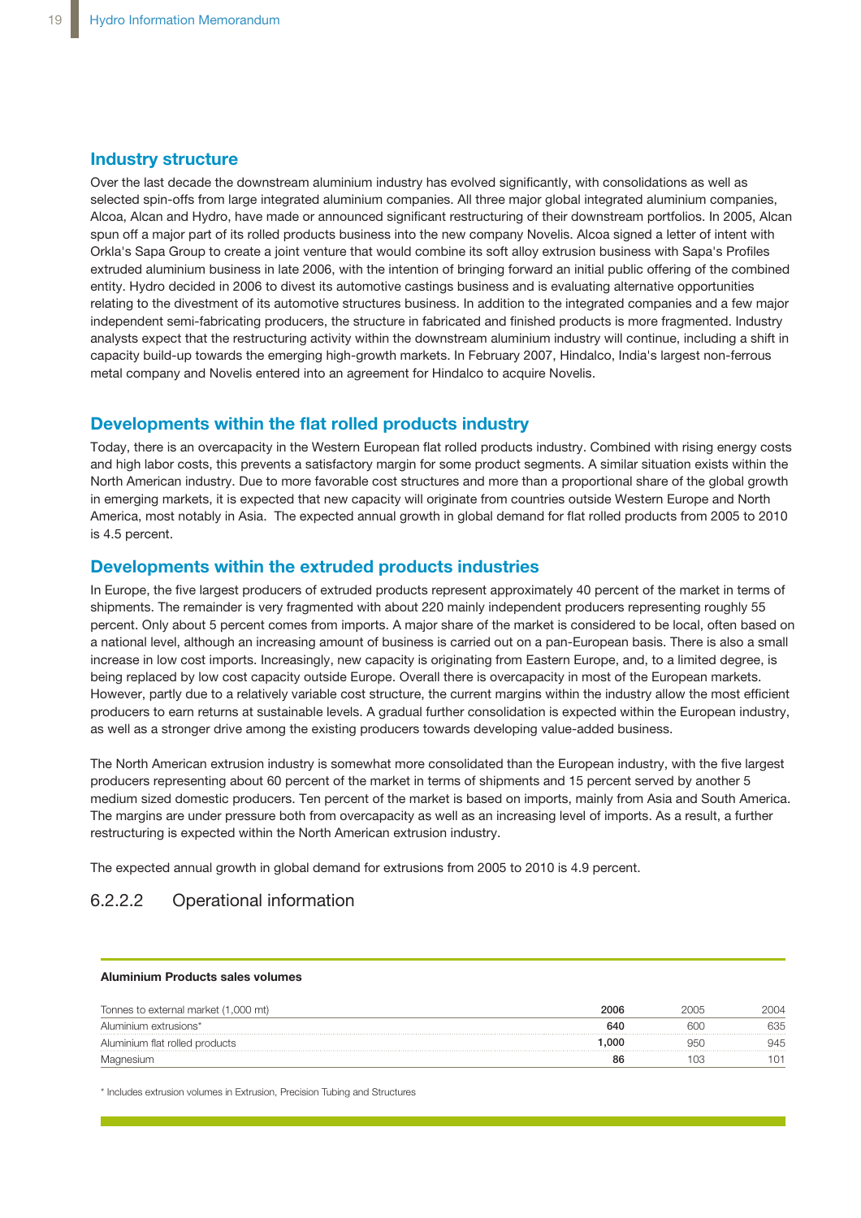## Industry structure

Over the last decade the downstream aluminium industry has evolved significantly, with consolidations as well as selected spin-offs from large integrated aluminium companies. All three major global integrated aluminium companies, Alcoa, Alcan and Hydro, have made or announced significant restructuring of their downstream portfolios. In 2005, Alcan spun off a major part of its rolled products business into the new company Novelis. Alcoa signed a letter of intent with Orkla's Sapa Group to create a joint venture that would combine its soft alloy extrusion business with Sapa's Profiles extruded aluminium business in late 2006, with the intention of bringing forward an initial public offering of the combined entity. Hydro decided in 2006 to divest its automotive castings business and is evaluating alternative opportunities relating to the divestment of its automotive structures business. In addition to the integrated companies and a few major independent semi-fabricating producers, the structure in fabricated and finished products is more fragmented. Industry analysts expect that the restructuring activity within the downstream aluminium industry will continue, including a shift in capacity build-up towards the emerging high-growth markets. In February 2007, Hindalco, India's largest non-ferrous metal company and Novelis entered into an agreement for Hindalco to acquire Novelis.

## Developments within the flat rolled products industry

Today, there is an overcapacity in the Western European flat rolled products industry. Combined with rising energy costs and high labor costs, this prevents a satisfactory margin for some product segments. A similar situation exists within the North American industry. Due to more favorable cost structures and more than a proportional share of the global growth in emerging markets, it is expected that new capacity will originate from countries outside Western Europe and North America, most notably in Asia. The expected annual growth in global demand for flat rolled products from 2005 to 2010 is 4.5 percent.

## Developments within the extruded products industries

In Europe, the five largest producers of extruded products represent approximately 40 percent of the market in terms of shipments. The remainder is very fragmented with about 220 mainly independent producers representing roughly 55 percent. Only about 5 percent comes from imports. A major share of the market is considered to be local, often based on a national level, although an increasing amount of business is carried out on a pan-European basis. There is also a small increase in low cost imports. Increasingly, new capacity is originating from Eastern Europe, and, to a limited degree, is being replaced by low cost capacity outside Europe. Overall there is overcapacity in most of the European markets. However, partly due to a relatively variable cost structure, the current margins within the industry allow the most efficient producers to earn returns at sustainable levels. A gradual further consolidation is expected within the European industry, as well as a stronger drive among the existing producers towards developing value-added business.

The North American extrusion industry is somewhat more consolidated than the European industry, with the five largest producers representing about 60 percent of the market in terms of shipments and 15 percent served by another 5 medium sized domestic producers. Ten percent of the market is based on imports, mainly from Asia and South America. The margins are under pressure both from overcapacity as well as an increasing level of imports. As a result, a further restructuring is expected within the North American extrusion industry.

The expected annual growth in global demand for extrusions from 2005 to 2010 is 4.9 percent.

### 6.2.2.2 Operational information

**Aluminium Products sales volumes**

| Tonnes to external market (1,000 mt) | **2006** | 2005 | 2004 |
|---|---|---|---|
| Aluminium extrusions* | **640** | 600 | 635 |
| Aluminium flat rolled products | **1,000** | 950 | 945 |
| Magnesium | **86** | 103 | 101 |

* Includes extrusion volumes in Extrusion, Precision Tubing and Structures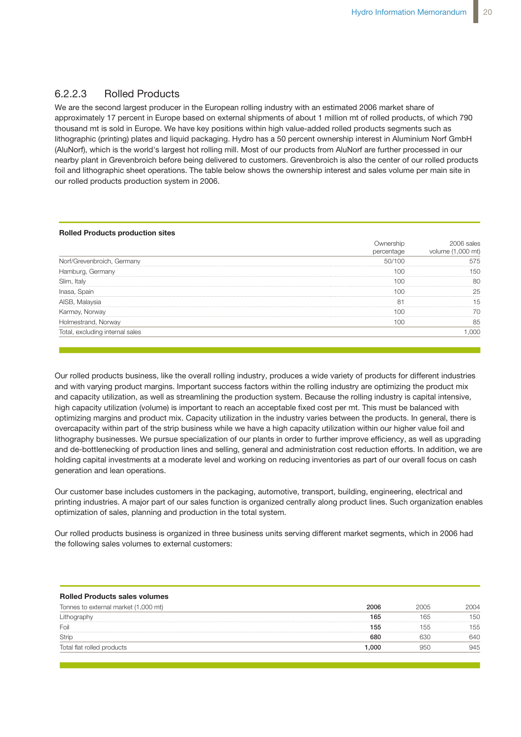### 6.2.2.3 Rolled Products

We are the second largest producer in the European rolling industry with an estimated 2006 market share of approximately 17 percent in Europe based on external shipments of about 1 million mt of rolled products, of which 790 thousand mt is sold in Europe. We have key positions within high value-added rolled products segments such as lithographic (printing) plates and liquid packaging. Hydro has a 50 percent ownership interest in Aluminium Norf GmbH (AluNorf), which is the world's largest hot rolling mill. Most of our products from AluNorf are further processed in our nearby plant in Grevenbroich before being delivered to customers. Grevenbroich is also the center of our rolled products foil and lithographic sheet operations. The table below shows the ownership interest and sales volume per main site in our rolled products production system in 2006.

**Rolled Products production sites**

| | Ownership percentage | 2006 sales volume (1,000 mt) |
|---|---|---|
| Norf/Grevenbroich, Germany | 50/100 | 575 |
| Hamburg, Germany | 100 | 150 |
| Slim, Italy | 100 | 80 |
| Inasa, Spain | 100 | 25 |
| AISB, Malaysia | 81 | 15 |
| Karmøy, Norway | 100 | 70 |
| Holmestrand, Norway | 100 | 85 |
| Total, excluding internal sales | | 1,000 |

Our rolled products business, like the overall rolling industry, produces a wide variety of products for different industries and with varying product margins. Important success factors within the rolling industry are optimizing the product mix and capacity utilization, as well as streamlining the production system. Because the rolling industry is capital intensive, high capacity utilization (volume) is important to reach an acceptable fixed cost per mt. This must be balanced with optimizing margins and product mix. Capacity utilization in the industry varies between the products. In general, there is overcapacity within part of the strip business while we have a high capacity utilization within our higher value foil and lithography businesses. We pursue specialization of our plants in order to further improve efficiency, as well as upgrading and de-bottlenecking of production lines and selling, general and administration cost reduction efforts. In addition, we are holding capital investments at a moderate level and working on reducing inventories as part of our overall focus on cash generation and lean operations.

Our customer base includes customers in the packaging, automotive, transport, building, engineering, electrical and printing industries. A major part of our sales function is organized centrally along product lines. Such organization enables optimization of sales, planning and production in the total system.

Our rolled products business is organized in three business units serving different market segments, which in 2006 had the following sales volumes to external customers:

**Rolled Products sales volumes**

| Tonnes to external market (1,000 mt) | **2006** | 2005 | 2004 |
|---|---|---|---|
| Lithography | **165** | 165 | 150 |
| Foil | **155** | 155 | 155 |
| Strip | **680** | 630 | 640 |
| Total flat rolled products | **1,000** | 950 | 945 |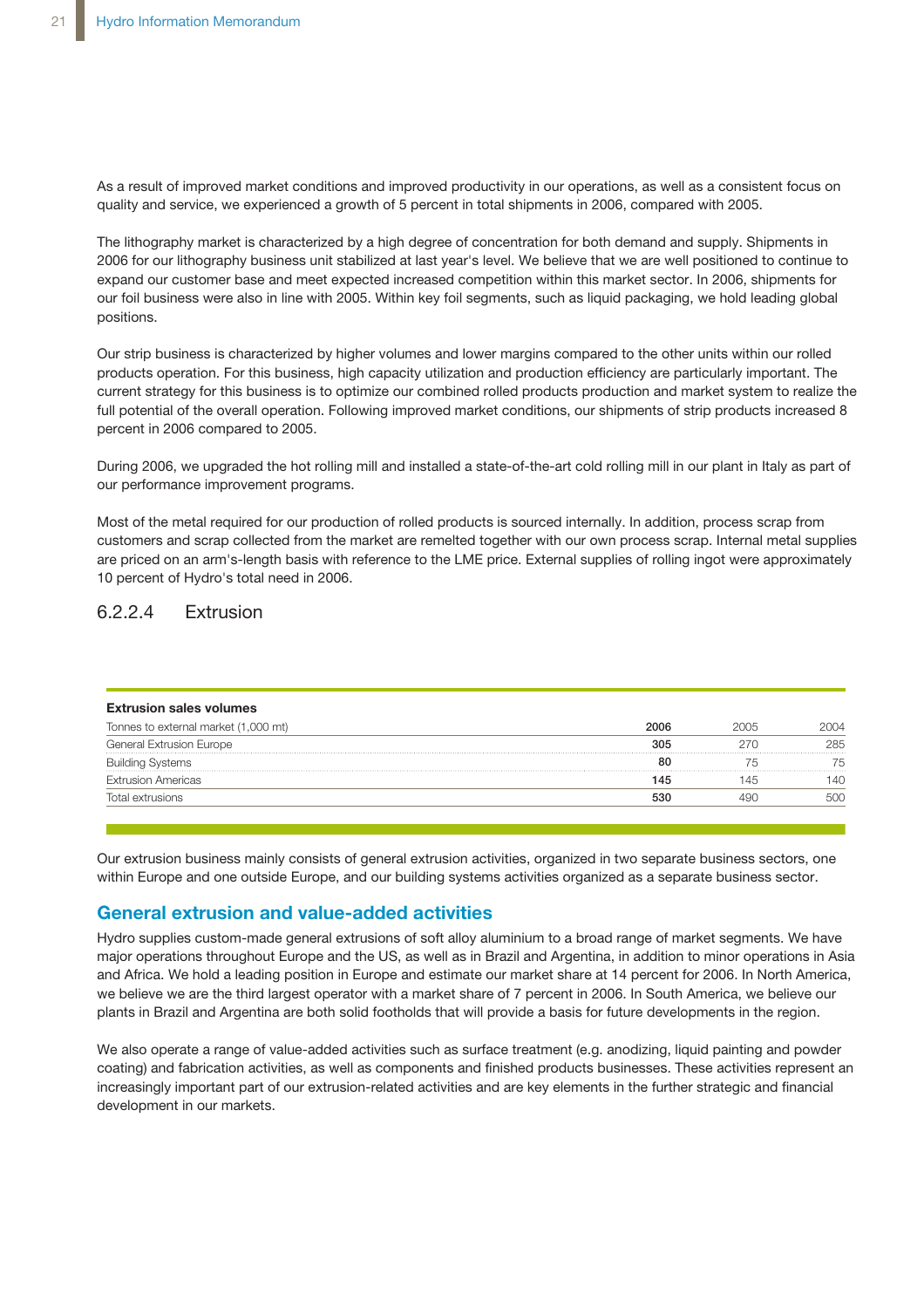As a result of improved market conditions and improved productivity in our operations, as well as a consistent focus on quality and service, we experienced a growth of 5 percent in total shipments in 2006, compared with 2005.

The lithography market is characterized by a high degree of concentration for both demand and supply. Shipments in 2006 for our lithography business unit stabilized at last year's level. We believe that we are well positioned to continue to expand our customer base and meet expected increased competition within this market sector. In 2006, shipments for our foil business were also in line with 2005. Within key foil segments, such as liquid packaging, we hold leading global positions.

Our strip business is characterized by higher volumes and lower margins compared to the other units within our rolled products operation. For this business, high capacity utilization and production efficiency are particularly important. The current strategy for this business is to optimize our combined rolled products production and market system to realize the full potential of the overall operation. Following improved market conditions, our shipments of strip products increased 8 percent in 2006 compared to 2005.

During 2006, we upgraded the hot rolling mill and installed a state-of-the-art cold rolling mill in our plant in Italy as part of our performance improvement programs.

Most of the metal required for our production of rolled products is sourced internally. In addition, process scrap from customers and scrap collected from the market are remelted together with our own process scrap. Internal metal supplies are priced on an arm's-length basis with reference to the LME price. External supplies of rolling ingot were approximately 10 percent of Hydro's total need in 2006.

### 6.2.2.4 Extrusion

**Extrusion sales volumes**

| Tonnes to external market (1,000 mt) | **2006** | 2005 | 2004 |
|---|---|---|---|
| General Extrusion Europe | **305** | 270 | 285 |
| Building Systems | **80** | 75 | 75 |
| Extrusion Americas | **145** | 145 | 140 |
| Total extrusions | **530** | 490 | 500 |

Our extrusion business mainly consists of general extrusion activities, organized in two separate business sectors, one within Europe and one outside Europe, and our building systems activities organized as a separate business sector.

## General extrusion and value-added activities

Hydro supplies custom-made general extrusions of soft alloy aluminium to a broad range of market segments. We have major operations throughout Europe and the US, as well as in Brazil and Argentina, in addition to minor operations in Asia and Africa. We hold a leading position in Europe and estimate our market share at 14 percent for 2006. In North America, we believe we are the third largest operator with a market share of 7 percent in 2006. In South America, we believe our plants in Brazil and Argentina are both solid footholds that will provide a basis for future developments in the region.

We also operate a range of value-added activities such as surface treatment (e.g. anodizing, liquid painting and powder coating) and fabrication activities, as well as components and finished products businesses. These activities represent an increasingly important part of our extrusion-related activities and are key elements in the further strategic and financial development in our markets.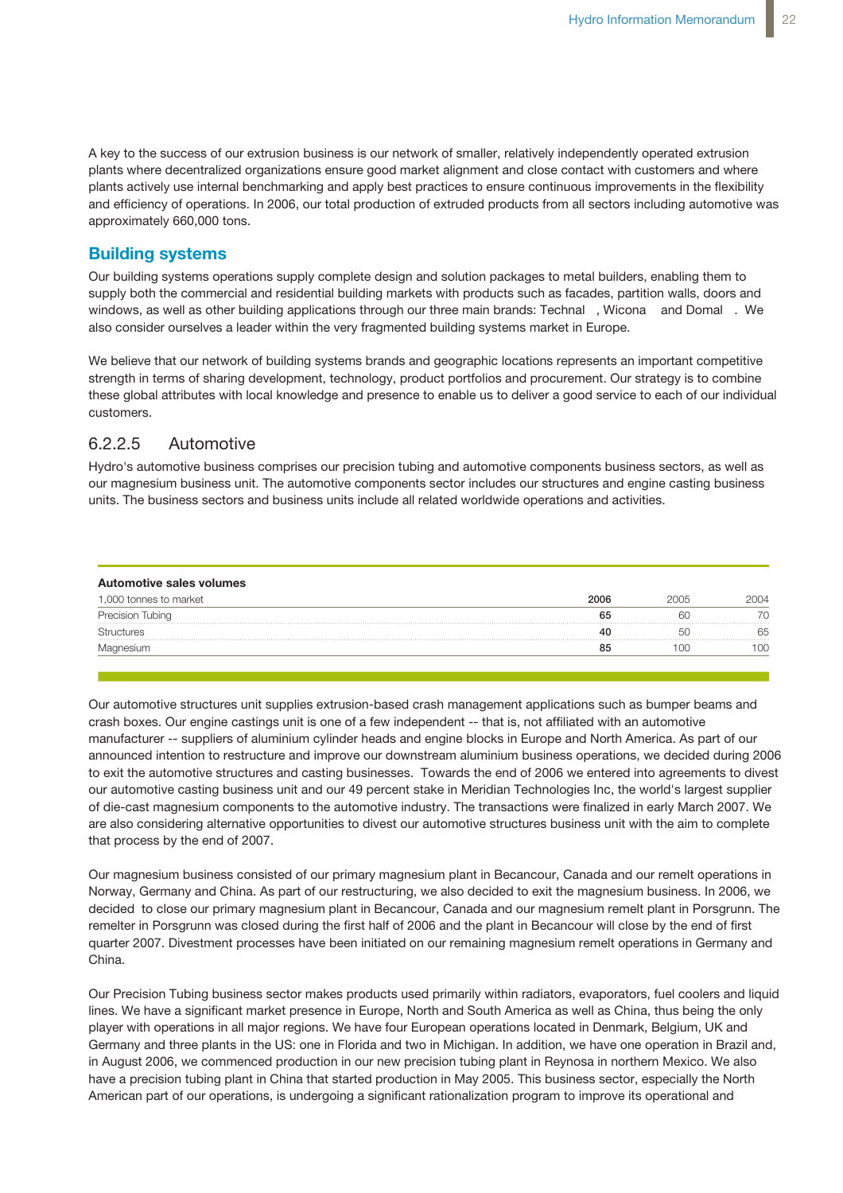A key to the success of our extrusion business is our network of smaller, relatively independently operated extrusion plants where decentralized organizations ensure good market alignment and close contact with customers and where plants actively use internal benchmarking and apply best practices to ensure continuous improvements in the flexibility and efficiency of operations. In 2006, our total production of extruded products from all sectors including automotive was approximately 660,000 tons.

## Building systems

Our building systems operations supply complete design and solution packages to metal builders, enabling them to supply both the commercial and residential building markets with products such as facades, partition walls, doors and windows, as well as other building applications through our three main brands: Technal , Wicona and Domal . We also consider ourselves a leader within the very fragmented building systems market in Europe.

We believe that our network of building systems brands and geographic locations represents an important competitive strength in terms of sharing development, technology, product portfolios and procurement. Our strategy is to combine these global attributes with local knowledge and presence to enable us to deliver a good service to each of our individual customers.

### 6.2.2.5 Automotive

Hydro's automotive business comprises our precision tubing and automotive components business sectors, as well as our magnesium business unit. The automotive components sector includes our structures and engine casting business units. The business sectors and business units include all related worldwide operations and activities.

**Automotive sales volumes**

| 1,000 tonnes to market | **2006** | 2005 | 2004 |
|---|---|---|---|
| Precision Tubing | **65** | 60 | 70 |
| Structures | **40** | 50 | 65 |
| Magnesium | **85** | 100 | 100 |

Our automotive structures unit supplies extrusion-based crash management applications such as bumper beams and crash boxes. Our engine castings unit is one of a few independent -- that is, not affiliated with an automotive manufacturer -- suppliers of aluminium cylinder heads and engine blocks in Europe and North America. As part of our announced intention to restructure and improve our downstream aluminium business operations, we decided during 2006 to exit the automotive structures and casting businesses. Towards the end of 2006 we entered into agreements to divest our automotive casting business unit and our 49 percent stake in Meridian Technologies Inc, the world's largest supplier of die-cast magnesium components to the automotive industry. The transactions were finalized in early March 2007. We are also considering alternative opportunities to divest our automotive structures business unit with the aim to complete that process by the end of 2007.

Our magnesium business consisted of our primary magnesium plant in Becancour, Canada and our remelt operations in Norway, Germany and China. As part of our restructuring, we also decided to exit the magnesium business. In 2006, we decided to close our primary magnesium plant in Becancour, Canada and our magnesium remelt plant in Porsgrunn. The remelter in Porsgrunn was closed during the first half of 2006 and the plant in Becancour will close by the end of first quarter 2007. Divestment processes have been initiated on our remaining magnesium remelt operations in Germany and China.

Our Precision Tubing business sector makes products used primarily within radiators, evaporators, fuel coolers and liquid lines. We have a significant market presence in Europe, North and South America as well as China, thus being the only player with operations in all major regions. We have four European operations located in Denmark, Belgium, UK and Germany and three plants in the US: one in Florida and two in Michigan. In addition, we have one operation in Brazil and, in August 2006, we commenced production in our new precision tubing plant in Reynosa in northern Mexico. We also have a precision tubing plant in China that started production in May 2005. This business sector, especially the North American part of our operations, is undergoing a significant rationalization program to improve its operational and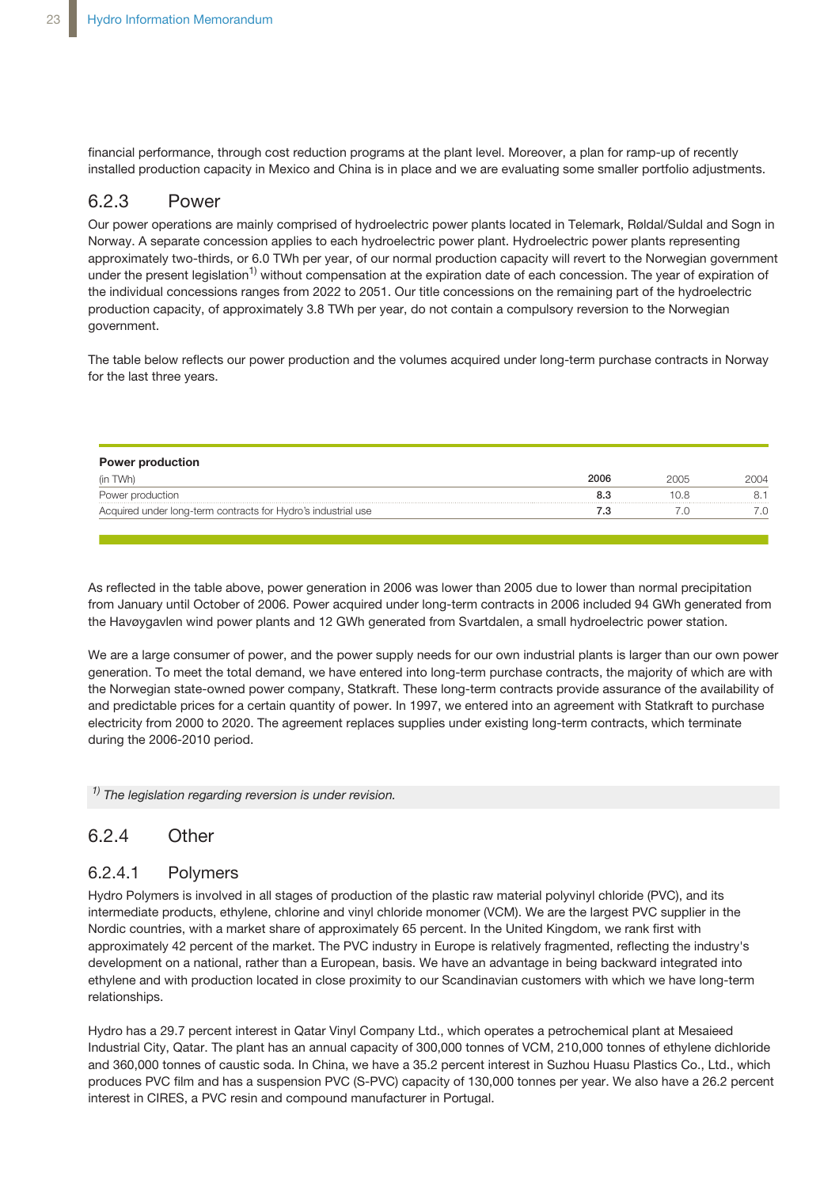financial performance, through cost reduction programs at the plant level. Moreover, a plan for ramp-up of recently installed production capacity in Mexico and China is in place and we are evaluating some smaller portfolio adjustments.

## 6.2.3 Power

Our power operations are mainly comprised of hydroelectric power plants located in Telemark, Røldal/Suldal and Sogn in Norway. A separate concession applies to each hydroelectric power plant. Hydroelectric power plants representing approximately two-thirds, or 6.0 TWh per year, of our normal production capacity will revert to the Norwegian government under the present legislation[1] without compensation at the expiration date of each concession. The year of expiration of the individual concessions ranges from 2022 to 2051. Our title concessions on the remaining part of the hydroelectric production capacity, of approximately 3.8 TWh per year, do not contain a compulsory reversion to the Norwegian government.

The table below reflects our power production and the volumes acquired under long-term purchase contracts in Norway for the last three years.

**Power production**

| (in TWh) | **2006** | 2005 | 2004 |
|---|---|---|---|
| Power production | **8.3** | 10.8 | 8.1 |
| Acquired under long-term contracts for Hydro's industrial use | **7.3** | 7.0 | 7.0 |

As reflected in the table above, power generation in 2006 was lower than 2005 due to lower than normal precipitation from January until October of 2006. Power acquired under long-term contracts in 2006 included 94 GWh generated from the Havøygavlen wind power plants and 12 GWh generated from Svartdalen, a small hydroelectric power station.

We are a large consumer of power, and the power supply needs for our own industrial plants is larger than our own power generation. To meet the total demand, we have entered into long-term purchase contracts, the majority of which are with the Norwegian state-owned power company, Statkraft. These long-term contracts provide assurance of the availability of and predictable prices for a certain quantity of power. In 1997, we entered into an agreement with Statkraft to purchase electricity from 2000 to 2020. The agreement replaces supplies under existing long-term contracts, which terminate during the 2006-2010 period.

*[1] The legislation regarding reversion is under revision.*

## 6.2.4 Other

### 6.2.4.1 Polymers

Hydro Polymers is involved in all stages of production of the plastic raw material polyvinyl chloride (PVC), and its intermediate products, ethylene, chlorine and vinyl chloride monomer (VCM). We are the largest PVC supplier in the Nordic countries, with a market share of approximately 65 percent. In the United Kingdom, we rank first with approximately 42 percent of the market. The PVC industry in Europe is relatively fragmented, reflecting the industry's development on a national, rather than a European, basis. We have an advantage in being backward integrated into ethylene and with production located in close proximity to our Scandinavian customers with which we have long-term relationships.

Hydro has a 29.7 percent interest in Qatar Vinyl Company Ltd., which operates a petrochemical plant at Mesaieed Industrial City, Qatar. The plant has an annual capacity of 300,000 tonnes of VCM, 210,000 tonnes of ethylene dichloride and 360,000 tonnes of caustic soda. In China, we have a 35.2 percent interest in Suzhou Huasu Plastics Co., Ltd., which produces PVC film and has a suspension PVC (S-PVC) capacity of 130,000 tonnes per year. We also have a 26.2 percent interest in CIRES, a PVC resin and compound manufacturer in Portugal.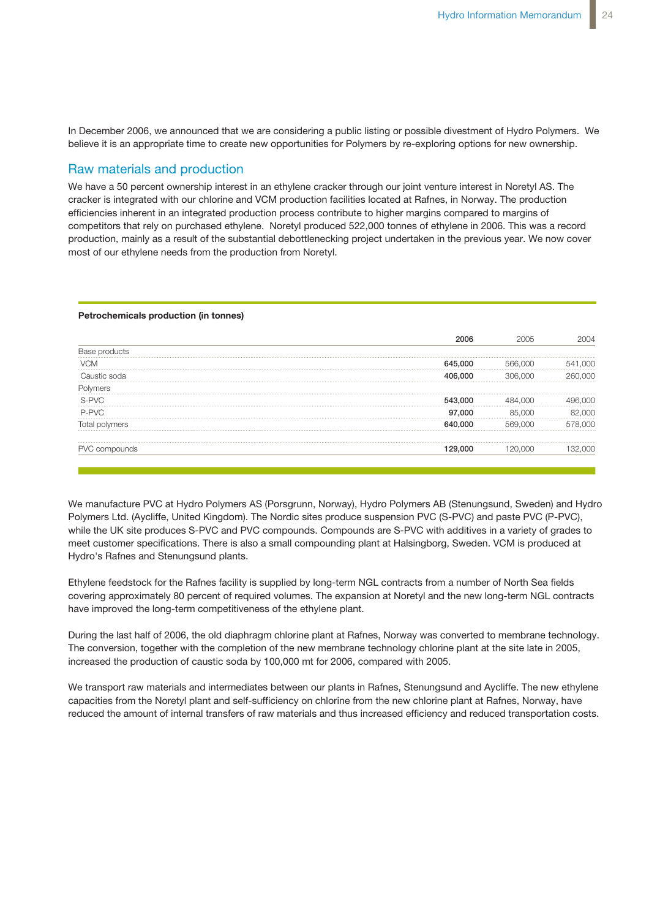In December 2006, we announced that we are considering a public listing or possible divestment of Hydro Polymers. We believe it is an appropriate time to create new opportunities for Polymers by re-exploring options for new ownership.

## Raw materials and production

We have a 50 percent ownership interest in an ethylene cracker through our joint venture interest in Noretyl AS. The cracker is integrated with our chlorine and VCM production facilities located at Rafnes, in Norway. The production efficiencies inherent in an integrated production process contribute to higher margins compared to margins of competitors that rely on purchased ethylene. Noretyl produced 522,000 tonnes of ethylene in 2006. This was a record production, mainly as a result of the substantial debottlenecking project undertaken in the previous year. We now cover most of our ethylene needs from the production from Noretyl.

**Petrochemicals production (in tonnes)**

| | **2006** | 2005 | 2004 |
|---|---|---|---|
| Base products | | | |
| VCM | **645,000** | 566,000 | 541,000 |
| Caustic soda | **406,000** | 306,000 | 260,000 |
| Polymers | | | |
| S-PVC | **543,000** | 484,000 | 496,000 |
| P-PVC | **97,000** | 85,000 | 82,000 |
| Total polymers | **640,000** | 569,000 | 578,000 |
| PVC compounds | **129,000** | 120,000 | 132,000 |

We manufacture PVC at Hydro Polymers AS (Porsgrunn, Norway), Hydro Polymers AB (Stenungsund, Sweden) and Hydro Polymers Ltd. (Aycliffe, United Kingdom). The Nordic sites produce suspension PVC (S-PVC) and paste PVC (P-PVC), while the UK site produces S-PVC and PVC compounds. Compounds are S-PVC with additives in a variety of grades to meet customer specifications. There is also a small compounding plant at Halsingborg, Sweden. VCM is produced at Hydro's Rafnes and Stenungsund plants.

Ethylene feedstock for the Rafnes facility is supplied by long-term NGL contracts from a number of North Sea fields covering approximately 80 percent of required volumes. The expansion at Noretyl and the new long-term NGL contracts have improved the long-term competitiveness of the ethylene plant.

During the last half of 2006, the old diaphragm chlorine plant at Rafnes, Norway was converted to membrane technology. The conversion, together with the completion of the new membrane technology chlorine plant at the site late in 2005, increased the production of caustic soda by 100,000 mt for 2006, compared with 2005.

We transport raw materials and intermediates between our plants in Rafnes, Stenungsund and Aycliffe. The new ethylene capacities from the Noretyl plant and self-sufficiency on chlorine from the new chlorine plant at Rafnes, Norway, have reduced the amount of internal transfers of raw materials and thus increased efficiency and reduced transportation costs.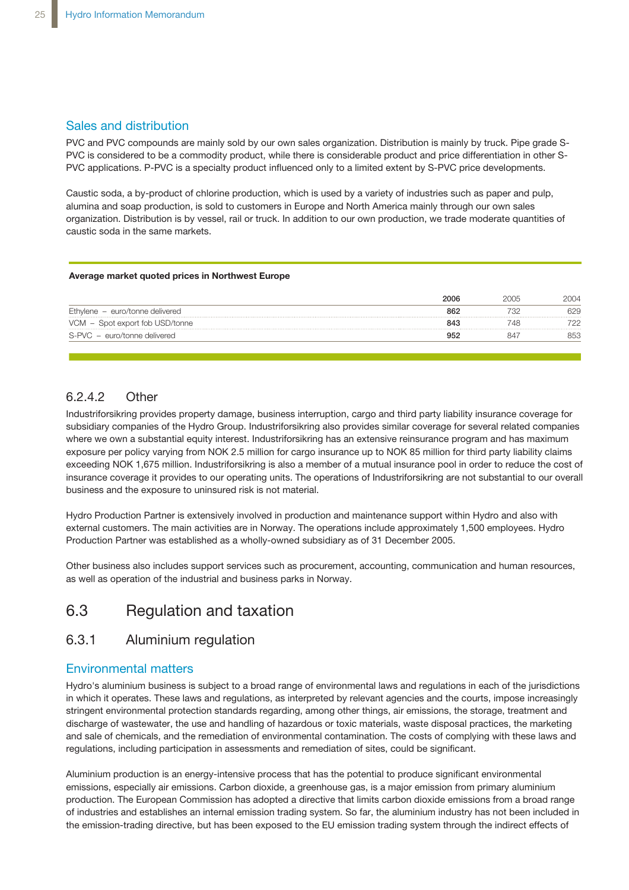### Sales and distribution

PVC and PVC compounds are mainly sold by our own sales organization. Distribution is mainly by truck. Pipe grade S-PVC is considered to be a commodity product, while there is considerable product and price differentiation in other S-PVC applications. P-PVC is a specialty product influenced only to a limited extent by S-PVC price developments.

Caustic soda, a by-product of chlorine production, which is used by a variety of industries such as paper and pulp, alumina and soap production, is sold to customers in Europe and North America mainly through our own sales organization. Distribution is by vessel, rail or truck. In addition to our own production, we trade moderate quantities of caustic soda in the same markets.

**Average market quoted prices in Northwest Europe**

| | **2006** | 2005 | 2004 |
|---|---|---|---|
| Ethylene – euro/tonne delivered | **862** | 732 | 629 |
| VCM – Spot export fob USD/tonne | **843** | 748 | 722 |
| S-PVC – euro/tonne delivered | **952** | 847 | 853 |

#### 6.2.4.2 Other

Industriforsikring provides property damage, business interruption, cargo and third party liability insurance coverage for subsidiary companies of the Hydro Group. Industriforsikring also provides similar coverage for several related companies where we own a substantial equity interest. Industriforsikring has an extensive reinsurance program and has maximum exposure per policy varying from NOK 2.5 million for cargo insurance up to NOK 85 million for third party liability claims exceeding NOK 1,675 million. Industriforsikring is also a member of a mutual insurance pool in order to reduce the cost of insurance coverage it provides to our operating units. The operations of Industriforsikring are not substantial to our overall business and the exposure to uninsured risk is not material.

Hydro Production Partner is extensively involved in production and maintenance support within Hydro and also with external customers. The main activities are in Norway. The operations include approximately 1,500 employees. Hydro Production Partner was established as a wholly-owned subsidiary as of 31 December 2005.

Other business also includes support services such as procurement, accounting, communication and human resources, as well as operation of the industrial and business parks in Norway.

## 6.3 Regulation and taxation

### 6.3.1 Aluminium regulation

#### Environmental matters

Hydro's aluminium business is subject to a broad range of environmental laws and regulations in each of the jurisdictions in which it operates. These laws and regulations, as interpreted by relevant agencies and the courts, impose increasingly stringent environmental protection standards regarding, among other things, air emissions, the storage, treatment and discharge of wastewater, the use and handling of hazardous or toxic materials, waste disposal practices, the marketing and sale of chemicals, and the remediation of environmental contamination. The costs of complying with these laws and regulations, including participation in assessments and remediation of sites, could be significant.

Aluminium production is an energy-intensive process that has the potential to produce significant environmental emissions, especially air emissions. Carbon dioxide, a greenhouse gas, is a major emission from primary aluminium production. The European Commission has adopted a directive that limits carbon dioxide emissions from a broad range of industries and establishes an internal emission trading system. So far, the aluminium industry has not been included in the emission-trading directive, but has been exposed to the EU emission trading system through the indirect effects of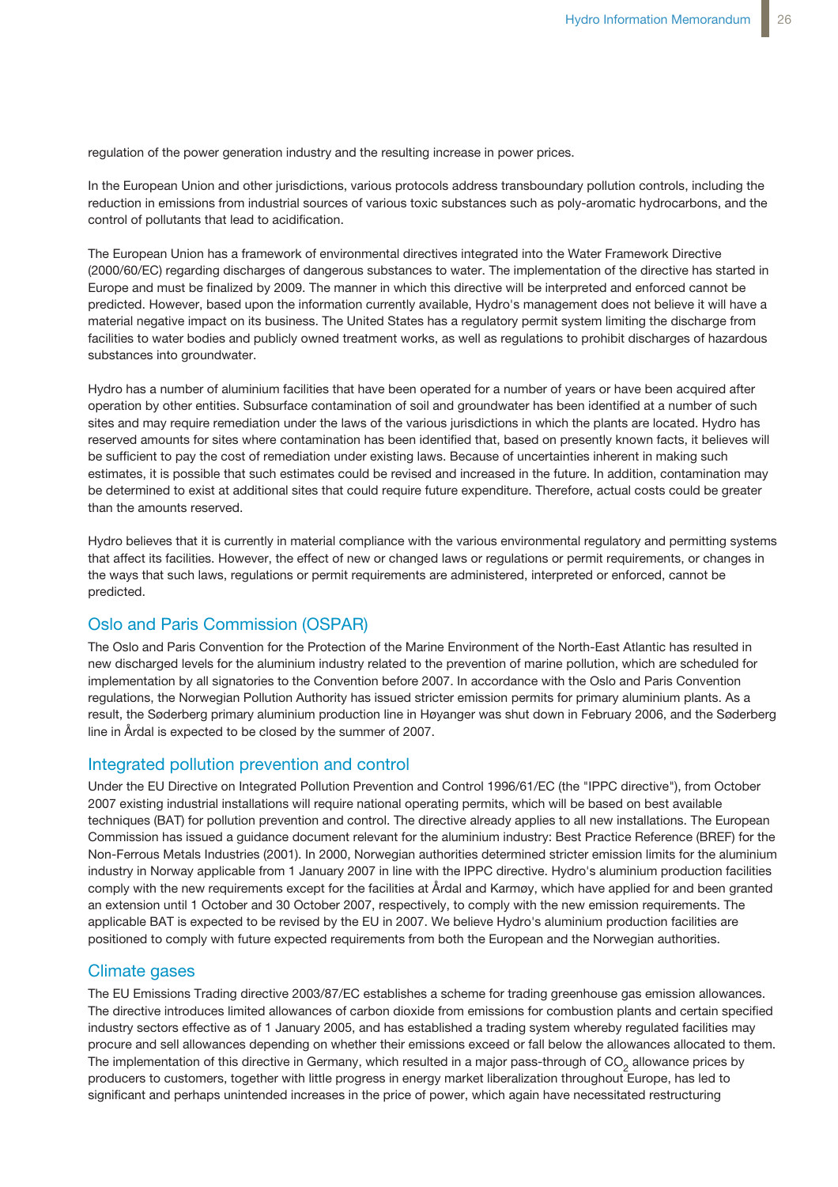regulation of the power generation industry and the resulting increase in power prices.

In the European Union and other jurisdictions, various protocols address transboundary pollution controls, including the reduction in emissions from industrial sources of various toxic substances such as poly-aromatic hydrocarbons, and the control of pollutants that lead to acidification.

The European Union has a framework of environmental directives integrated into the Water Framework Directive (2000/60/EC) regarding discharges of dangerous substances to water. The implementation of the directive has started in Europe and must be finalized by 2009. The manner in which this directive will be interpreted and enforced cannot be predicted. However, based upon the information currently available, Hydro's management does not believe it will have a material negative impact on its business. The United States has a regulatory permit system limiting the discharge from facilities to water bodies and publicly owned treatment works, as well as regulations to prohibit discharges of hazardous substances into groundwater.

Hydro has a number of aluminium facilities that have been operated for a number of years or have been acquired after operation by other entities. Subsurface contamination of soil and groundwater has been identified at a number of such sites and may require remediation under the laws of the various jurisdictions in which the plants are located. Hydro has reserved amounts for sites where contamination has been identified that, based on presently known facts, it believes will be sufficient to pay the cost of remediation under existing laws. Because of uncertainties inherent in making such estimates, it is possible that such estimates could be revised and increased in the future. In addition, contamination may be determined to exist at additional sites that could require future expenditure. Therefore, actual costs could be greater than the amounts reserved.

Hydro believes that it is currently in material compliance with the various environmental regulatory and permitting systems that affect its facilities. However, the effect of new or changed laws or regulations or permit requirements, or changes in the ways that such laws, regulations or permit requirements are administered, interpreted or enforced, cannot be predicted.

## Oslo and Paris Commission (OSPAR)

The Oslo and Paris Convention for the Protection of the Marine Environment of the North-East Atlantic has resulted in new discharged levels for the aluminium industry related to the prevention of marine pollution, which are scheduled for implementation by all signatories to the Convention before 2007. In accordance with the Oslo and Paris Convention regulations, the Norwegian Pollution Authority has issued stricter emission permits for primary aluminium plants. As a result, the Søderberg primary aluminium production line in Høyanger was shut down in February 2006, and the Søderberg line in Årdal is expected to be closed by the summer of 2007.

## Integrated pollution prevention and control

Under the EU Directive on Integrated Pollution Prevention and Control 1996/61/EC (the "IPPC directive"), from October 2007 existing industrial installations will require national operating permits, which will be based on best available techniques (BAT) for pollution prevention and control. The directive already applies to all new installations. The European Commission has issued a guidance document relevant for the aluminium industry: Best Practice Reference (BREF) for the Non-Ferrous Metals Industries (2001). In 2000, Norwegian authorities determined stricter emission limits for the aluminium industry in Norway applicable from 1 January 2007 in line with the IPPC directive. Hydro's aluminium production facilities comply with the new requirements except for the facilities at Årdal and Karmøy, which have applied for and been granted an extension until 1 October and 30 October 2007, respectively, to comply with the new emission requirements. The applicable BAT is expected to be revised by the EU in 2007. We believe Hydro's aluminium production facilities are positioned to comply with future expected requirements from both the European and the Norwegian authorities.

## Climate gases

The EU Emissions Trading directive 2003/87/EC establishes a scheme for trading greenhouse gas emission allowances. The directive introduces limited allowances of carbon dioxide from emissions for combustion plants and certain specified industry sectors effective as of 1 January 2005, and has established a trading system whereby regulated facilities may procure and sell allowances depending on whether their emissions exceed or fall below the allowances allocated to them. The implementation of this directive in Germany, which resulted in a major pass-through of $CO_2$ allowance prices by producers to customers, together with little progress in energy market liberalization throughout Europe, has led to significant and perhaps unintended increases in the price of power, which again have necessitated restructuring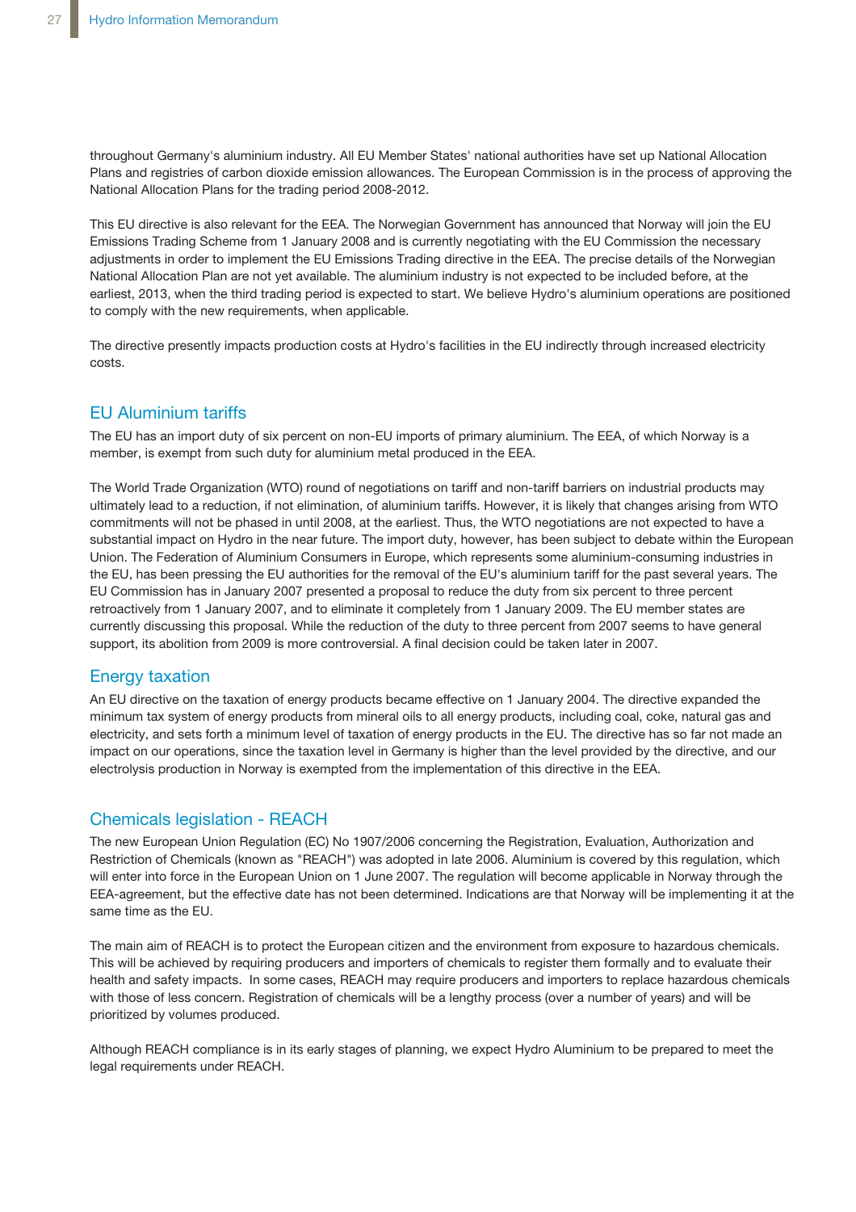throughout Germany's aluminium industry. All EU Member States' national authorities have set up National Allocation Plans and registries of carbon dioxide emission allowances. The European Commission is in the process of approving the National Allocation Plans for the trading period 2008-2012.

This EU directive is also relevant for the EEA. The Norwegian Government has announced that Norway will join the EU Emissions Trading Scheme from 1 January 2008 and is currently negotiating with the EU Commission the necessary adjustments in order to implement the EU Emissions Trading directive in the EEA. The precise details of the Norwegian National Allocation Plan are not yet available. The aluminium industry is not expected to be included before, at the earliest, 2013, when the third trading period is expected to start. We believe Hydro's aluminium operations are positioned to comply with the new requirements, when applicable.

The directive presently impacts production costs at Hydro's facilities in the EU indirectly through increased electricity costs.

## EU Aluminium tariffs

The EU has an import duty of six percent on non-EU imports of primary aluminium. The EEA, of which Norway is a member, is exempt from such duty for aluminium metal produced in the EEA.

The World Trade Organization (WTO) round of negotiations on tariff and non-tariff barriers on industrial products may ultimately lead to a reduction, if not elimination, of aluminium tariffs. However, it is likely that changes arising from WTO commitments will not be phased in until 2008, at the earliest. Thus, the WTO negotiations are not expected to have a substantial impact on Hydro in the near future. The import duty, however, has been subject to debate within the European Union. The Federation of Aluminium Consumers in Europe, which represents some aluminium-consuming industries in the EU, has been pressing the EU authorities for the removal of the EU's aluminium tariff for the past several years. The EU Commission has in January 2007 presented a proposal to reduce the duty from six percent to three percent retroactively from 1 January 2007, and to eliminate it completely from 1 January 2009. The EU member states are currently discussing this proposal. While the reduction of the duty to three percent from 2007 seems to have general support, its abolition from 2009 is more controversial. A final decision could be taken later in 2007.

## Energy taxation

An EU directive on the taxation of energy products became effective on 1 January 2004. The directive expanded the minimum tax system of energy products from mineral oils to all energy products, including coal, coke, natural gas and electricity, and sets forth a minimum level of taxation of energy products in the EU. The directive has so far not made an impact on our operations, since the taxation level in Germany is higher than the level provided by the directive, and our electrolysis production in Norway is exempted from the implementation of this directive in the EEA.

## Chemicals legislation - REACH

The new European Union Regulation (EC) No 1907/2006 concerning the Registration, Evaluation, Authorization and Restriction of Chemicals (known as "REACH") was adopted in late 2006. Aluminium is covered by this regulation, which will enter into force in the European Union on 1 June 2007. The regulation will become applicable in Norway through the EEA-agreement, but the effective date has not been determined. Indications are that Norway will be implementing it at the same time as the EU.

The main aim of REACH is to protect the European citizen and the environment from exposure to hazardous chemicals. This will be achieved by requiring producers and importers of chemicals to register them formally and to evaluate their health and safety impacts. In some cases, REACH may require producers and importers to replace hazardous chemicals with those of less concern. Registration of chemicals will be a lengthy process (over a number of years) and will be prioritized by volumes produced.

Although REACH compliance is in its early stages of planning, we expect Hydro Aluminium to be prepared to meet the legal requirements under REACH.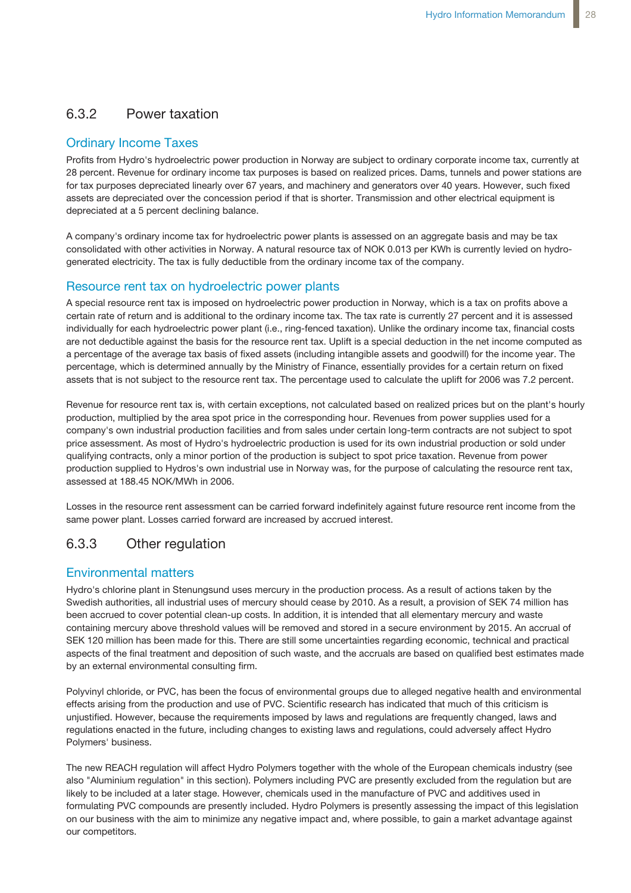### 6.3.2 Power taxation

#### Ordinary Income Taxes

Profits from Hydro's hydroelectric power production in Norway are subject to ordinary corporate income tax, currently at 28 percent. Revenue for ordinary income tax purposes is based on realized prices. Dams, tunnels and power stations are for tax purposes depreciated linearly over 67 years, and machinery and generators over 40 years. However, such fixed assets are depreciated over the concession period if that is shorter. Transmission and other electrical equipment is depreciated at a 5 percent declining balance.

A company's ordinary income tax for hydroelectric power plants is assessed on an aggregate basis and may be tax consolidated with other activities in Norway. A natural resource tax of NOK 0.013 per KWh is currently levied on hydro-generated electricity. The tax is fully deductible from the ordinary income tax of the company.

#### Resource rent tax on hydroelectric power plants

A special resource rent tax is imposed on hydroelectric power production in Norway, which is a tax on profits above a certain rate of return and is additional to the ordinary income tax. The tax rate is currently 27 percent and it is assessed individually for each hydroelectric power plant (i.e., ring-fenced taxation). Unlike the ordinary income tax, financial costs are not deductible against the basis for the resource rent tax. Uplift is a special deduction in the net income computed as a percentage of the average tax basis of fixed assets (including intangible assets and goodwill) for the income year. The percentage, which is determined annually by the Ministry of Finance, essentially provides for a certain return on fixed assets that is not subject to the resource rent tax. The percentage used to calculate the uplift for 2006 was 7.2 percent.

Revenue for resource rent tax is, with certain exceptions, not calculated based on realized prices but on the plant's hourly production, multiplied by the area spot price in the corresponding hour. Revenues from power supplies used for a company's own industrial production facilities and from sales under certain long-term contracts are not subject to spot price assessment. As most of Hydro's hydroelectric production is used for its own industrial production or sold under qualifying contracts, only a minor portion of the production is subject to spot price taxation. Revenue from power production supplied to Hydros's own industrial use in Norway was, for the purpose of calculating the resource rent tax, assessed at 188.45 NOK/MWh in 2006.

Losses in the resource rent assessment can be carried forward indefinitely against future resource rent income from the same power plant. Losses carried forward are increased by accrued interest.

### 6.3.3 Other regulation

#### Environmental matters

Hydro's chlorine plant in Stenungsund uses mercury in the production process. As a result of actions taken by the Swedish authorities, all industrial uses of mercury should cease by 2010. As a result, a provision of SEK 74 million has been accrued to cover potential clean-up costs. In addition, it is intended that all elementary mercury and waste containing mercury above threshold values will be removed and stored in a secure environment by 2015. An accrual of SEK 120 million has been made for this. There are still some uncertainties regarding economic, technical and practical aspects of the final treatment and deposition of such waste, and the accruals are based on qualified best estimates made by an external environmental consulting firm.

Polyvinyl chloride, or PVC, has been the focus of environmental groups due to alleged negative health and environmental effects arising from the production and use of PVC. Scientific research has indicated that much of this criticism is unjustified. However, because the requirements imposed by laws and regulations are frequently changed, laws and regulations enacted in the future, including changes to existing laws and regulations, could adversely affect Hydro Polymers' business.

The new REACH regulation will affect Hydro Polymers together with the whole of the European chemicals industry (see also "Aluminium regulation" in this section). Polymers including PVC are presently excluded from the regulation but are likely to be included at a later stage. However, chemicals used in the manufacture of PVC and additives used in formulating PVC compounds are presently included. Hydro Polymers is presently assessing the impact of this legislation on our business with the aim to minimize any negative impact and, where possible, to gain a market advantage against our competitors.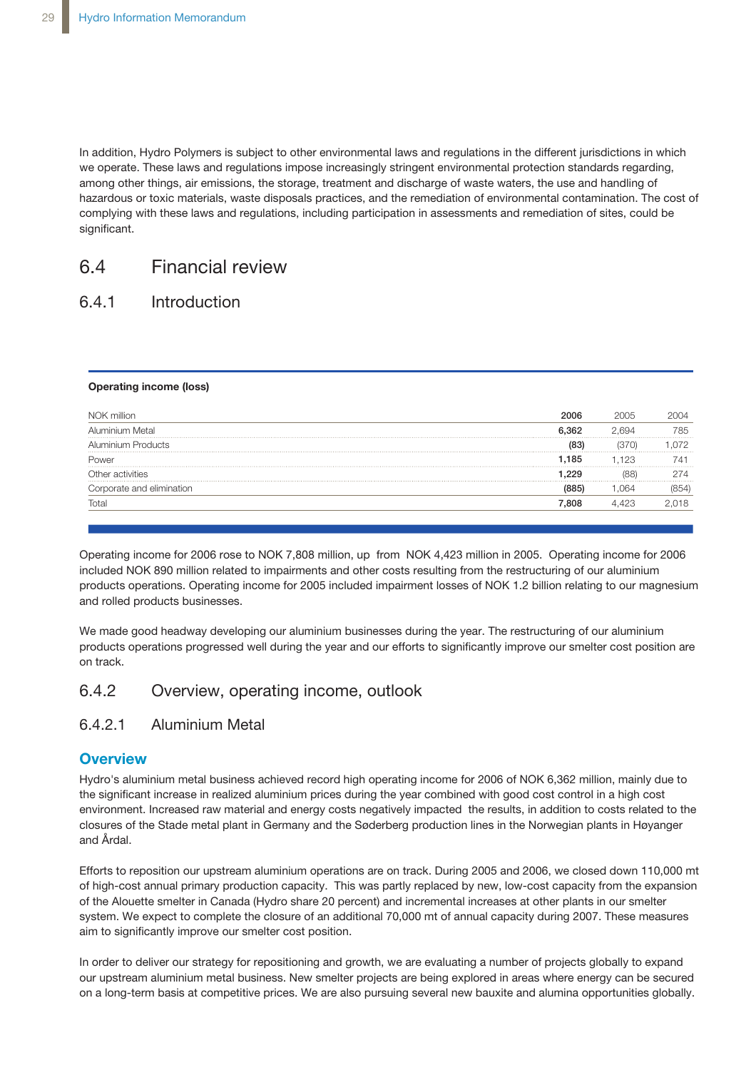In addition, Hydro Polymers is subject to other environmental laws and regulations in the different jurisdictions in which we operate. These laws and regulations impose increasingly stringent environmental protection standards regarding, among other things, air emissions, the storage, treatment and discharge of waste waters, the use and handling of hazardous or toxic materials, waste disposals practices, and the remediation of environmental contamination. The cost of complying with these laws and regulations, including participation in assessments and remediation of sites, could be significant.

## 6.4 Financial review

### 6.4.1 Introduction

**Operating income (loss)**

| NOK million | **2006** | 2005 | 2004 |
|---|---|---|---|
| Aluminium Metal | **6,362** | 2,694 | 785 |
| Aluminium Products | **(83)** | (370) | 1,072 |
| Power | **1,185** | 1,123 | 741 |
| Other activities | **1,229** | (88) | 274 |
| Corporate and elimination | **(885)** | 1,064 | (854) |
| Total | **7,808** | 4,423 | 2,018 |

Operating income for 2006 rose to NOK 7,808 million, up from NOK 4,423 million in 2005. Operating income for 2006 included NOK 890 million related to impairments and other costs resulting from the restructuring of our aluminium products operations. Operating income for 2005 included impairment losses of NOK 1.2 billion relating to our magnesium and rolled products businesses.

We made good headway developing our aluminium businesses during the year. The restructuring of our aluminium products operations progressed well during the year and our efforts to significantly improve our smelter cost position are on track.

### 6.4.2 Overview, operating income, outlook

#### 6.4.2.1 Aluminium Metal

**Overview**

Hydro's aluminium metal business achieved record high operating income for 2006 of NOK 6,362 million, mainly due to the significant increase in realized aluminium prices during the year combined with good cost control in a high cost environment. Increased raw material and energy costs negatively impacted the results, in addition to costs related to the closures of the Stade metal plant in Germany and the Søderberg production lines in the Norwegian plants in Høyanger and Årdal.

Efforts to reposition our upstream aluminium operations are on track. During 2005 and 2006, we closed down 110,000 mt of high-cost annual primary production capacity. This was partly replaced by new, low-cost capacity from the expansion of the Alouette smelter in Canada (Hydro share 20 percent) and incremental increases at other plants in our smelter system. We expect to complete the closure of an additional 70,000 mt of annual capacity during 2007. These measures aim to significantly improve our smelter cost position.

In order to deliver our strategy for repositioning and growth, we are evaluating a number of projects globally to expand our upstream aluminium metal business. New smelter projects are being explored in areas where energy can be secured on a long-term basis at competitive prices. We are also pursuing several new bauxite and alumina opportunities globally.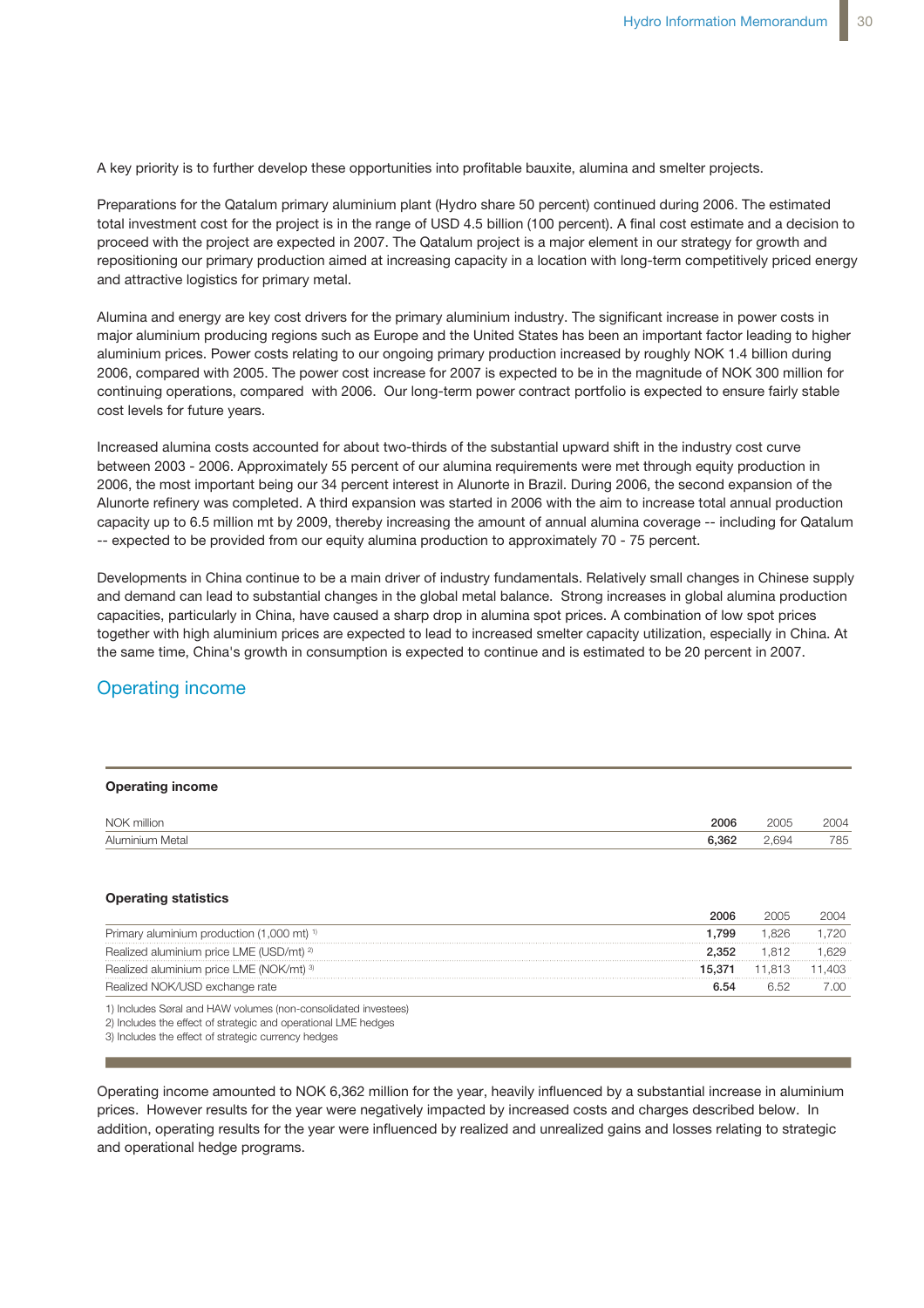A key priority is to further develop these opportunities into profitable bauxite, alumina and smelter projects.

Preparations for the Qatalum primary aluminium plant (Hydro share 50 percent) continued during 2006. The estimated total investment cost for the project is in the range of USD 4.5 billion (100 percent). A final cost estimate and a decision to proceed with the project are expected in 2007. The Qatalum project is a major element in our strategy for growth and repositioning our primary production aimed at increasing capacity in a location with long-term competitively priced energy and attractive logistics for primary metal.

Alumina and energy are key cost drivers for the primary aluminium industry. The significant increase in power costs in major aluminium producing regions such as Europe and the United States has been an important factor leading to higher aluminium prices. Power costs relating to our ongoing primary production increased by roughly NOK 1.4 billion during 2006, compared with 2005. The power cost increase for 2007 is expected to be in the magnitude of NOK 300 million for continuing operations, compared with 2006. Our long-term power contract portfolio is expected to ensure fairly stable cost levels for future years.

Increased alumina costs accounted for about two-thirds of the substantial upward shift in the industry cost curve between 2003 - 2006. Approximately 55 percent of our alumina requirements were met through equity production in 2006, the most important being our 34 percent interest in Alunorte in Brazil. During 2006, the second expansion of the Alunorte refinery was completed. A third expansion was started in 2006 with the aim to increase total annual production capacity up to 6.5 million mt by 2009, thereby increasing the amount of annual alumina coverage -- including for Qatalum -- expected to be provided from our equity alumina production to approximately 70 - 75 percent.

Developments in China continue to be a main driver of industry fundamentals. Relatively small changes in Chinese supply and demand can lead to substantial changes in the global metal balance. Strong increases in global alumina production capacities, particularly in China, have caused a sharp drop in alumina spot prices. A combination of low spot prices together with high aluminium prices are expected to lead to increased smelter capacity utilization, especially in China. At the same time, China's growth in consumption is expected to continue and is estimated to be 20 percent in 2007.

## Operating income

**Operating income**

| NOK million | **2006** | 2005 | 2004 |
|---|---|---|---|
| Aluminium Metal | **6,362** | 2,694 | 785 |

**Operating statistics**

| | **2006** | 2005 | 2004 |
|---|---|---|---|
| Primary aluminium production (1,000 mt) [1] | **1,799** | 1,826 | 1,720 |
| Realized aluminium price LME (USD/mt) [2] | **2,352** | 1,812 | 1,629 |
| Realized aluminium price LME (NOK/mt) [3] | **15,371** | 11,813 | 11,403 |
| Realized NOK/USD exchange rate | **6.54** | 6.52 | 7.00 |

1) Includes Søral and HAW volumes (non-consolidated investees)
2) Includes the effect of strategic and operational LME hedges
3) Includes the effect of strategic currency hedges

Operating income amounted to NOK 6,362 million for the year, heavily influenced by a substantial increase in aluminium prices. However results for the year were negatively impacted by increased costs and charges described below. In addition, operating results for the year were influenced by realized and unrealized gains and losses relating to strategic and operational hedge programs.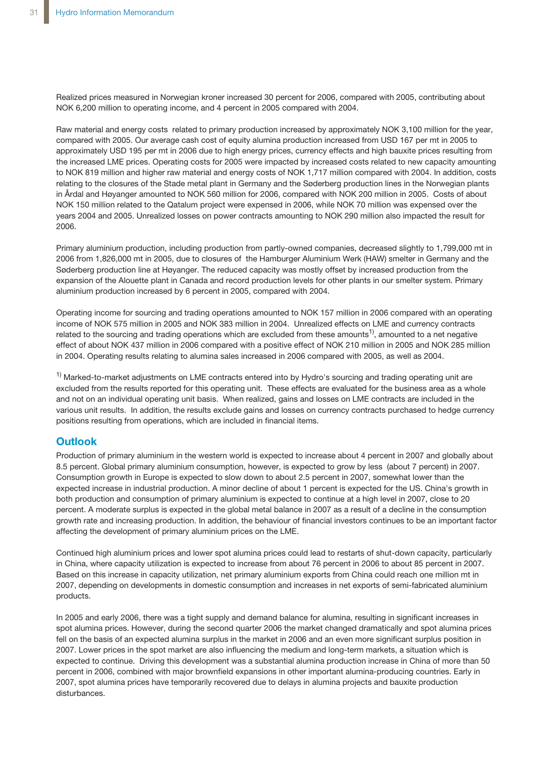Realized prices measured in Norwegian kroner increased 30 percent for 2006, compared with 2005, contributing about NOK 6,200 million to operating income, and 4 percent in 2005 compared with 2004.

Raw material and energy costs related to primary production increased by approximately NOK 3,100 million for the year, compared with 2005. Our average cash cost of equity alumina production increased from USD 167 per mt in 2005 to approximately USD 195 per mt in 2006 due to high energy prices, currency effects and high bauxite prices resulting from the increased LME prices. Operating costs for 2005 were impacted by increased costs related to new capacity amounting to NOK 819 million and higher raw material and energy costs of NOK 1,717 million compared with 2004. In addition, costs relating to the closures of the Stade metal plant in Germany and the Søderberg production lines in the Norwegian plants in Årdal and Høyanger amounted to NOK 560 million for 2006, compared with NOK 200 million in 2005. Costs of about NOK 150 million related to the Qatalum project were expensed in 2006, while NOK 70 million was expensed over the years 2004 and 2005. Unrealized losses on power contracts amounting to NOK 290 million also impacted the result for 2006.

Primary aluminium production, including production from partly-owned companies, decreased slightly to 1,799,000 mt in 2006 from 1,826,000 mt in 2005, due to closures of the Hamburger Aluminium Werk (HAW) smelter in Germany and the Søderberg production line at Høyanger. The reduced capacity was mostly offset by increased production from the expansion of the Alouette plant in Canada and record production levels for other plants in our smelter system. Primary aluminium production increased by 6 percent in 2005, compared with 2004.

Operating income for sourcing and trading operations amounted to NOK 157 million in 2006 compared with an operating income of NOK 575 million in 2005 and NOK 383 million in 2004. Unrealized effects on LME and currency contracts related to the sourcing and trading operations which are excluded from these amounts[1], amounted to a net negative effect of about NOK 437 million in 2006 compared with a positive effect of NOK 210 million in 2005 and NOK 285 million in 2004. Operating results relating to alumina sales increased in 2006 compared with 2005, as well as 2004.

[1] Marked-to-market adjustments on LME contracts entered into by Hydro's sourcing and trading operating unit are excluded from the results reported for this operating unit. These effects are evaluated for the business area as a whole and not on an individual operating unit basis. When realized, gains and losses on LME contracts are included in the various unit results. In addition, the results exclude gains and losses on currency contracts purchased to hedge currency positions resulting from operations, which are included in financial items.

## Outlook

Production of primary aluminium in the western world is expected to increase about 4 percent in 2007 and globally about 8.5 percent. Global primary aluminium consumption, however, is expected to grow by less (about 7 percent) in 2007. Consumption growth in Europe is expected to slow down to about 2.5 percent in 2007, somewhat lower than the expected increase in industrial production. A minor decline of about 1 percent is expected for the US. China's growth in both production and consumption of primary aluminium is expected to continue at a high level in 2007, close to 20 percent. A moderate surplus is expected in the global metal balance in 2007 as a result of a decline in the consumption growth rate and increasing production. In addition, the behaviour of financial investors continues to be an important factor affecting the development of primary aluminium prices on the LME.

Continued high aluminium prices and lower spot alumina prices could lead to restarts of shut-down capacity, particularly in China, where capacity utilization is expected to increase from about 76 percent in 2006 to about 85 percent in 2007. Based on this increase in capacity utilization, net primary aluminium exports from China could reach one million mt in 2007, depending on developments in domestic consumption and increases in net exports of semi-fabricated aluminium products.

In 2005 and early 2006, there was a tight supply and demand balance for alumina, resulting in significant increases in spot alumina prices. However, during the second quarter 2006 the market changed dramatically and spot alumina prices fell on the basis of an expected alumina surplus in the market in 2006 and an even more significant surplus position in 2007. Lower prices in the spot market are also influencing the medium and long-term markets, a situation which is expected to continue. Driving this development was a substantial alumina production increase in China of more than 50 percent in 2006, combined with major brownfield expansions in other important alumina-producing countries. Early in 2007, spot alumina prices have temporarily recovered due to delays in alumina projects and bauxite production disturbances.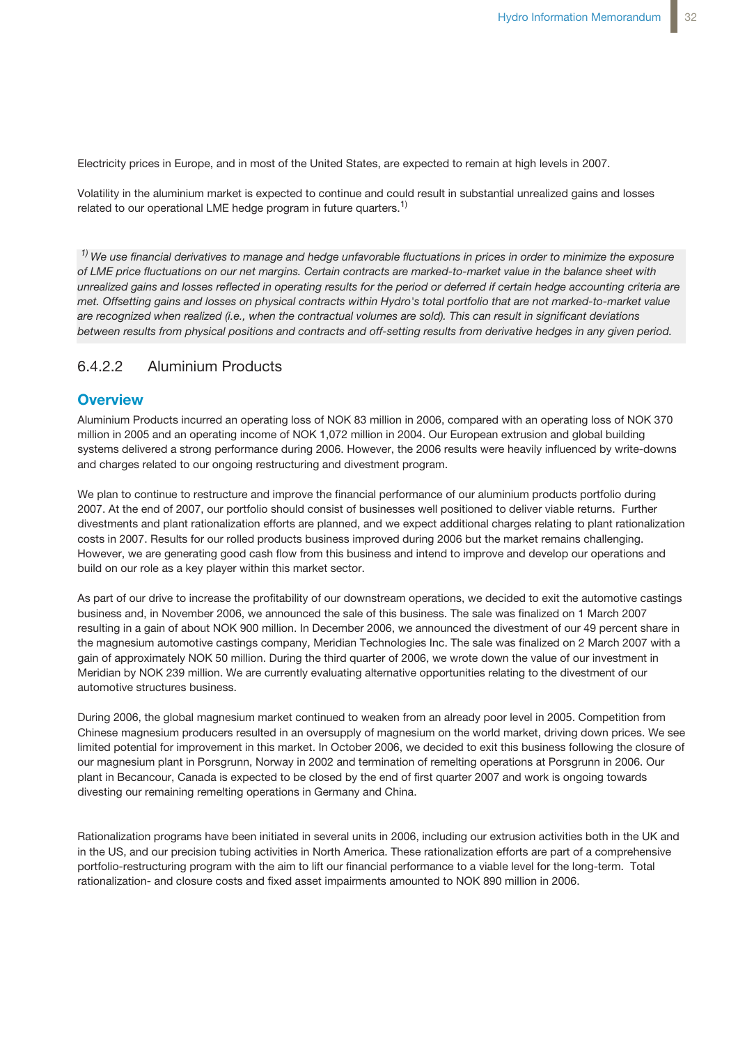Electricity prices in Europe, and in most of the United States, are expected to remain at high levels in 2007.

Volatility in the aluminium market is expected to continue and could result in substantial unrealized gains and losses related to our operational LME hedge program in future quarters.[1)]

*[1)] We use financial derivatives to manage and hedge unfavorable fluctuations in prices in order to minimize the exposure of LME price fluctuations on our net margins. Certain contracts are marked-to-market value in the balance sheet with unrealized gains and losses reflected in operating results for the period or deferred if certain hedge accounting criteria are met. Offsetting gains and losses on physical contracts within Hydro's total portfolio that are not marked-to-market value are recognized when realized (i.e., when the contractual volumes are sold). This can result in significant deviations between results from physical positions and contracts and off-setting results from derivative hedges in any given period.*

### 6.4.2.2 Aluminium Products

#### Overview

Aluminium Products incurred an operating loss of NOK 83 million in 2006, compared with an operating loss of NOK 370 million in 2005 and an operating income of NOK 1,072 million in 2004. Our European extrusion and global building systems delivered a strong performance during 2006. However, the 2006 results were heavily influenced by write-downs and charges related to our ongoing restructuring and divestment program.

We plan to continue to restructure and improve the financial performance of our aluminium products portfolio during 2007. At the end of 2007, our portfolio should consist of businesses well positioned to deliver viable returns. Further divestments and plant rationalization efforts are planned, and we expect additional charges relating to plant rationalization costs in 2007. Results for our rolled products business improved during 2006 but the market remains challenging. However, we are generating good cash flow from this business and intend to improve and develop our operations and build on our role as a key player within this market sector.

As part of our drive to increase the profitability of our downstream operations, we decided to exit the automotive castings business and, in November 2006, we announced the sale of this business. The sale was finalized on 1 March 2007 resulting in a gain of about NOK 900 million. In December 2006, we announced the divestment of our 49 percent share in the magnesium automotive castings company, Meridian Technologies Inc. The sale was finalized on 2 March 2007 with a gain of approximately NOK 50 million. During the third quarter of 2006, we wrote down the value of our investment in Meridian by NOK 239 million. We are currently evaluating alternative opportunities relating to the divestment of our automotive structures business.

During 2006, the global magnesium market continued to weaken from an already poor level in 2005. Competition from Chinese magnesium producers resulted in an oversupply of magnesium on the world market, driving down prices. We see limited potential for improvement in this market. In October 2006, we decided to exit this business following the closure of our magnesium plant in Porsgrunn, Norway in 2002 and termination of remelting operations at Porsgrunn in 2006. Our plant in Becancour, Canada is expected to be closed by the end of first quarter 2007 and work is ongoing towards divesting our remaining remelting operations in Germany and China.

Rationalization programs have been initiated in several units in 2006, including our extrusion activities both in the UK and in the US, and our precision tubing activities in North America. These rationalization efforts are part of a comprehensive portfolio-restructuring program with the aim to lift our financial performance to a viable level for the long-term. Total rationalization- and closure costs and fixed asset impairments amounted to NOK 890 million in 2006.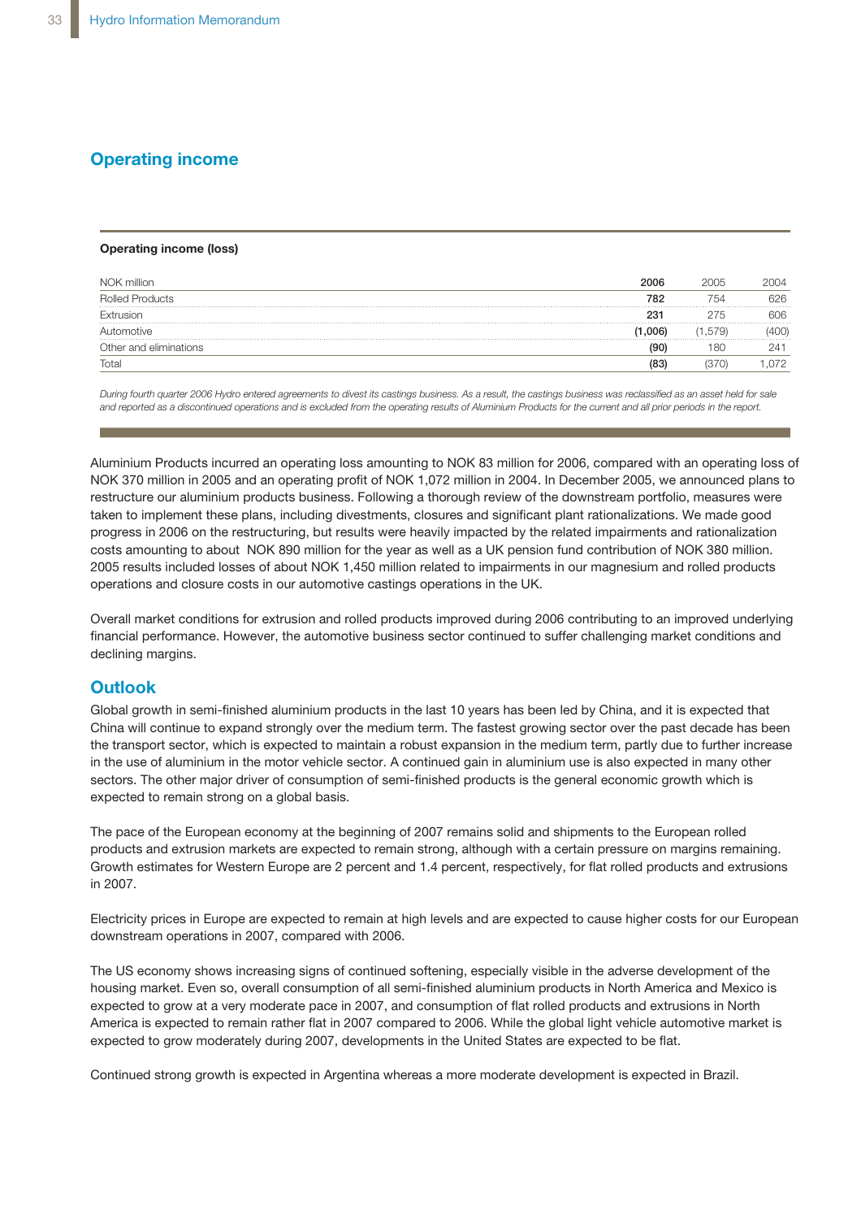## Operating income

**Operating income (loss)**

| NOK million | 2006 | 2005 | 2004 |
|---|---|---|---|
| Rolled Products | **782** | 754 | 626 |
| Extrusion | **231** | 275 | 606 |
| Automotive | **(1,006)** | (1,579) | (400) |
| Other and eliminations | **(90)** | 180 | 241 |
| Total | **(83)** | (370) | 1,072 |

*During fourth quarter 2006 Hydro entered agreements to divest its castings business. As a result, the castings business was reclassified as an asset held for sale and reported as a discontinued operations and is excluded from the operating results of Aluminium Products for the current and all prior periods in the report.*

Aluminium Products incurred an operating loss amounting to NOK 83 million for 2006, compared with an operating loss of NOK 370 million in 2005 and an operating profit of NOK 1,072 million in 2004. In December 2005, we announced plans to restructure our aluminium products business. Following a thorough review of the downstream portfolio, measures were taken to implement these plans, including divestments, closures and significant plant rationalizations. We made good progress in 2006 on the restructuring, but results were heavily impacted by the related impairments and rationalization costs amounting to about NOK 890 million for the year as well as a UK pension fund contribution of NOK 380 million. 2005 results included losses of about NOK 1,450 million related to impairments in our magnesium and rolled products operations and closure costs in our automotive castings operations in the UK.

Overall market conditions for extrusion and rolled products improved during 2006 contributing to an improved underlying financial performance. However, the automotive business sector continued to suffer challenging market conditions and declining margins.

## Outlook

Global growth in semi-finished aluminium products in the last 10 years has been led by China, and it is expected that China will continue to expand strongly over the medium term. The fastest growing sector over the past decade has been the transport sector, which is expected to maintain a robust expansion in the medium term, partly due to further increase in the use of aluminium in the motor vehicle sector. A continued gain in aluminium use is also expected in many other sectors. The other major driver of consumption of semi-finished products is the general economic growth which is expected to remain strong on a global basis.

The pace of the European economy at the beginning of 2007 remains solid and shipments to the European rolled products and extrusion markets are expected to remain strong, although with a certain pressure on margins remaining. Growth estimates for Western Europe are 2 percent and 1.4 percent, respectively, for flat rolled products and extrusions in 2007.

Electricity prices in Europe are expected to remain at high levels and are expected to cause higher costs for our European downstream operations in 2007, compared with 2006.

The US economy shows increasing signs of continued softening, especially visible in the adverse development of the housing market. Even so, overall consumption of all semi-finished aluminium products in North America and Mexico is expected to grow at a very moderate pace in 2007, and consumption of flat rolled products and extrusions in North America is expected to remain rather flat in 2007 compared to 2006. While the global light vehicle automotive market is expected to grow moderately during 2007, developments in the United States are expected to be flat.

Continued strong growth is expected in Argentina whereas a more moderate development is expected in Brazil.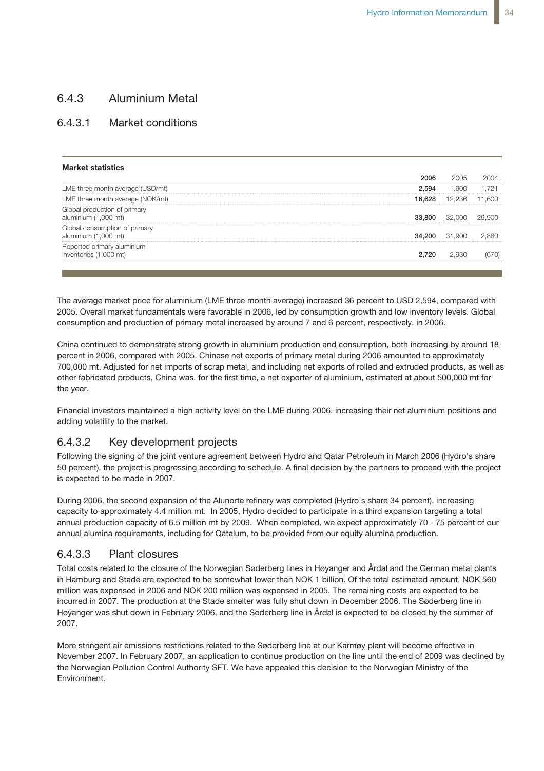## 6.4.3 Aluminium Metal

### 6.4.3.1 Market conditions

**Market statistics**

| | **2006** | 2005 | 2004 |
|---|---|---|---|
| LME three month average (USD/mt) | **2,594** | 1,900 | 1,721 |
| LME three month average (NOK/mt) | **16,628** | 12,236 | 11,600 |
| Global production of primary aluminium (1,000 mt) | **33,800** | 32,000 | 29,900 |
| Global consumption of primary aluminium (1,000 mt) | **34,200** | 31,900 | 2,880 |
| Reported primary aluminium inventories (1,000 mt) | **2,720** | 2,930 | (670) |

The average market price for aluminium (LME three month average) increased 36 percent to USD 2,594, compared with 2005. Overall market fundamentals were favorable in 2006, led by consumption growth and low inventory levels. Global consumption and production of primary metal increased by around 7 and 6 percent, respectively, in 2006.

China continued to demonstrate strong growth in aluminium production and consumption, both increasing by around 18 percent in 2006, compared with 2005. Chinese net exports of primary metal during 2006 amounted to approximately 700,000 mt. Adjusted for net imports of scrap metal, and including net exports of rolled and extruded products, as well as other fabricated products, China was, for the first time, a net exporter of aluminium, estimated at about 500,000 mt for the year.

Financial investors maintained a high activity level on the LME during 2006, increasing their net aluminium positions and adding volatility to the market.

### 6.4.3.2 Key development projects

Following the signing of the joint venture agreement between Hydro and Qatar Petroleum in March 2006 (Hydro's share 50 percent), the project is progressing according to schedule. A final decision by the partners to proceed with the project is expected to be made in 2007.

During 2006, the second expansion of the Alunorte refinery was completed (Hydro's share 34 percent), increasing capacity to approximately 4.4 million mt. In 2005, Hydro decided to participate in a third expansion targeting a total annual production capacity of 6.5 million mt by 2009. When completed, we expect approximately 70 - 75 percent of our annual alumina requirements, including for Qatalum, to be provided from our equity alumina production.

### 6.4.3.3 Plant closures

Total costs related to the closure of the Norwegian Søderberg lines in Høyanger and Årdal and the German metal plants in Hamburg and Stade are expected to be somewhat lower than NOK 1 billion. Of the total estimated amount, NOK 560 million was expensed in 2006 and NOK 200 million was expensed in 2005. The remaining costs are expected to be incurred in 2007. The production at the Stade smelter was fully shut down in December 2006. The Søderberg line in Høyanger was shut down in February 2006, and the Søderberg line in Årdal is expected to be closed by the summer of 2007.

More stringent air emissions restrictions related to the Søderberg line at our Karmøy plant will become effective in November 2007. In February 2007, an application to continue production on the line until the end of 2009 was declined by the Norwegian Pollution Control Authority SFT. We have appealed this decision to the Norwegian Ministry of the Environment.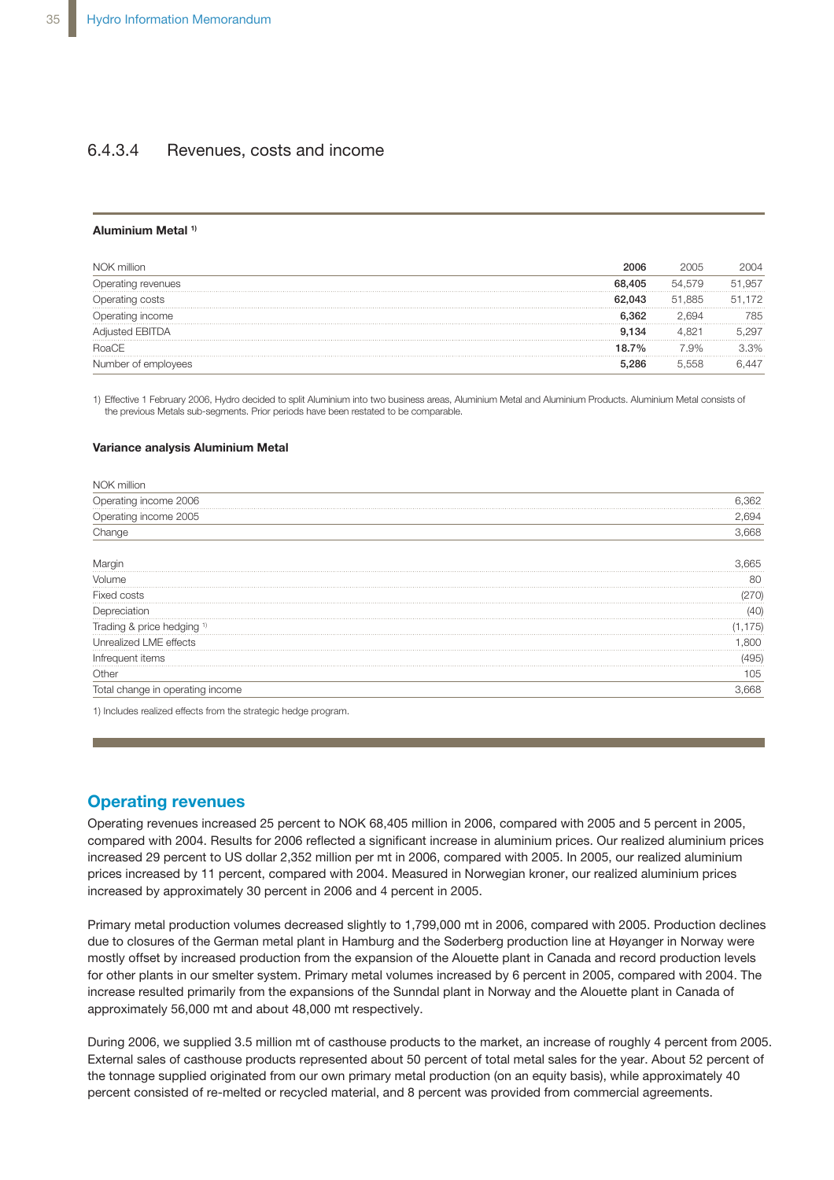### 6.4.3.4 Revenues, costs and income

**Aluminium Metal** [1]

| NOK million | 2006 | 2005 | 2004 |
|---|---|---|---|
| Operating revenues | **68,405** | 54,579 | 51,957 |
| Operating costs | **62,043** | 51,885 | 51,172 |
| Operating income | **6,362** | 2,694 | 785 |
| Adjusted EBITDA | **9,134** | 4,821 | 5,297 |
| RoaCE | **18.7%** | 7.9% | 3.3% |
| Number of employees | **5,286** | 5,558 | 6,447 |

1) Effective 1 February 2006, Hydro decided to split Aluminium into two business areas, Aluminium Metal and Aluminium Products. Aluminium Metal consists of the previous Metals sub-segments. Prior periods have been restated to be comparable.

**Variance analysis Aluminium Metal**

| NOK million | |
|---|---|
| Operating income 2006 | 6,362 |
| Operating income 2005 | 2,694 |
| Change | 3,668 |
| | |
| Margin | 3,665 |
| Volume | 80 |
| Fixed costs | (270) |
| Depreciation | (40) |
| Trading & price hedging [1] | (1,175) |
| Unrealized LME effects | 1,800 |
| Infrequent items | (495) |
| Other | 105 |
| Total change in operating income | 3,668 |

1) Includes realized effects from the strategic hedge program.

## Operating revenues

Operating revenues increased 25 percent to NOK 68,405 million in 2006, compared with 2005 and 5 percent in 2005, compared with 2004. Results for 2006 reflected a significant increase in aluminium prices. Our realized aluminium prices increased 29 percent to US dollar 2,352 million per mt in 2006, compared with 2005. In 2005, our realized aluminium prices increased by 11 percent, compared with 2004. Measured in Norwegian kroner, our realized aluminium prices increased by approximately 30 percent in 2006 and 4 percent in 2005.

Primary metal production volumes decreased slightly to 1,799,000 mt in 2006, compared with 2005. Production declines due to closures of the German metal plant in Hamburg and the Søderberg production line at Høyanger in Norway were mostly offset by increased production from the expansion of the Alouette plant in Canada and record production levels for other plants in our smelter system. Primary metal volumes increased by 6 percent in 2005, compared with 2004. The increase resulted primarily from the expansions of the Sunndal plant in Norway and the Alouette plant in Canada of approximately 56,000 mt and about 48,000 mt respectively.

During 2006, we supplied 3.5 million mt of casthouse products to the market, an increase of roughly 4 percent from 2005. External sales of casthouse products represented about 50 percent of total metal sales for the year. About 52 percent of the tonnage supplied originated from our own primary metal production (on an equity basis), while approximately 40 percent consisted of re-melted or recycled material, and 8 percent was provided from commercial agreements.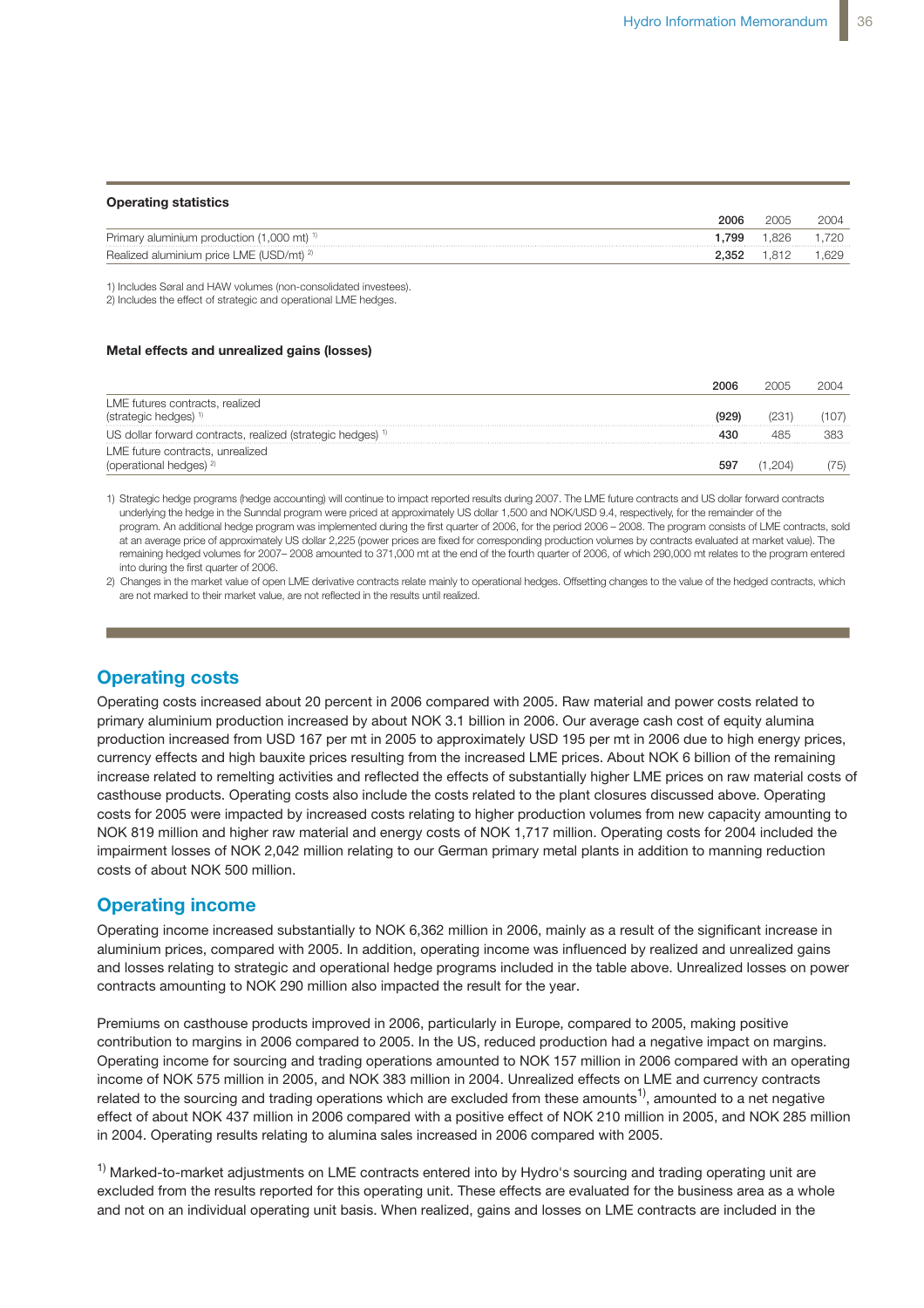**Operating statistics**

| | 2006 | 2005 | 2004 |
|---|---|---|---|
| Primary aluminium production (1,000 mt) [1] | **1,799** | 1,826 | 1,720 |
| Realized aluminium price LME (USD/mt) [2] | **2,352** | 1,812 | 1,629 |

1) Includes Søral and HAW volumes (non-consolidated investees).
2) Includes the effect of strategic and operational LME hedges.

**Metal effects and unrealized gains (losses)**

| | 2006 | 2005 | 2004 |
|---|---|---|---|
| LME futures contracts, realized (strategic hedges) [1] | **(929)** | (231) | (107) |
| US dollar forward contracts, realized (strategic hedges) [1] | **430** | 485 | 383 |
| LME future contracts, unrealized (operational hedges) [2] | **597** | (1,204) | (75) |

1) Strategic hedge programs (hedge accounting) will continue to impact reported results during 2007. The LME future contracts and US dollar forward contracts underlying the hedge in the Sunndal program were priced at approximately US dollar 1,500 and NOK/USD 9.4, respectively, for the remainder of the program. An additional hedge program was implemented during the first quarter of 2006, for the period 2006 – 2008. The program consists of LME contracts, sold at an average price of approximately US dollar 2,225 (power prices are fixed for corresponding production volumes by contracts evaluated at market value). The remaining hedged volumes for 2007– 2008 amounted to 371,000 mt at the end of the fourth quarter of 2006, of which 290,000 mt relates to the program entered into during the first quarter of 2006.

2) Changes in the market value of open LME derivative contracts relate mainly to operational hedges. Offsetting changes to the value of the hedged contracts, which are not marked to their market value, are not reflected in the results until realized.

## Operating costs

Operating costs increased about 20 percent in 2006 compared with 2005. Raw material and power costs related to primary aluminium production increased by about NOK 3.1 billion in 2006. Our average cash cost of equity alumina production increased from USD 167 per mt in 2005 to approximately USD 195 per mt in 2006 due to high energy prices, currency effects and high bauxite prices resulting from the increased LME prices. About NOK 6 billion of the remaining increase related to remelting activities and reflected the effects of substantially higher LME prices on raw material costs of casthouse products. Operating costs also include the costs related to the plant closures discussed above. Operating costs for 2005 were impacted by increased costs relating to higher production volumes from new capacity amounting to NOK 819 million and higher raw material and energy costs of NOK 1,717 million. Operating costs for 2004 included the impairment losses of NOK 2,042 million relating to our German primary metal plants in addition to manning reduction costs of about NOK 500 million.

## Operating income

Operating income increased substantially to NOK 6,362 million in 2006, mainly as a result of the significant increase in aluminium prices, compared with 2005. In addition, operating income was influenced by realized and unrealized gains and losses relating to strategic and operational hedge programs included in the table above. Unrealized losses on power contracts amounting to NOK 290 million also impacted the result for the year.

Premiums on casthouse products improved in 2006, particularly in Europe, compared to 2005, making positive contribution to margins in 2006 compared to 2005. In the US, reduced production had a negative impact on margins. Operating income for sourcing and trading operations amounted to NOK 157 million in 2006 compared with an operating income of NOK 575 million in 2005, and NOK 383 million in 2004. Unrealized effects on LME and currency contracts related to the sourcing and trading operations which are excluded from these amounts[1], amounted to a net negative effect of about NOK 437 million in 2006 compared with a positive effect of NOK 210 million in 2005, and NOK 285 million in 2004. Operating results relating to alumina sales increased in 2006 compared with 2005.

[1] Marked-to-market adjustments on LME contracts entered into by Hydro's sourcing and trading operating unit are excluded from the results reported for this operating unit. These effects are evaluated for the business area as a whole and not on an individual operating unit basis. When realized, gains and losses on LME contracts are included in the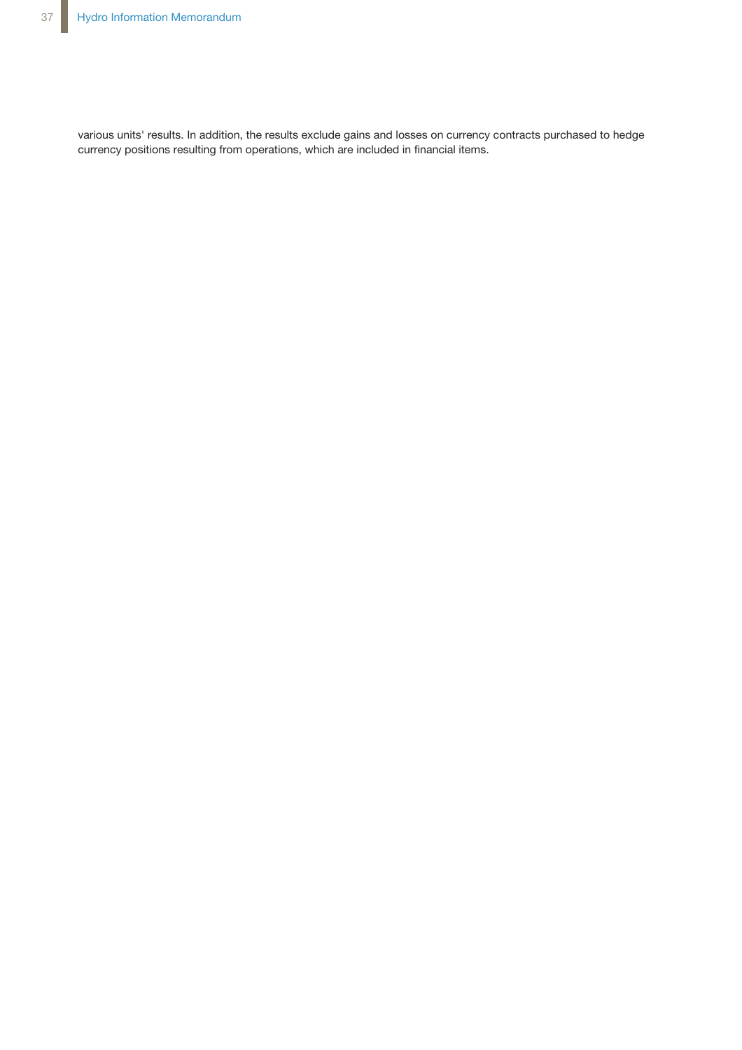various units' results. In addition, the results exclude gains and losses on currency contracts purchased to hedge currency positions resulting from operations, which are included in financial items.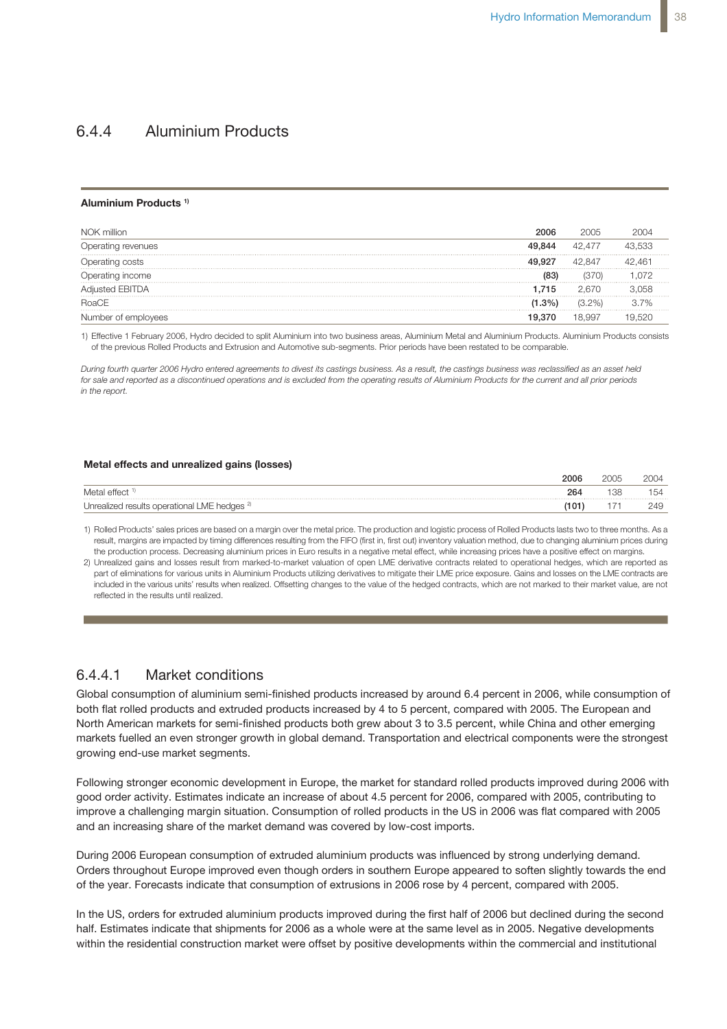## 6.4.4 Aluminium Products

**Aluminium Products [1)]**

| NOK million | 2006 | 2005 | 2004 |
|---|---|---|---|
| Operating revenues | **49,844** | 42,477 | 43,533 |
| Operating costs | **49,927** | 42,847 | 42,461 |
| Operating income | **(83)** | (370) | 1,072 |
| Adjusted EBITDA | **1,715** | 2,670 | 3,058 |
| RoaCE | **(1.3%)** | (3.2%) | 3.7% |
| Number of employees | **19,370** | 18,997 | 19,520 |

1) Effective 1 February 2006, Hydro decided to split Aluminium into two business areas, Aluminium Metal and Aluminium Products. Aluminium Products consists of the previous Rolled Products and Extrusion and Automotive sub-segments. Prior periods have been restated to be comparable.

*During fourth quarter 2006 Hydro entered agreements to divest its castings business. As a result, the castings business was reclassified as an asset held for sale and reported as a discontinued operations and is excluded from the operating results of Aluminium Products for the current and all prior periods in the report.*

**Metal effects and unrealized gains (losses)**

| | 2006 | 2005 | 2004 |
|---|---|---|---|
| Metal effect [1)] | **264** | 138 | 154 |
| Unrealized results operational LME hedges [2)] | **(101)** | 171 | 249 |

1) Rolled Products' sales prices are based on a margin over the metal price. The production and logistic process of Rolled Products lasts two to three months. As a result, margins are impacted by timing differences resulting from the FIFO (first in, first out) inventory valuation method, due to changing aluminium prices during the production process. Decreasing aluminium prices in Euro results in a negative metal effect, while increasing prices have a positive effect on margins.

2) Unrealized gains and losses result from marked-to-market valuation of open LME derivative contracts related to operational hedges, which are reported as part of eliminations for various units in Aluminium Products utilizing derivatives to mitigate their LME price exposure. Gains and losses on the LME contracts are included in the various units' results when realized. Offsetting changes to the value of the hedged contracts, which are not marked to their market value, are not reflected in the results until realized.

### 6.4.4.1 Market conditions

Global consumption of aluminium semi-finished products increased by around 6.4 percent in 2006, while consumption of both flat rolled products and extruded products increased by 4 to 5 percent, compared with 2005. The European and North American markets for semi-finished products both grew about 3 to 3.5 percent, while China and other emerging markets fuelled an even stronger growth in global demand. Transportation and electrical components were the strongest growing end-use market segments.

Following stronger economic development in Europe, the market for standard rolled products improved during 2006 with good order activity. Estimates indicate an increase of about 4.5 percent for 2006, compared with 2005, contributing to improve a challenging margin situation. Consumption of rolled products in the US in 2006 was flat compared with 2005 and an increasing share of the market demand was covered by low-cost imports.

During 2006 European consumption of extruded aluminium products was influenced by strong underlying demand. Orders throughout Europe improved even though orders in southern Europe appeared to soften slightly towards the end of the year. Forecasts indicate that consumption of extrusions in 2006 rose by 4 percent, compared with 2005.

In the US, orders for extruded aluminium products improved during the first half of 2006 but declined during the second half. Estimates indicate that shipments for 2006 as a whole were at the same level as in 2005. Negative developments within the residential construction market were offset by positive developments within the commercial and institutional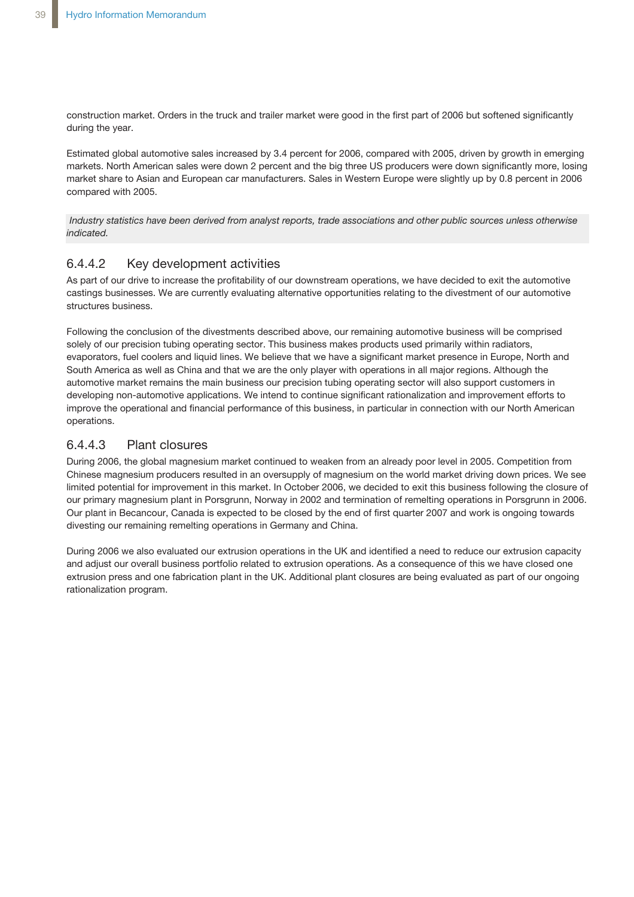construction market. Orders in the truck and trailer market were good in the first part of 2006 but softened significantly during the year.

Estimated global automotive sales increased by 3.4 percent for 2006, compared with 2005, driven by growth in emerging markets. North American sales were down 2 percent and the big three US producers were down significantly more, losing market share to Asian and European car manufacturers. Sales in Western Europe were slightly up by 0.8 percent in 2006 compared with 2005.

*Industry statistics have been derived from analyst reports, trade associations and other public sources unless otherwise indicated.*

### 6.4.4.2 Key development activities

As part of our drive to increase the profitability of our downstream operations, we have decided to exit the automotive castings businesses. We are currently evaluating alternative opportunities relating to the divestment of our automotive structures business.

Following the conclusion of the divestments described above, our remaining automotive business will be comprised solely of our precision tubing operating sector. This business makes products used primarily within radiators, evaporators, fuel coolers and liquid lines. We believe that we have a significant market presence in Europe, North and South America as well as China and that we are the only player with operations in all major regions. Although the automotive market remains the main business our precision tubing operating sector will also support customers in developing non-automotive applications. We intend to continue significant rationalization and improvement efforts to improve the operational and financial performance of this business, in particular in connection with our North American operations.

### 6.4.4.3 Plant closures

During 2006, the global magnesium market continued to weaken from an already poor level in 2005. Competition from Chinese magnesium producers resulted in an oversupply of magnesium on the world market driving down prices. We see limited potential for improvement in this market. In October 2006, we decided to exit this business following the closure of our primary magnesium plant in Porsgrunn, Norway in 2002 and termination of remelting operations in Porsgrunn in 2006. Our plant in Becancour, Canada is expected to be closed by the end of first quarter 2007 and work is ongoing towards divesting our remaining remelting operations in Germany and China.

During 2006 we also evaluated our extrusion operations in the UK and identified a need to reduce our extrusion capacity and adjust our overall business portfolio related to extrusion operations. As a consequence of this we have closed one extrusion press and one fabrication plant in the UK. Additional plant closures are being evaluated as part of our ongoing rationalization program.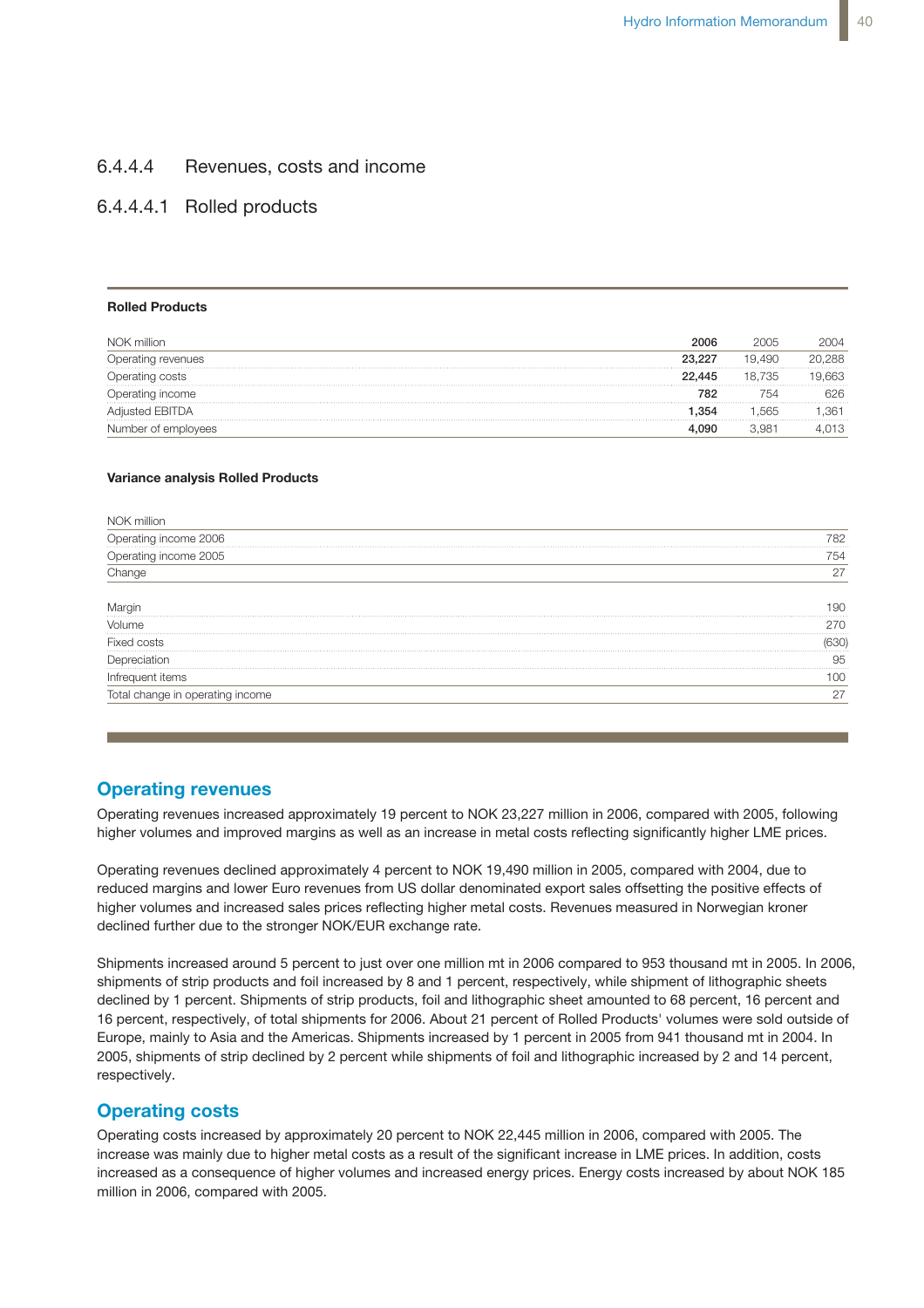### 6.4.4.4 Revenues, costs and income

### 6.4.4.4.1 Rolled products

**Rolled Products**

| NOK million | **2006** | 2005 | 2004 |
|---|---|---|---|
| Operating revenues | **23,227** | 19,490 | 20,288 |
| Operating costs | **22,445** | 18,735 | 19,663 |
| Operating income | **782** | 754 | 626 |
| Adjusted EBITDA | **1,354** | 1,565 | 1,361 |
| Number of employees | **4,090** | 3,981 | 4,013 |

**Variance analysis Rolled Products**

| NOK million | |
|---|---|
| Operating income 2006 | 782 |
| Operating income 2005 | 754 |
| Change | 27 |
| | |
| Margin | 190 |
| Volume | 270 |
| Fixed costs | (630) |
| Depreciation | 95 |
| Infrequent items | 100 |
| Total change in operating income | 27 |

## Operating revenues

Operating revenues increased approximately 19 percent to NOK 23,227 million in 2006, compared with 2005, following higher volumes and improved margins as well as an increase in metal costs reflecting significantly higher LME prices.

Operating revenues declined approximately 4 percent to NOK 19,490 million in 2005, compared with 2004, due to reduced margins and lower Euro revenues from US dollar denominated export sales offsetting the positive effects of higher volumes and increased sales prices reflecting higher metal costs. Revenues measured in Norwegian kroner declined further due to the stronger NOK/EUR exchange rate.

Shipments increased around 5 percent to just over one million mt in 2006 compared to 953 thousand mt in 2005. In 2006, shipments of strip products and foil increased by 8 and 1 percent, respectively, while shipment of lithographic sheets declined by 1 percent. Shipments of strip products, foil and lithographic sheet amounted to 68 percent, 16 percent and 16 percent, respectively, of total shipments for 2006. About 21 percent of Rolled Products' volumes were sold outside of Europe, mainly to Asia and the Americas. Shipments increased by 1 percent in 2005 from 941 thousand mt in 2004. In 2005, shipments of strip declined by 2 percent while shipments of foil and lithographic increased by 2 and 14 percent, respectively.

## Operating costs

Operating costs increased by approximately 20 percent to NOK 22,445 million in 2006, compared with 2005. The increase was mainly due to higher metal costs as a result of the significant increase in LME prices. In addition, costs increased as a consequence of higher volumes and increased energy prices. Energy costs increased by about NOK 185 million in 2006, compared with 2005.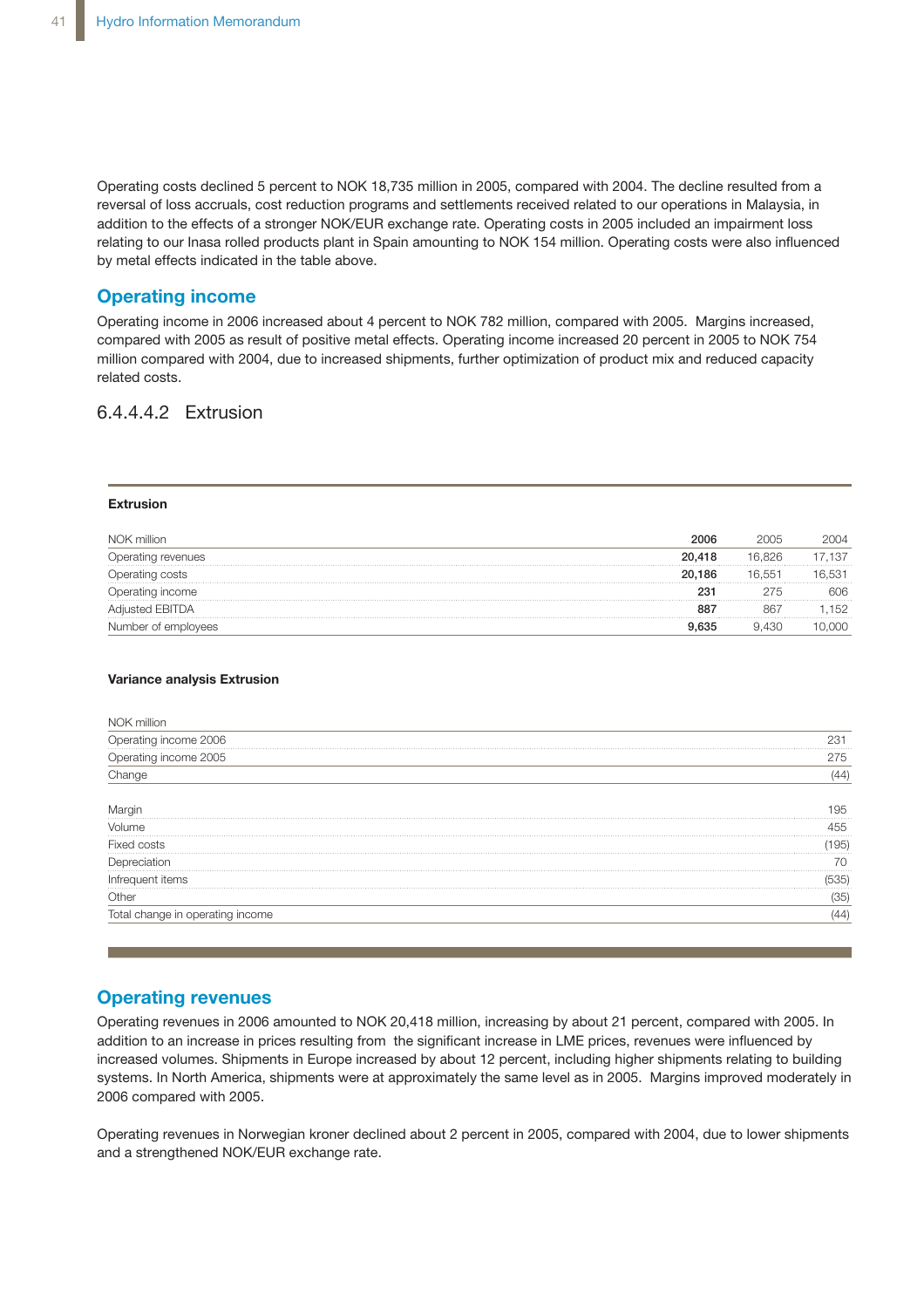Operating costs declined 5 percent to NOK 18,735 million in 2005, compared with 2004. The decline resulted from a reversal of loss accruals, cost reduction programs and settlements received related to our operations in Malaysia, in addition to the effects of a stronger NOK/EUR exchange rate. Operating costs in 2005 included an impairment loss relating to our Inasa rolled products plant in Spain amounting to NOK 154 million. Operating costs were also influenced by metal effects indicated in the table above.

## Operating income

Operating income in 2006 increased about 4 percent to NOK 782 million, compared with 2005. Margins increased, compared with 2005 as result of positive metal effects. Operating income increased 20 percent in 2005 to NOK 754 million compared with 2004, due to increased shipments, further optimization of product mix and reduced capacity related costs.

### 6.4.4.4.2 Extrusion

**Extrusion**

| NOK million | **2006** | 2005 | 2004 |
|---|---|---|---|
| Operating revenues | **20,418** | 16,826 | 17,137 |
| Operating costs | **20,186** | 16,551 | 16,531 |
| Operating income | **231** | 275 | 606 |
| Adjusted EBITDA | **887** | 867 | 1,152 |
| Number of employees | **9,635** | 9,430 | 10,000 |

**Variance analysis Extrusion**

| NOK million | |
|---|---|
| Operating income 2006 | 231 |
| Operating income 2005 | 275 |
| Change | (44) |
| | |
| Margin | 195 |
| Volume | 455 |
| Fixed costs | (195) |
| Depreciation | 70 |
| Infrequent items | (535) |
| Other | (35) |
| Total change in operating income | (44) |

## Operating revenues

Operating revenues in 2006 amounted to NOK 20,418 million, increasing by about 21 percent, compared with 2005. In addition to an increase in prices resulting from the significant increase in LME prices, revenues were influenced by increased volumes. Shipments in Europe increased by about 12 percent, including higher shipments relating to building systems. In North America, shipments were at approximately the same level as in 2005. Margins improved moderately in 2006 compared with 2005.

Operating revenues in Norwegian kroner declined about 2 percent in 2005, compared with 2004, due to lower shipments and a strengthened NOK/EUR exchange rate.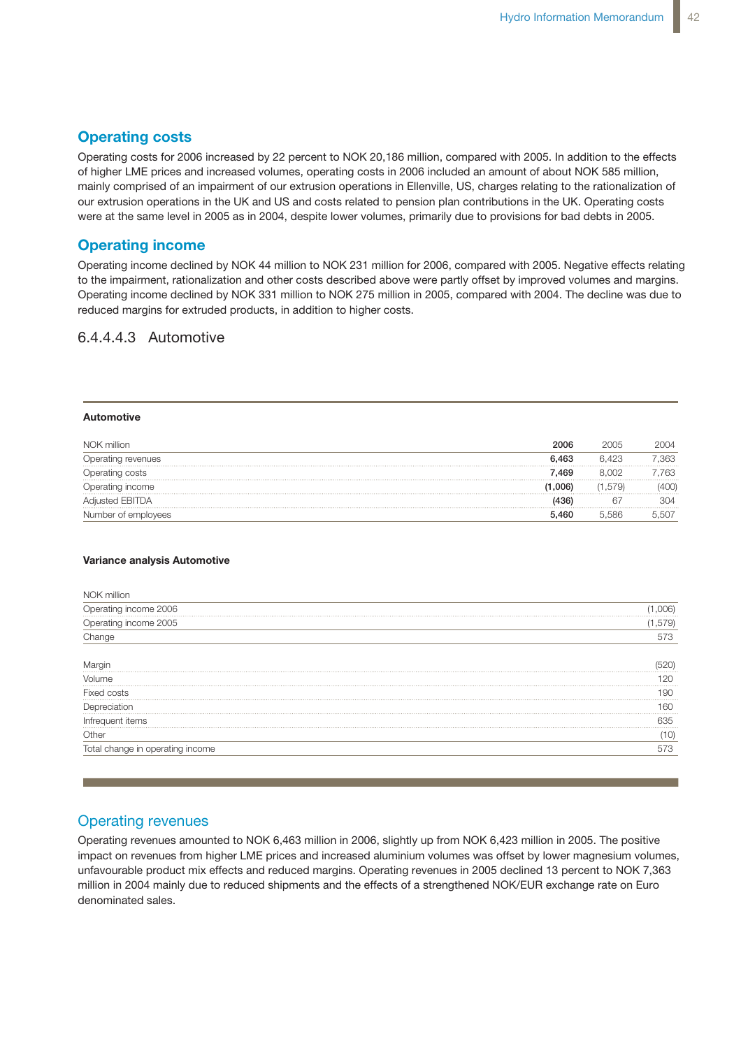## Operating costs

Operating costs for 2006 increased by 22 percent to NOK 20,186 million, compared with 2005. In addition to the effects of higher LME prices and increased volumes, operating costs in 2006 included an amount of about NOK 585 million, mainly comprised of an impairment of our extrusion operations in Ellenville, US, charges relating to the rationalization of our extrusion operations in the UK and US and costs related to pension plan contributions in the UK. Operating costs were at the same level in 2005 as in 2004, despite lower volumes, primarily due to provisions for bad debts in 2005.

## Operating income

Operating income declined by NOK 44 million to NOK 231 million for 2006, compared with 2005. Negative effects relating to the impairment, rationalization and other costs described above were partly offset by improved volumes and margins. Operating income declined by NOK 331 million to NOK 275 million in 2005, compared with 2004. The decline was due to reduced margins for extruded products, in addition to higher costs.

### 6.4.4.4.3 Automotive

**Automotive**

| NOK million | **2006** | 2005 | 2004 |
|---|---|---|---|
| Operating revenues | **6,463** | 6,423 | 7,363 |
| Operating costs | **7,469** | 8,002 | 7,763 |
| Operating income | **(1,006)** | (1,579) | (400) |
| Adjusted EBITDA | **(436)** | 67 | 304 |
| Number of employees | **5,460** | 5,586 | 5,507 |

**Variance analysis Automotive**

| NOK million | |
|---|---|
| Operating income 2006 | (1,006) |
| Operating income 2005 | (1,579) |
| Change | 573 |
| | |
| Margin | (520) |
| Volume | 120 |
| Fixed costs | 190 |
| Depreciation | 160 |
| Infrequent items | 635 |
| Other | (10) |
| Total change in operating income | 573 |

## Operating revenues

Operating revenues amounted to NOK 6,463 million in 2006, slightly up from NOK 6,423 million in 2005. The positive impact on revenues from higher LME prices and increased aluminium volumes was offset by lower magnesium volumes, unfavourable product mix effects and reduced margins. Operating revenues in 2005 declined 13 percent to NOK 7,363 million in 2004 mainly due to reduced shipments and the effects of a strengthened NOK/EUR exchange rate on Euro denominated sales.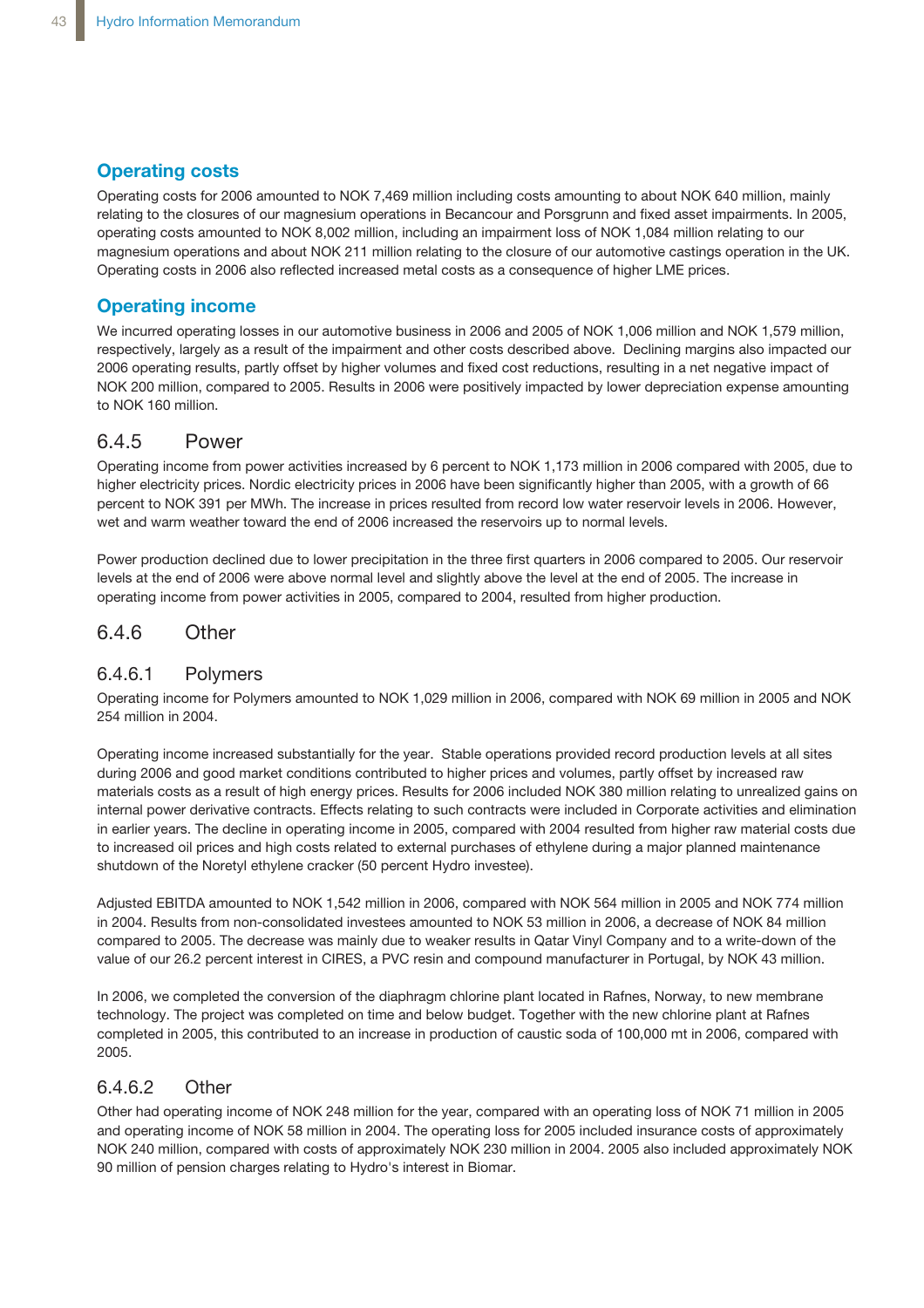### Operating costs

Operating costs for 2006 amounted to NOK 7,469 million including costs amounting to about NOK 640 million, mainly relating to the closures of our magnesium operations in Becancour and Porsgrunn and fixed asset impairments. In 2005, operating costs amounted to NOK 8,002 million, including an impairment loss of NOK 1,084 million relating to our magnesium operations and about NOK 211 million relating to the closure of our automotive castings operation in the UK. Operating costs in 2006 also reflected increased metal costs as a consequence of higher LME prices.

### Operating income

We incurred operating losses in our automotive business in 2006 and 2005 of NOK 1,006 million and NOK 1,579 million, respectively, largely as a result of the impairment and other costs described above. Declining margins also impacted our 2006 operating results, partly offset by higher volumes and fixed cost reductions, resulting in a net negative impact of NOK 200 million, compared to 2005. Results in 2006 were positively impacted by lower depreciation expense amounting to NOK 160 million.

## 6.4.5 Power

Operating income from power activities increased by 6 percent to NOK 1,173 million in 2006 compared with 2005, due to higher electricity prices. Nordic electricity prices in 2006 have been significantly higher than 2005, with a growth of 66 percent to NOK 391 per MWh. The increase in prices resulted from record low water reservoir levels in 2006. However, wet and warm weather toward the end of 2006 increased the reservoirs up to normal levels.

Power production declined due to lower precipitation in the three first quarters in 2006 compared to 2005. Our reservoir levels at the end of 2006 were above normal level and slightly above the level at the end of 2005. The increase in operating income from power activities in 2005, compared to 2004, resulted from higher production.

## 6.4.6 Other

### 6.4.6.1 Polymers

Operating income for Polymers amounted to NOK 1,029 million in 2006, compared with NOK 69 million in 2005 and NOK 254 million in 2004.

Operating income increased substantially for the year. Stable operations provided record production levels at all sites during 2006 and good market conditions contributed to higher prices and volumes, partly offset by increased raw materials costs as a result of high energy prices. Results for 2006 included NOK 380 million relating to unrealized gains on internal power derivative contracts. Effects relating to such contracts were included in Corporate activities and elimination in earlier years. The decline in operating income in 2005, compared with 2004 resulted from higher raw material costs due to increased oil prices and high costs related to external purchases of ethylene during a major planned maintenance shutdown of the Noretyl ethylene cracker (50 percent Hydro investee).

Adjusted EBITDA amounted to NOK 1,542 million in 2006, compared with NOK 564 million in 2005 and NOK 774 million in 2004. Results from non-consolidated investees amounted to NOK 53 million in 2006, a decrease of NOK 84 million compared to 2005. The decrease was mainly due to weaker results in Qatar Vinyl Company and to a write-down of the value of our 26.2 percent interest in CIRES, a PVC resin and compound manufacturer in Portugal, by NOK 43 million.

In 2006, we completed the conversion of the diaphragm chlorine plant located in Rafnes, Norway, to new membrane technology. The project was completed on time and below budget. Together with the new chlorine plant at Rafnes completed in 2005, this contributed to an increase in production of caustic soda of 100,000 mt in 2006, compared with 2005.

### 6.4.6.2 Other

Other had operating income of NOK 248 million for the year, compared with an operating loss of NOK 71 million in 2005 and operating income of NOK 58 million in 2004. The operating loss for 2005 included insurance costs of approximately NOK 240 million, compared with costs of approximately NOK 230 million in 2004. 2005 also included approximately NOK 90 million of pension charges relating to Hydro's interest in Biomar.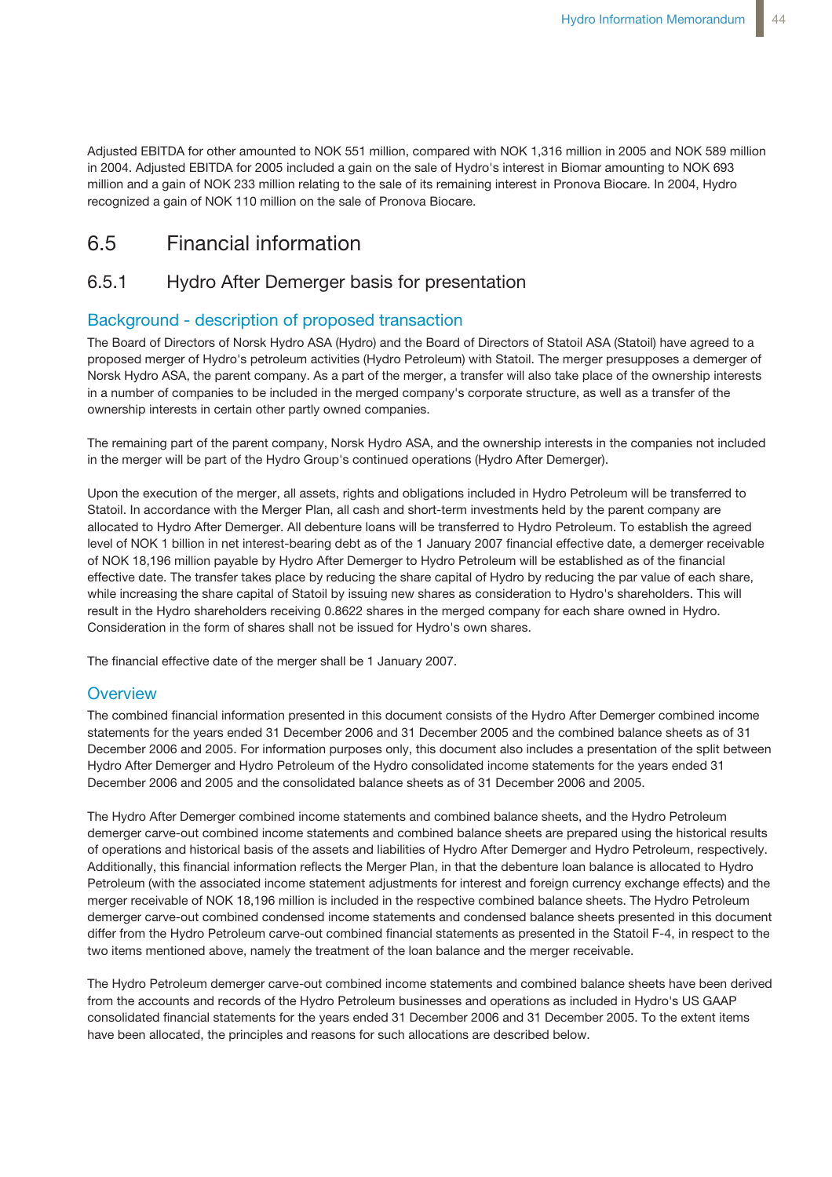Adjusted EBITDA for other amounted to NOK 551 million, compared with NOK 1,316 million in 2005 and NOK 589 million in 2004. Adjusted EBITDA for 2005 included a gain on the sale of Hydro's interest in Biomar amounting to NOK 693 million and a gain of NOK 233 million relating to the sale of its remaining interest in Pronova Biocare. In 2004, Hydro recognized a gain of NOK 110 million on the sale of Pronova Biocare.

## 6.5 Financial information

### 6.5.1 Hydro After Demerger basis for presentation

#### Background - description of proposed transaction

The Board of Directors of Norsk Hydro ASA (Hydro) and the Board of Directors of Statoil ASA (Statoil) have agreed to a proposed merger of Hydro's petroleum activities (Hydro Petroleum) with Statoil. The merger presupposes a demerger of Norsk Hydro ASA, the parent company. As a part of the merger, a transfer will also take place of the ownership interests in a number of companies to be included in the merged company's corporate structure, as well as a transfer of the ownership interests in certain other partly owned companies.

The remaining part of the parent company, Norsk Hydro ASA, and the ownership interests in the companies not included in the merger will be part of the Hydro Group's continued operations (Hydro After Demerger).

Upon the execution of the merger, all assets, rights and obligations included in Hydro Petroleum will be transferred to Statoil. In accordance with the Merger Plan, all cash and short-term investments held by the parent company are allocated to Hydro After Demerger. All debenture loans will be transferred to Hydro Petroleum. To establish the agreed level of NOK 1 billion in net interest-bearing debt as of the 1 January 2007 financial effective date, a demerger receivable of NOK 18,196 million payable by Hydro After Demerger to Hydro Petroleum will be established as of the financial effective date. The transfer takes place by reducing the share capital of Hydro by reducing the par value of each share, while increasing the share capital of Statoil by issuing new shares as consideration to Hydro's shareholders. This will result in the Hydro shareholders receiving 0.8622 shares in the merged company for each share owned in Hydro. Consideration in the form of shares shall not be issued for Hydro's own shares.

The financial effective date of the merger shall be 1 January 2007.

#### Overview

The combined financial information presented in this document consists of the Hydro After Demerger combined income statements for the years ended 31 December 2006 and 31 December 2005 and the combined balance sheets as of 31 December 2006 and 2005. For information purposes only, this document also includes a presentation of the split between Hydro After Demerger and Hydro Petroleum of the Hydro consolidated income statements for the years ended 31 December 2006 and 2005 and the consolidated balance sheets as of 31 December 2006 and 2005.

The Hydro After Demerger combined income statements and combined balance sheets, and the Hydro Petroleum demerger carve-out combined income statements and combined balance sheets are prepared using the historical results of operations and historical basis of the assets and liabilities of Hydro After Demerger and Hydro Petroleum, respectively. Additionally, this financial information reflects the Merger Plan, in that the debenture loan balance is allocated to Hydro Petroleum (with the associated income statement adjustments for interest and foreign currency exchange effects) and the merger receivable of NOK 18,196 million is included in the respective combined balance sheets. The Hydro Petroleum demerger carve-out combined condensed income statements and condensed balance sheets presented in this document differ from the Hydro Petroleum carve-out combined financial statements as presented in the Statoil F-4, in respect to the two items mentioned above, namely the treatment of the loan balance and the merger receivable.

The Hydro Petroleum demerger carve-out combined income statements and combined balance sheets have been derived from the accounts and records of the Hydro Petroleum businesses and operations as included in Hydro's US GAAP consolidated financial statements for the years ended 31 December 2006 and 31 December 2005. To the extent items have been allocated, the principles and reasons for such allocations are described below.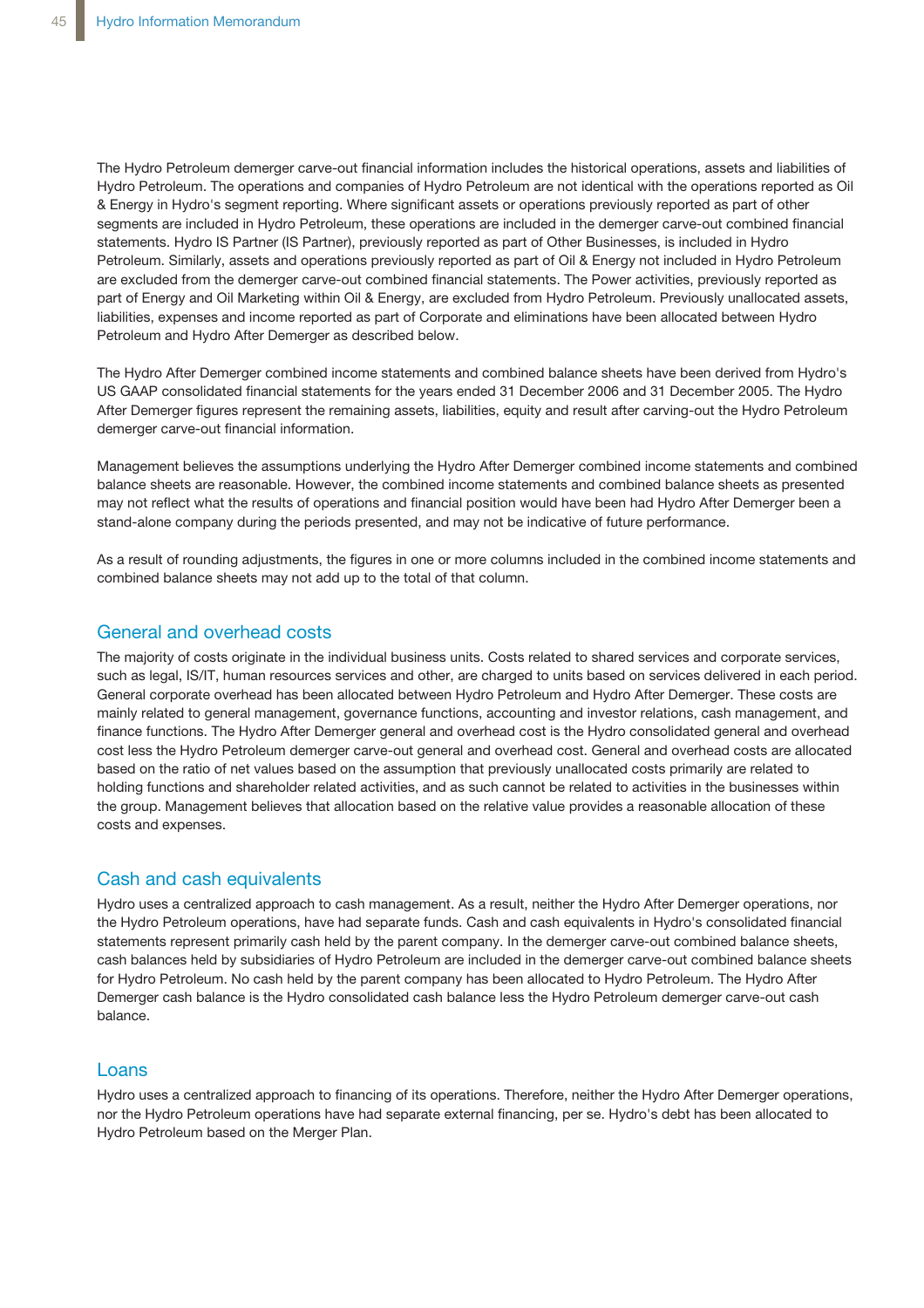The Hydro Petroleum demerger carve-out financial information includes the historical operations, assets and liabilities of Hydro Petroleum. The operations and companies of Hydro Petroleum are not identical with the operations reported as Oil & Energy in Hydro's segment reporting. Where significant assets or operations previously reported as part of other segments are included in Hydro Petroleum, these operations are included in the demerger carve-out combined financial statements. Hydro IS Partner (IS Partner), previously reported as part of Other Businesses, is included in Hydro Petroleum. Similarly, assets and operations previously reported as part of Oil & Energy not included in Hydro Petroleum are excluded from the demerger carve-out combined financial statements. The Power activities, previously reported as part of Energy and Oil Marketing within Oil & Energy, are excluded from Hydro Petroleum. Previously unallocated assets, liabilities, expenses and income reported as part of Corporate and eliminations have been allocated between Hydro Petroleum and Hydro After Demerger as described below.

The Hydro After Demerger combined income statements and combined balance sheets have been derived from Hydro's US GAAP consolidated financial statements for the years ended 31 December 2006 and 31 December 2005. The Hydro After Demerger figures represent the remaining assets, liabilities, equity and result after carving-out the Hydro Petroleum demerger carve-out financial information.

Management believes the assumptions underlying the Hydro After Demerger combined income statements and combined balance sheets are reasonable. However, the combined income statements and combined balance sheets as presented may not reflect what the results of operations and financial position would have been had Hydro After Demerger been a stand-alone company during the periods presented, and may not be indicative of future performance.

As a result of rounding adjustments, the figures in one or more columns included in the combined income statements and combined balance sheets may not add up to the total of that column.

## General and overhead costs

The majority of costs originate in the individual business units. Costs related to shared services and corporate services, such as legal, IS/IT, human resources services and other, are charged to units based on services delivered in each period. General corporate overhead has been allocated between Hydro Petroleum and Hydro After Demerger. These costs are mainly related to general management, governance functions, accounting and investor relations, cash management, and finance functions. The Hydro After Demerger general and overhead cost is the Hydro consolidated general and overhead cost less the Hydro Petroleum demerger carve-out general and overhead cost. General and overhead costs are allocated based on the ratio of net values based on the assumption that previously unallocated costs primarily are related to holding functions and shareholder related activities, and as such cannot be related to activities in the businesses within the group. Management believes that allocation based on the relative value provides a reasonable allocation of these costs and expenses.

## Cash and cash equivalents

Hydro uses a centralized approach to cash management. As a result, neither the Hydro After Demerger operations, nor the Hydro Petroleum operations, have had separate funds. Cash and cash equivalents in Hydro's consolidated financial statements represent primarily cash held by the parent company. In the demerger carve-out combined balance sheets, cash balances held by subsidiaries of Hydro Petroleum are included in the demerger carve-out combined balance sheets for Hydro Petroleum. No cash held by the parent company has been allocated to Hydro Petroleum. The Hydro After Demerger cash balance is the Hydro consolidated cash balance less the Hydro Petroleum demerger carve-out cash balance.

## Loans

Hydro uses a centralized approach to financing of its operations. Therefore, neither the Hydro After Demerger operations, nor the Hydro Petroleum operations have had separate external financing, per se. Hydro's debt has been allocated to Hydro Petroleum based on the Merger Plan.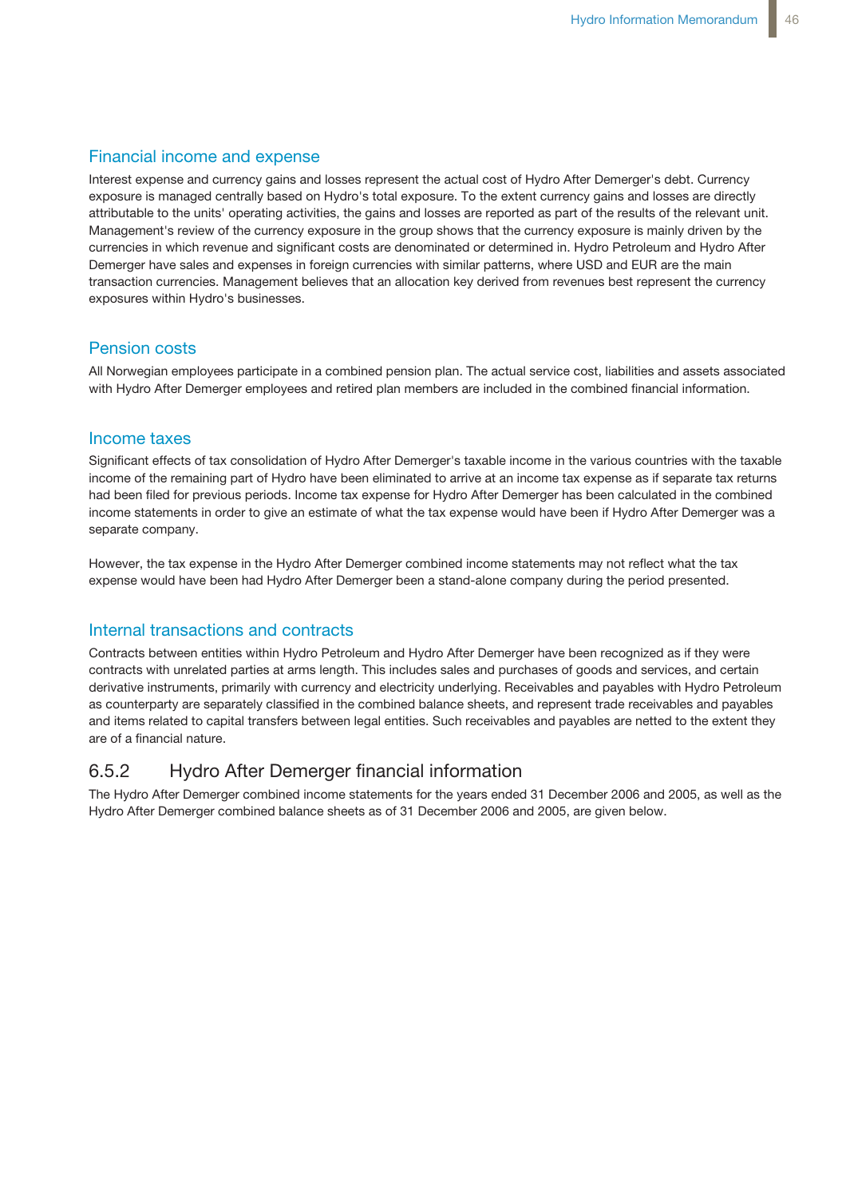### Financial income and expense

Interest expense and currency gains and losses represent the actual cost of Hydro After Demerger's debt. Currency exposure is managed centrally based on Hydro's total exposure. To the extent currency gains and losses are directly attributable to the units' operating activities, the gains and losses are reported as part of the results of the relevant unit. Management's review of the currency exposure in the group shows that the currency exposure is mainly driven by the currencies in which revenue and significant costs are denominated or determined in. Hydro Petroleum and Hydro After Demerger have sales and expenses in foreign currencies with similar patterns, where USD and EUR are the main transaction currencies. Management believes that an allocation key derived from revenues best represent the currency exposures within Hydro's businesses.

### Pension costs

All Norwegian employees participate in a combined pension plan. The actual service cost, liabilities and assets associated with Hydro After Demerger employees and retired plan members are included in the combined financial information.

### Income taxes

Significant effects of tax consolidation of Hydro After Demerger's taxable income in the various countries with the taxable income of the remaining part of Hydro have been eliminated to arrive at an income tax expense as if separate tax returns had been filed for previous periods. Income tax expense for Hydro After Demerger has been calculated in the combined income statements in order to give an estimate of what the tax expense would have been if Hydro After Demerger was a separate company.

However, the tax expense in the Hydro After Demerger combined income statements may not reflect what the tax expense would have been had Hydro After Demerger been a stand-alone company during the period presented.

### Internal transactions and contracts

Contracts between entities within Hydro Petroleum and Hydro After Demerger have been recognized as if they were contracts with unrelated parties at arms length. This includes sales and purchases of goods and services, and certain derivative instruments, primarily with currency and electricity underlying. Receivables and payables with Hydro Petroleum as counterparty are separately classified in the combined balance sheets, and represent trade receivables and payables and items related to capital transfers between legal entities. Such receivables and payables are netted to the extent they are of a financial nature.

## 6.5.2 Hydro After Demerger financial information

The Hydro After Demerger combined income statements for the years ended 31 December 2006 and 2005, as well as the Hydro After Demerger combined balance sheets as of 31 December 2006 and 2005, are given below.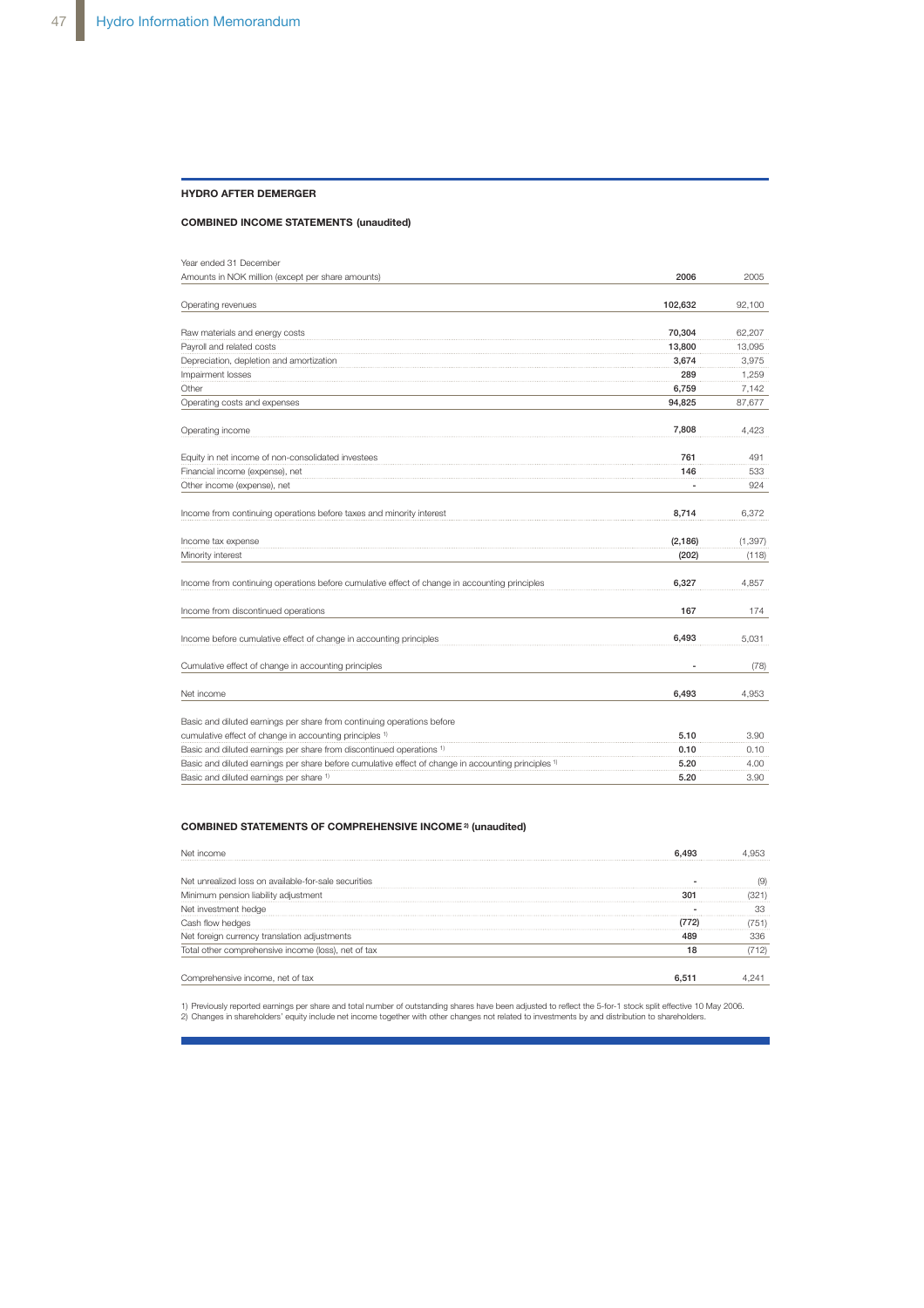## HYDRO AFTER DEMERGER

### COMBINED INCOME STATEMENTS (unaudited)

| Year ended 31 December<br>Amounts in NOK million (except per share amounts) | 2006 | 2005 |
|---|---|---|
| Operating revenues | 102,632 | 92,100 |
| Raw materials and energy costs | 70,304 | 62,207 |
| Payroll and related costs | 13,800 | 13,095 |
| Depreciation, depletion and amortization | 3,674 | 3,975 |
| Impairment losses | 289 | 1,259 |
| Other | 6,759 | 7,142 |
| Operating costs and expenses | 94,825 | 87,677 |
| Operating income | 7,808 | 4,423 |
| Equity in net income of non-consolidated investees | 761 | 491 |
| Financial income (expense), net | 146 | 533 |
| Other income (expense), net | - | 924 |
| Income from continuing operations before taxes and minority interest | 8,714 | 6,372 |
| Income tax expense | (2,186) | (1,397) |
| Minority interest | (202) | (118) |
| Income from continuing operations before cumulative effect of change in accounting principles | 6,327 | 4,857 |
| Income from discontinued operations | 167 | 174 |
| Income before cumulative effect of change in accounting principles | 6,493 | 5,031 |
| Cumulative effect of change in accounting principles | - | (78) |
| Net income | 6,493 | 4,953 |
| Basic and diluted earnings per share from continuing operations before cumulative effect of change in accounting principles [1] | 5.10 | 3.90 |
| Basic and diluted earnings per share from discontinued operations [1] | 0.10 | 0.10 |
| Basic and diluted earnings per share before cumulative effect of change in accounting principles [1] | 5.20 | 4.00 |
| Basic and diluted earnings per share [1] | 5.20 | 3.90 |

### COMBINED STATEMENTS OF COMPREHENSIVE INCOME [2] (unaudited)

| | 2006 | 2005 |
|---|---|---|
| Net income | 6,493 | 4,953 |
| Net unrealized loss on available-for-sale securities | - | (9) |
| Minimum pension liability adjustment | 301 | (321) |
| Net investment hedge | - | 33 |
| Cash flow hedges | (772) | (751) |
| Net foreign currency translation adjustments | 489 | 336 |
| Total other comprehensive income (loss), net of tax | 18 | (712) |
| Comprehensive income, net of tax | 6,511 | 4,241 |

1) Previously reported earnings per share and total number of outstanding shares have been adjusted to reflect the 5-for-1 stock split effective 10 May 2006.
2) Changes in shareholders' equity include net income together with other changes not related to investments by and distribution to shareholders.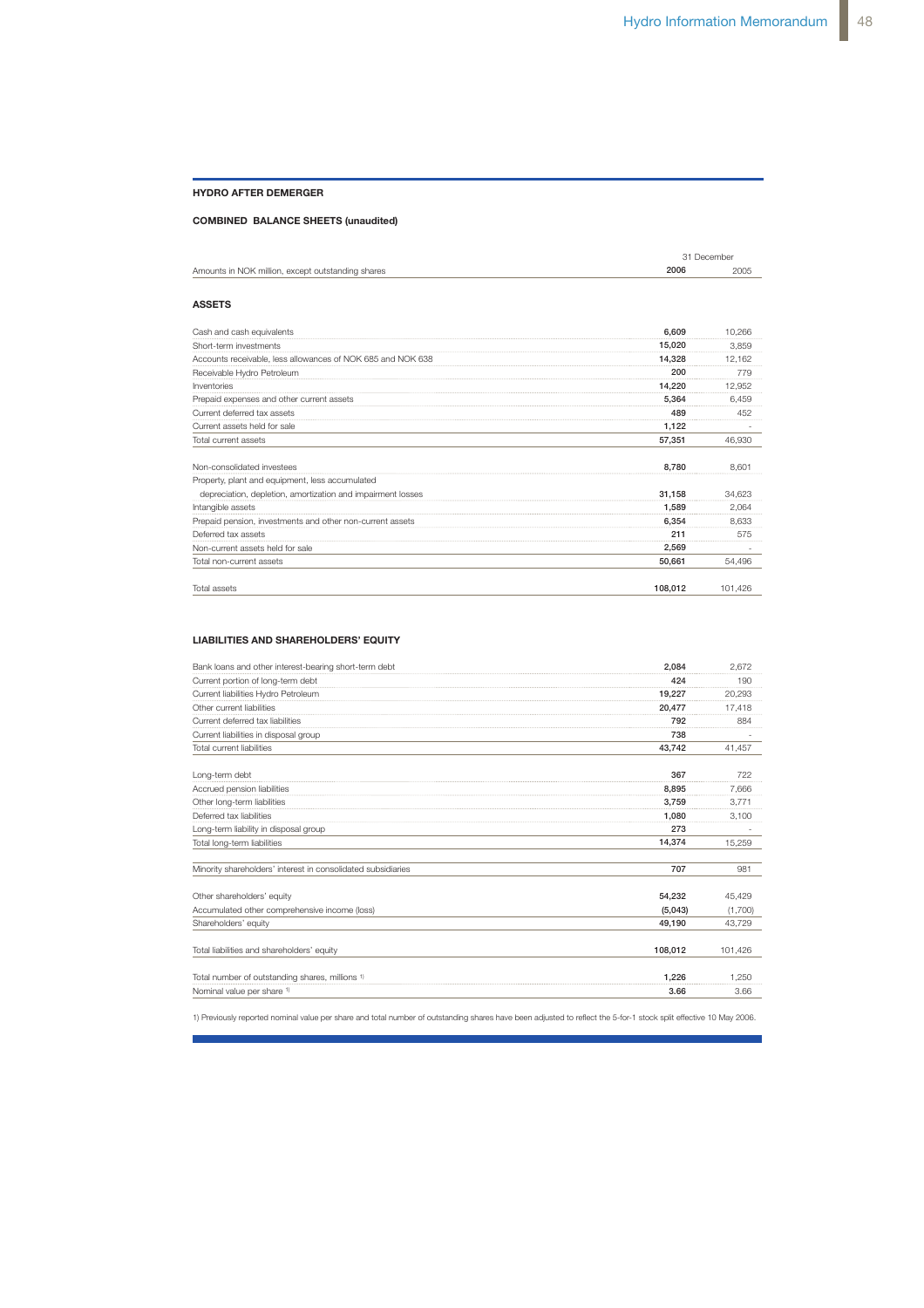### HYDRO AFTER DEMERGER

### COMBINED BALANCE SHEETS (unaudited)

| Amounts in NOK million, except outstanding shares | 31 December 2006 | 2005 |
|---|---|---|
| **ASSETS** | | |
| Cash and cash equivalents | 6,609 | 10,266 |
| Short-term investments | 15,020 | 3,859 |
| Accounts receivable, less allowances of NOK 685 and NOK 638 | 14,328 | 12,162 |
| Receivable Hydro Petroleum | 200 | 779 |
| Inventories | 14,220 | 12,952 |
| Prepaid expenses and other current assets | 5,364 | 6,459 |
| Current deferred tax assets | 489 | 452 |
| Current assets held for sale | 1,122 | - |
| Total current assets | 57,351 | 46,930 |
| | | |
| Non-consolidated investees | 8,780 | 8,601 |
| Property, plant and equipment, less accumulated depreciation, depletion, amortization and impairment losses | 31,158 | 34,623 |
| Intangible assets | 1,589 | 2,064 |
| Prepaid pension, investments and other non-current assets | 6,354 | 8,633 |
| Deferred tax assets | 211 | 575 |
| Non-current assets held for sale | 2,569 | - |
| Total non-current assets | 50,661 | 54,496 |
| | | |
| Total assets | 108,012 | 101,426 |
| | | |
| **LIABILITIES AND SHAREHOLDERS' EQUITY** | | |
| Bank loans and other interest-bearing short-term debt | 2,084 | 2,672 |
| Current portion of long-term debt | 424 | 190 |
| Current liabilities Hydro Petroleum | 19,227 | 20,293 |
| Other current liabilities | 20,477 | 17,418 |
| Current deferred tax liabilities | 792 | 884 |
| Current liabilities in disposal group | 738 | - |
| Total current liabilities | 43,742 | 41,457 |
| | | |
| Long-term debt | 367 | 722 |
| Accrued pension liabilities | 8,895 | 7,666 |
| Other long-term liabilities | 3,759 | 3,771 |
| Deferred tax liabilities | 1,080 | 3,100 |
| Long-term liability in disposal group | 273 | - |
| Total long-term liabilities | 14,374 | 15,259 |
| | | |
| Minority shareholders' interest in consolidated subsidiaries | 707 | 981 |
| | | |
| Other shareholders' equity | 54,232 | 45,429 |
| Accumulated other comprehensive income (loss) | (5,043) | (1,700) |
| Shareholders' equity | 49,190 | 43,729 |
| | | |
| Total liabilities and shareholders' equity | 108,012 | 101,426 |
| | | |
| Total number of outstanding shares, millions [1] | 1,226 | 1,250 |
| Nominal value per share [1] | 3.66 | 3.66 |

1) Previously reported nominal value per share and total number of outstanding shares have been adjusted to reflect the 5-for-1 stock split effective 10 May 2006.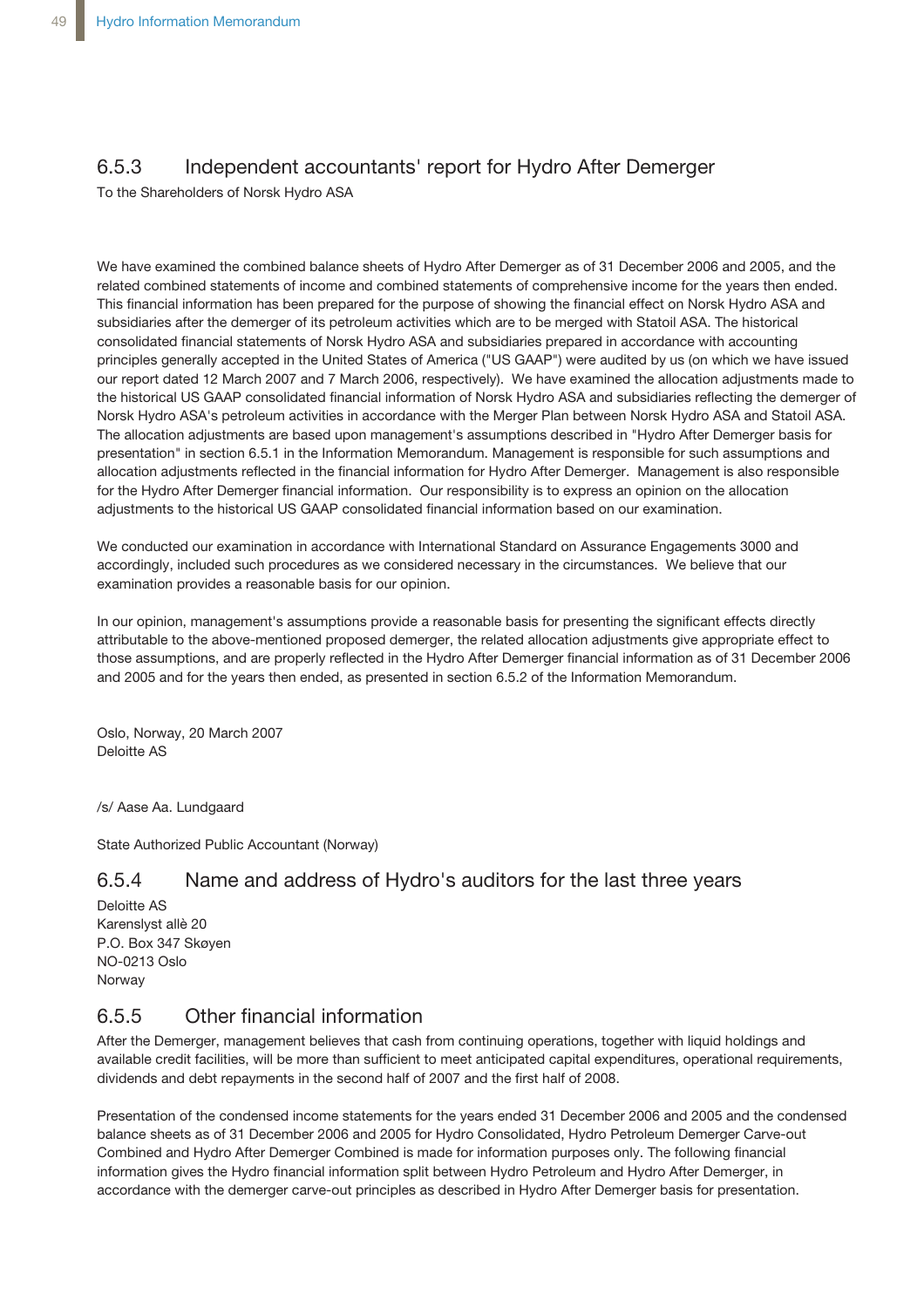### 6.5.3 Independent accountants' report for Hydro After Demerger

To the Shareholders of Norsk Hydro ASA

We have examined the combined balance sheets of Hydro After Demerger as of 31 December 2006 and 2005, and the related combined statements of income and combined statements of comprehensive income for the years then ended. This financial information has been prepared for the purpose of showing the financial effect on Norsk Hydro ASA and subsidiaries after the demerger of its petroleum activities which are to be merged with Statoil ASA. The historical consolidated financial statements of Norsk Hydro ASA and subsidiaries prepared in accordance with accounting principles generally accepted in the United States of America ("US GAAP") were audited by us (on which we have issued our report dated 12 March 2007 and 7 March 2006, respectively). We have examined the allocation adjustments made to the historical US GAAP consolidated financial information of Norsk Hydro ASA and subsidiaries reflecting the demerger of Norsk Hydro ASA's petroleum activities in accordance with the Merger Plan between Norsk Hydro ASA and Statoil ASA. The allocation adjustments are based upon management's assumptions described in "Hydro After Demerger basis for presentation" in section 6.5.1 in the Information Memorandum. Management is responsible for such assumptions and allocation adjustments reflected in the financial information for Hydro After Demerger. Management is also responsible for the Hydro After Demerger financial information. Our responsibility is to express an opinion on the allocation adjustments to the historical US GAAP consolidated financial information based on our examination.

We conducted our examination in accordance with International Standard on Assurance Engagements 3000 and accordingly, included such procedures as we considered necessary in the circumstances. We believe that our examination provides a reasonable basis for our opinion.

In our opinion, management's assumptions provide a reasonable basis for presenting the significant effects directly attributable to the above-mentioned proposed demerger, the related allocation adjustments give appropriate effect to those assumptions, and are properly reflected in the Hydro After Demerger financial information as of 31 December 2006 and 2005 and for the years then ended, as presented in section 6.5.2 of the Information Memorandum.

Oslo, Norway, 20 March 2007
Deloitte AS

/s/ Aase Aa. Lundgaard

State Authorized Public Accountant (Norway)

### 6.5.4 Name and address of Hydro's auditors for the last three years

Deloitte AS
Karenslyst allè 20
P.O. Box 347 Skøyen
NO-0213 Oslo
Norway

### 6.5.5 Other financial information

After the Demerger, management believes that cash from continuing operations, together with liquid holdings and available credit facilities, will be more than sufficient to meet anticipated capital expenditures, operational requirements, dividends and debt repayments in the second half of 2007 and the first half of 2008.

Presentation of the condensed income statements for the years ended 31 December 2006 and 2005 and the condensed balance sheets as of 31 December 2006 and 2005 for Hydro Consolidated, Hydro Petroleum Demerger Carve-out Combined and Hydro After Demerger Combined is made for information purposes only. The following financial information gives the Hydro financial information split between Hydro Petroleum and Hydro After Demerger, in accordance with the demerger carve-out principles as described in Hydro After Demerger basis for presentation.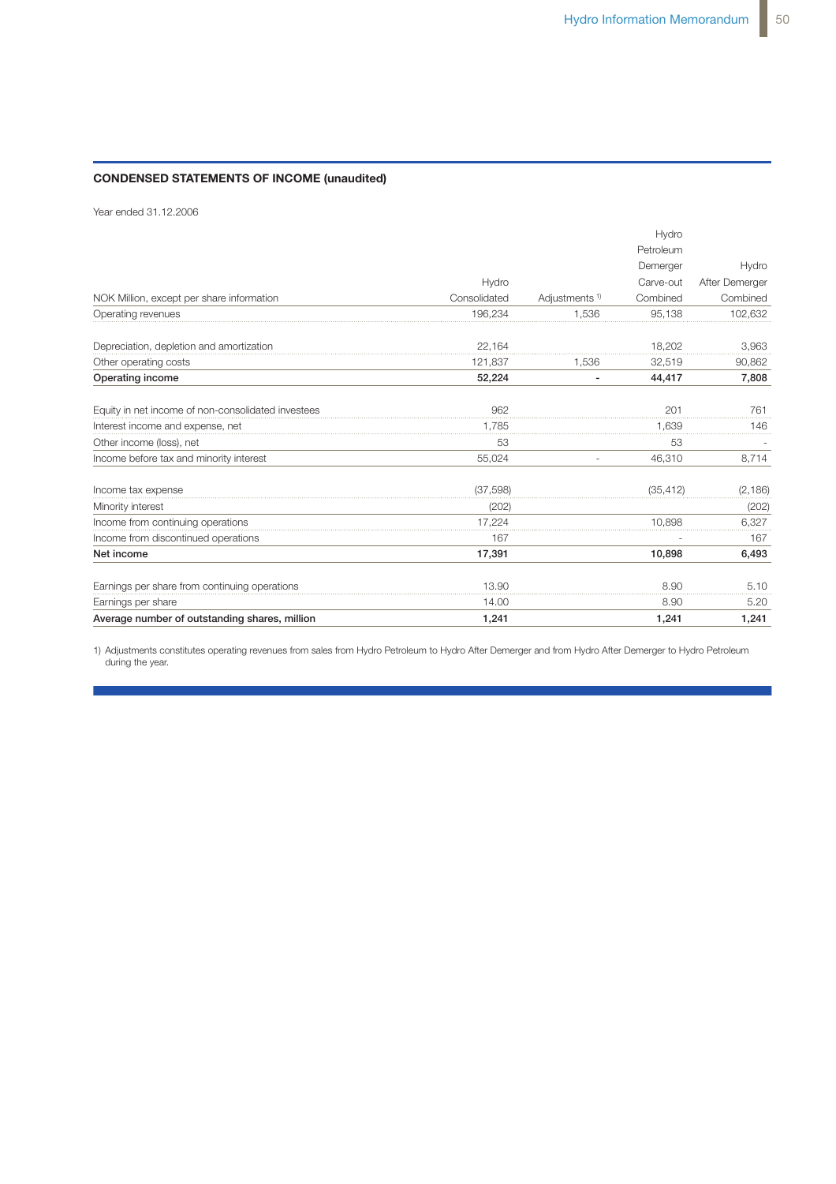**CONDENSED STATEMENTS OF INCOME (unaudited)**

Year ended 31.12.2006

| NOK Million, except per share information | Hydro Consolidated | Adjustments [1] | Hydro Petroleum Demerger Carve-out Combined | Hydro After Demerger Combined |
|---|---|---|---|---|
| Operating revenues | 196,234 | 1,536 | 95,138 | 102,632 |
| | | | | |
| Depreciation, depletion and amortization | 22,164 | | 18,202 | 3,963 |
| Other operating costs | 121,837 | 1,536 | 32,519 | 90,862 |
| **Operating income** | **52,224** | **-** | **44,417** | **7,808** |
| | | | | |
| Equity in net income of non-consolidated investees | 962 | | 201 | 761 |
| Interest income and expense, net | 1,785 | | 1,639 | 146 |
| Other income (loss), net | 53 | | 53 | - |
| Income before tax and minority interest | 55,024 | - | 46,310 | 8,714 |
| | | | | |
| Income tax expense | (37,598) | | (35,412) | (2,186) |
| Minority interest | (202) | | | (202) |
| Income from continuing operations | 17,224 | | 10,898 | 6,327 |
| Income from discontinued operations | 167 | | - | 167 |
| **Net income** | **17,391** | | **10,898** | **6,493** |
| | | | | |
| Earnings per share from continuing operations | 13.90 | | 8.90 | 5.10 |
| Earnings per share | 14.00 | | 8.90 | 5.20 |
| **Average number of outstanding shares, million** | **1,241** | | **1,241** | **1,241** |

1) Adjustments constitutes operating revenues from sales from Hydro Petroleum to Hydro After Demerger and from Hydro After Demerger to Hydro Petroleum during the year.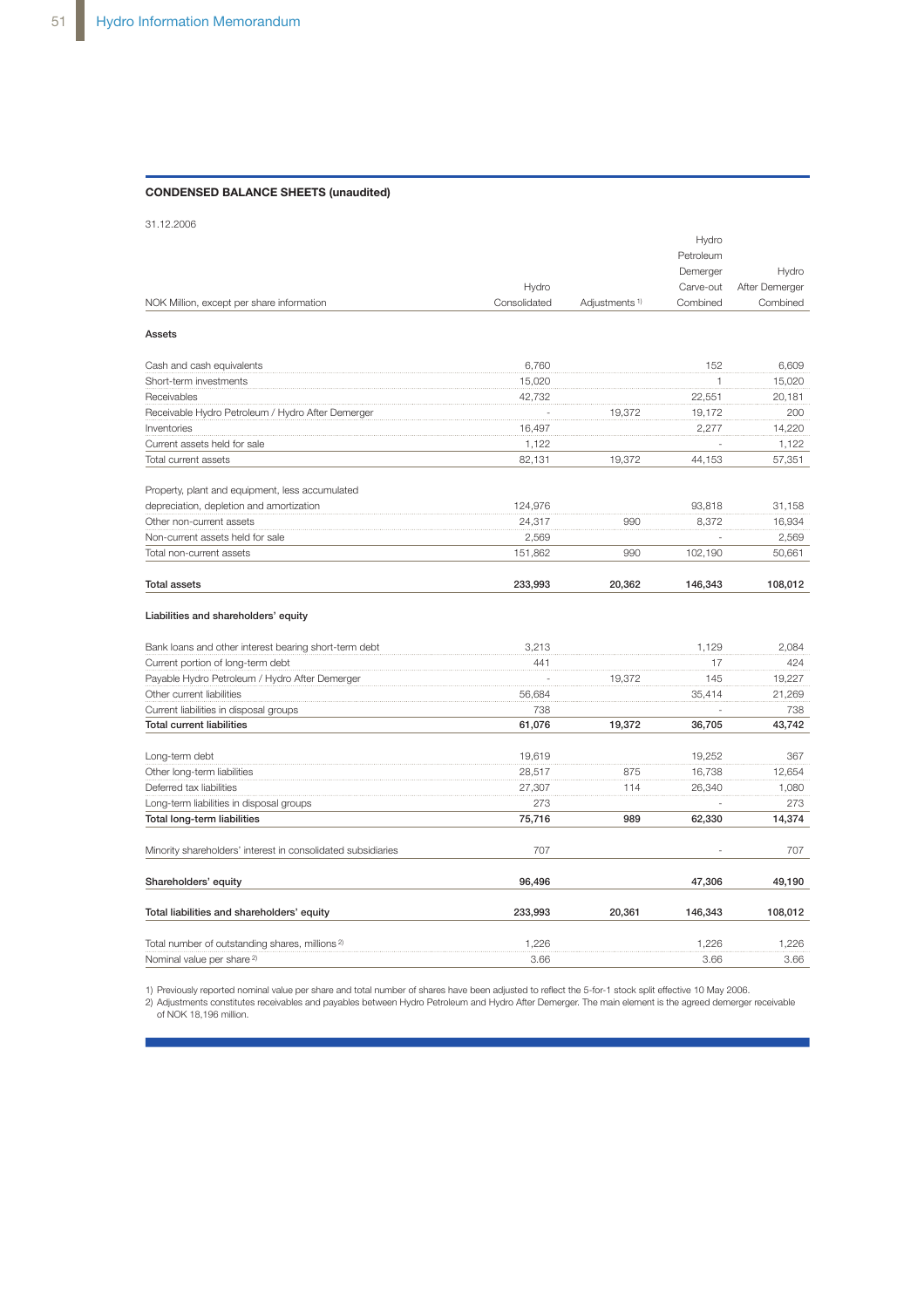**CONDENSED BALANCE SHEETS (unaudited)**

31.12.2006

| NOK Million, except per share information | Hydro Consolidated | Adjustments [1] | Hydro Petroleum Demerger Carve-out Combined | Hydro After Demerger Combined |
|---|---|---|---|---|
| **Assets** | | | | |
| Cash and cash equivalents | 6,760 | | 152 | 6,609 |
| Short-term investments | 15,020 | | 1 | 15,020 |
| Receivables | 42,732 | | 22,551 | 20,181 |
| Receivable Hydro Petroleum / Hydro After Demerger | - | 19,372 | 19,172 | 200 |
| Inventories | 16,497 | | 2,277 | 14,220 |
| Current assets held for sale | 1,122 | | - | 1,122 |
| Total current assets | 82,131 | 19,372 | 44,153 | 57,351 |
| Property, plant and equipment, less accumulated depreciation, depletion and amortization | 124,976 | | 93,818 | 31,158 |
| Other non-current assets | 24,317 | 990 | 8,372 | 16,934 |
| Non-current assets held for sale | 2,569 | | - | 2,569 |
| Total non-current assets | 151,862 | 990 | 102,190 | 50,661 |
| **Total assets** | **233,993** | **20,362** | **146,343** | **108,012** |
| **Liabilities and shareholders' equity** | | | | |
| Bank loans and other interest bearing short-term debt | 3,213 | | 1,129 | 2,084 |
| Current portion of long-term debt | 441 | | 17 | 424 |
| Payable Hydro Petroleum / Hydro After Demerger | - | 19,372 | 145 | 19,227 |
| Other current liabilities | 56,684 | | 35,414 | 21,269 |
| Current liabilities in disposal groups | 738 | | - | 738 |
| **Total current liabilities** | **61,076** | **19,372** | **36,705** | **43,742** |
| Long-term debt | 19,619 | | 19,252 | 367 |
| Other long-term liabilities | 28,517 | 875 | 16,738 | 12,654 |
| Deferred tax liabilities | 27,307 | 114 | 26,340 | 1,080 |
| Long-term liabilities in disposal groups | 273 | | - | 273 |
| **Total long-term liabilities** | **75,716** | **989** | **62,330** | **14,374** |
| Minority shareholders' interest in consolidated subsidiaries | 707 | | - | 707 |
| **Shareholders' equity** | **96,496** | | **47,306** | **49,190** |
| **Total liabilities and shareholders' equity** | **233,993** | **20,361** | **146,343** | **108,012** |
| Total number of outstanding shares, millions [2] | 1,226 | | 1,226 | 1,226 |
| Nominal value per share [2] | 3.66 | | 3.66 | 3.66 |

1) Previously reported nominal value per share and total number of shares have been adjusted to reflect the 5-for-1 stock split effective 10 May 2006.
2) Adjustments constitutes receivables and payables between Hydro Petroleum and Hydro After Demerger. The main element is the agreed demerger receivable of NOK 18,196 million.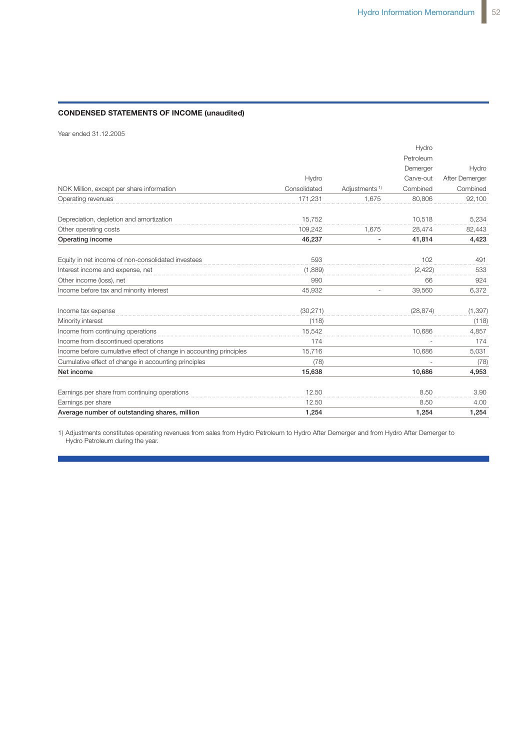## CONDENSED STATEMENTS OF INCOME (unaudited)

Year ended 31.12.2005

| NOK Million, except per share information | Hydro Consolidated | Adjustments [1] | Hydro Petroleum Demerger Carve-out Combined | Hydro After Demerger Combined |
|---|---|---|---|---|
| Operating revenues | 171,231 | 1,675 | 80,806 | 92,100 |
| | | | | |
| Depreciation, depletion and amortization | 15,752 | | 10,518 | 5,234 |
| Other operating costs | 109,242 | 1,675 | 28,474 | 82,443 |
| **Operating income** | **46,237** | **-** | **41,814** | **4,423** |
| | | | | |
| Equity in net income of non-consolidated investees | 593 | | 102 | 491 |
| Interest income and expense, net | (1,889) | | (2,422) | 533 |
| Other income (loss), net | 990 | | 66 | 924 |
| Income before tax and minority interest | 45,932 | - | 39,560 | 6,372 |
| | | | | |
| Income tax expense | (30,271) | | (28,874) | (1,397) |
| Minority interest | (118) | | | (118) |
| Income from continuing operations | 15,542 | | 10,686 | 4,857 |
| Income from discontinued operations | 174 | | - | 174 |
| Income before cumulative effect of change in accounting principles | 15,716 | | 10,686 | 5,031 |
| Cumulative effect of change in accounting principles | (78) | | - | (78) |
| **Net income** | **15,638** | | **10,686** | **4,953** |
| | | | | |
| Earnings per share from continuing operations | 12.50 | | 8.50 | 3.90 |
| Earnings per share | 12.50 | | 8.50 | 4.00 |
| **Average number of outstanding shares, million** | **1,254** | | **1,254** | **1,254** |

1) Adjustments constitutes operating revenues from sales from Hydro Petroleum to Hydro After Demerger and from Hydro After Demerger to Hydro Petroleum during the year.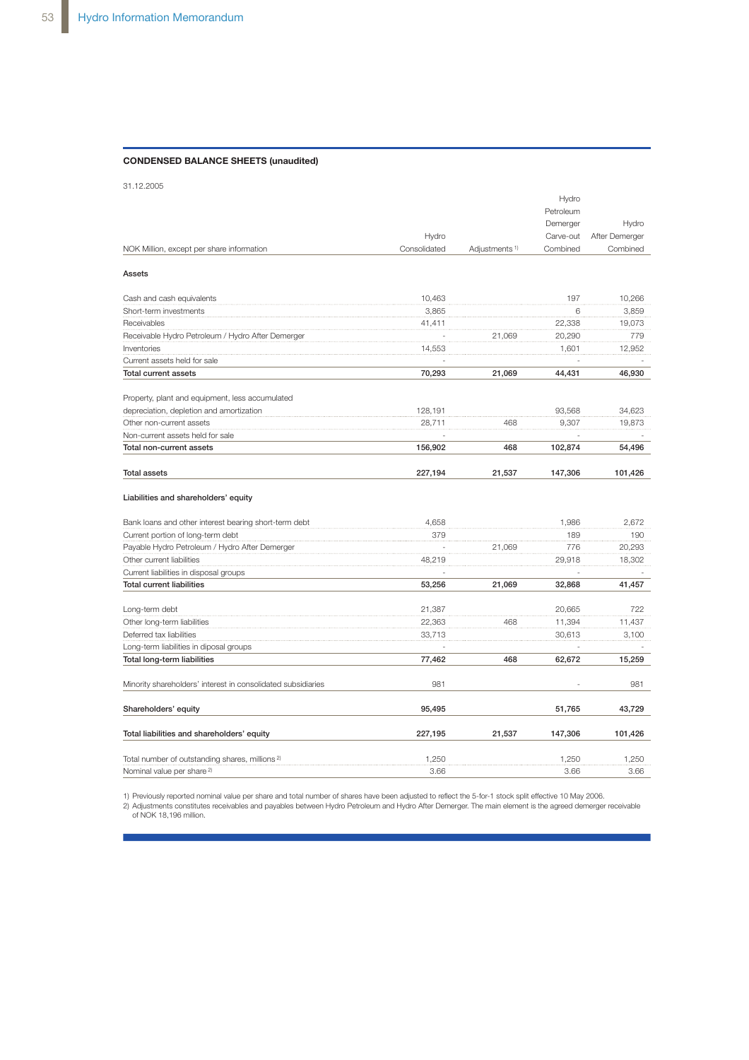**CONDENSED BALANCE SHEETS (unaudited)**

31.12.2005

| NOK Million, except per share information | Hydro Consolidated | Adjustments [1] | Hydro Petroleum Demerger Carve-out Combined | Hydro After Demerger Combined |
|---|---|---|---|---|
| **Assets** | | | | |
| Cash and cash equivalents | 10,463 | | 197 | 10,266 |
| Short-term investments | 3,865 | | 6 | 3,859 |
| Receivables | 41,411 | | 22,338 | 19,073 |
| Receivable Hydro Petroleum / Hydro After Demerger | - | 21,069 | 20,290 | 779 |
| Inventories | 14,553 | | 1,601 | 12,952 |
| Current assets held for sale | - | | - | - |
| **Total current assets** | **70,293** | **21,069** | **44,431** | **46,930** |
| Property, plant and equipment, less accumulated depreciation, depletion and amortization | 128,191 | | 93,568 | 34,623 |
| Other non-current assets | 28,711 | 468 | 9,307 | 19,873 |
| Non-current assets held for sale | - | | - | - |
| **Total non-current assets** | **156,902** | **468** | **102,874** | **54,496** |
| **Total assets** | **227,194** | **21,537** | **147,306** | **101,426** |
| **Liabilities and shareholders' equity** | | | | |
| Bank loans and other interest bearing short-term debt | 4,658 | | 1,986 | 2,672 |
| Current portion of long-term debt | 379 | | 189 | 190 |
| Payable Hydro Petroleum / Hydro After Demerger | - | 21,069 | 776 | 20,293 |
| Other current liabilities | 48,219 | | 29,918 | 18,302 |
| Current liabilities in disposal groups | - | | - | - |
| **Total current liabilities** | **53,256** | **21,069** | **32,868** | **41,457** |
| Long-term debt | 21,387 | | 20,665 | 722 |
| Other long-term liabilities | 22,363 | 468 | 11,394 | 11,437 |
| Deferred tax liabilities | 33,713 | | 30,613 | 3,100 |
| Long-term liabilities in diposal groups | - | | - | - |
| **Total long-term liabilities** | **77,462** | **468** | **62,672** | **15,259** |
| Minority shareholders' interest in consolidated subsidiaries | 981 | | - | 981 |
| **Shareholders' equity** | **95,495** | | **51,765** | **43,729** |
| **Total liabilities and shareholders' equity** | **227,195** | **21,537** | **147,306** | **101,426** |
| Total number of outstanding shares, millions [2] | 1,250 | | 1,250 | 1,250 |
| Nominal value per share [2] | 3.66 | | 3.66 | 3.66 |

1) Previously reported nominal value per share and total number of shares have been adjusted to reflect the 5-for-1 stock split effective 10 May 2006.

2) Adjustments constitutes receivables and payables between Hydro Petroleum and Hydro After Demerger. The main element is the agreed demerger receivable of NOK 18,196 million.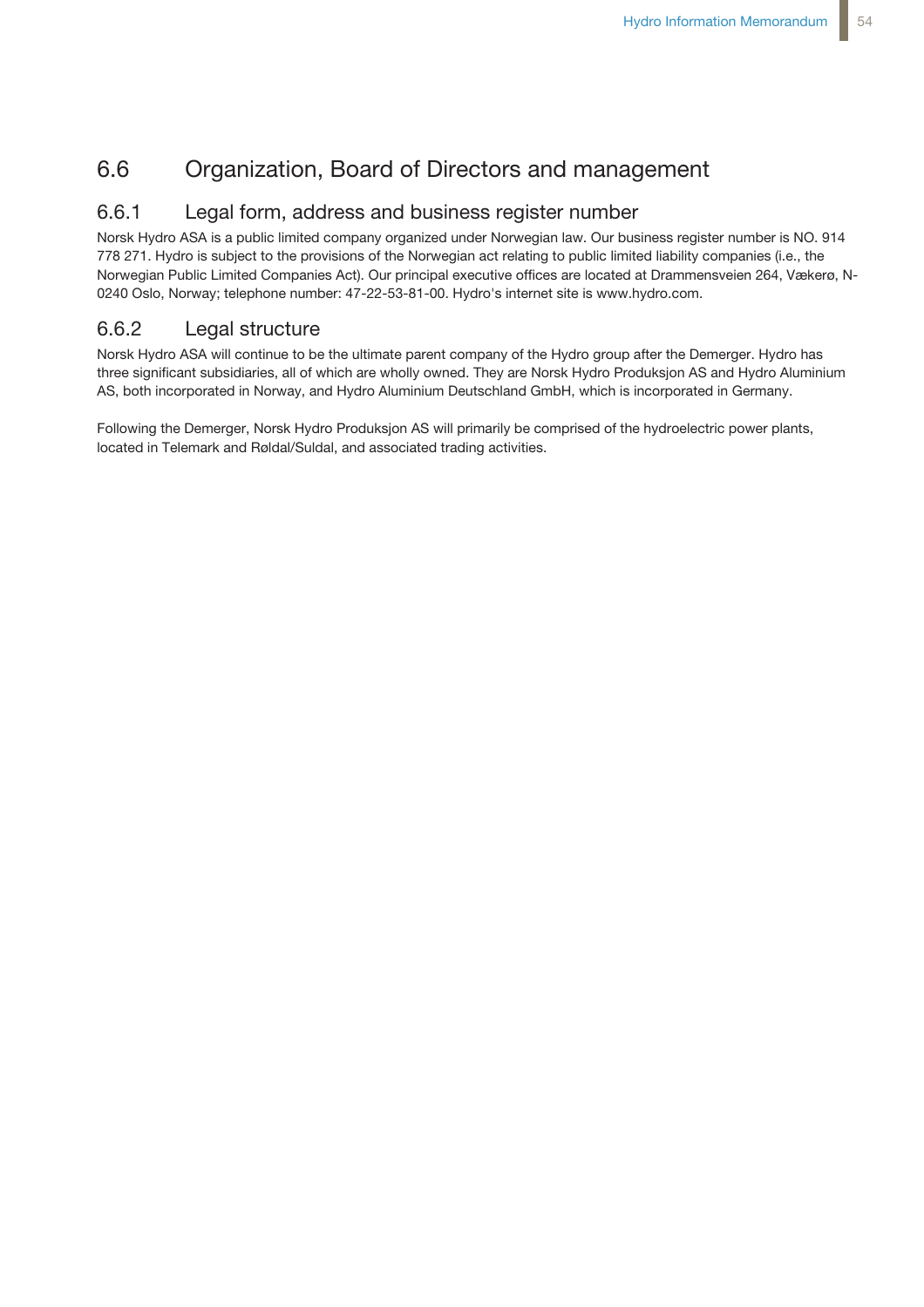## 6.6 Organization, Board of Directors and management

### 6.6.1 Legal form, address and business register number

Norsk Hydro ASA is a public limited company organized under Norwegian law. Our business register number is NO. 914 778 271. Hydro is subject to the provisions of the Norwegian act relating to public limited liability companies (i.e., the Norwegian Public Limited Companies Act). Our principal executive offices are located at Drammensveien 264, Vækerø, N-0240 Oslo, Norway; telephone number: 47-22-53-81-00. Hydro's internet site is www.hydro.com.

### 6.6.2 Legal structure

Norsk Hydro ASA will continue to be the ultimate parent company of the Hydro group after the Demerger. Hydro has three significant subsidiaries, all of which are wholly owned. They are Norsk Hydro Produksjon AS and Hydro Aluminium AS, both incorporated in Norway, and Hydro Aluminium Deutschland GmbH, which is incorporated in Germany.

Following the Demerger, Norsk Hydro Produksjon AS will primarily be comprised of the hydroelectric power plants, located in Telemark and Røldal/Suldal, and associated trading activities.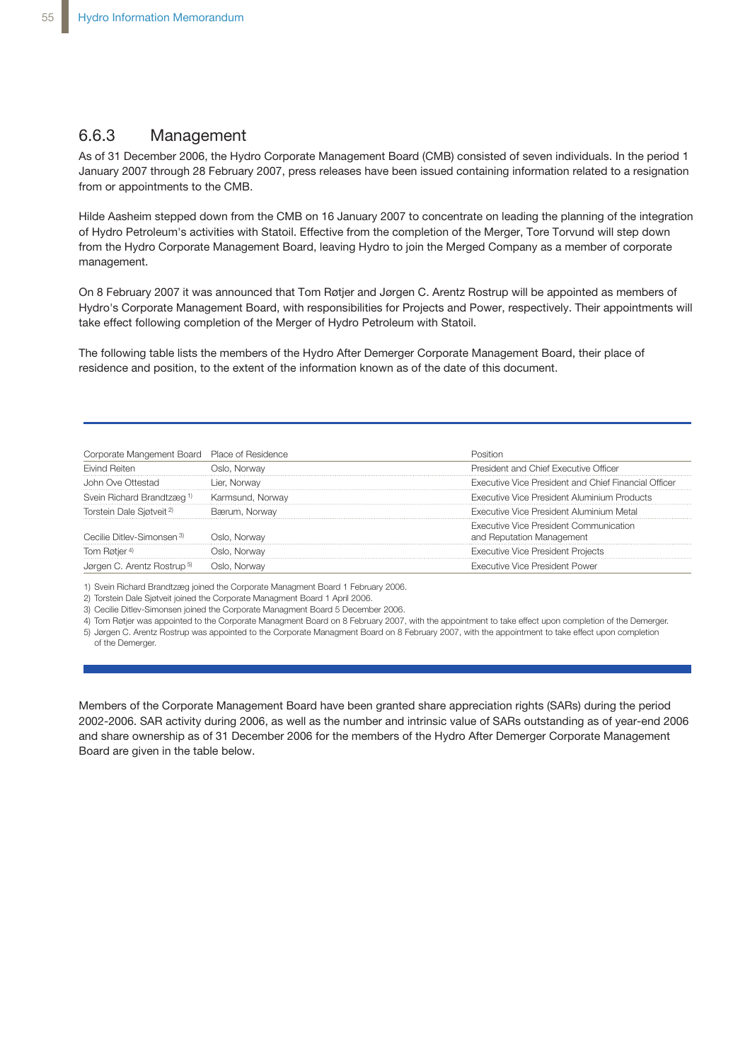### 6.6.3 Management

As of 31 December 2006, the Hydro Corporate Management Board (CMB) consisted of seven individuals. In the period 1 January 2007 through 28 February 2007, press releases have been issued containing information related to a resignation from or appointments to the CMB.

Hilde Aasheim stepped down from the CMB on 16 January 2007 to concentrate on leading the planning of the integration of Hydro Petroleum's activities with Statoil. Effective from the completion of the Merger, Tore Torvund will step down from the Hydro Corporate Management Board, leaving Hydro to join the Merged Company as a member of corporate management.

On 8 February 2007 it was announced that Tom Røtjer and Jørgen C. Arentz Rostrup will be appointed as members of Hydro's Corporate Management Board, with responsibilities for Projects and Power, respectively. Their appointments will take effect following completion of the Merger of Hydro Petroleum with Statoil.

The following table lists the members of the Hydro After Demerger Corporate Management Board, their place of residence and position, to the extent of the information known as of the date of this document.

| Corporate Mangement Board | Place of Residence | Position |
|---|---|---|
| Eivind Reiten | Oslo, Norway | President and Chief Executive Officer |
| John Ove Ottestad | Lier, Norway | Executive Vice President and Chief Financial Officer |
| Svein Richard Brandtzæg [1] | Karmsund, Norway | Executive Vice President Aluminium Products |
| Torstein Dale Sjøtveit [2] | Bærum, Norway | Executive Vice President Aluminium Metal |
| Cecilie Ditlev-Simonsen [3] | Oslo, Norway | Executive Vice President Communication and Reputation Management |
| Tom Røtjer [4] | Oslo, Norway | Executive Vice President Projects |
| Jørgen C. Arentz Rostrup [5] | Oslo, Norway | Executive Vice President Power |

1) Svein Richard Brandtzæg joined the Corporate Managment Board 1 February 2006.
2) Torstein Dale Sjøtveit joined the Corporate Managment Board 1 April 2006.
3) Cecilie Ditlev-Simonsen joined the Corporate Managment Board 5 December 2006.
4) Tom Røtjer was appointed to the Corporate Managment Board on 8 February 2007, with the appointment to take effect upon completion of the Demerger.
5) Jørgen C. Arentz Rostrup was appointed to the Corporate Managment Board on 8 February 2007, with the appointment to take effect upon completion of the Demerger.

Members of the Corporate Management Board have been granted share appreciation rights (SARs) during the period 2002-2006. SAR activity during 2006, as well as the number and intrinsic value of SARs outstanding as of year-end 2006 and share ownership as of 31 December 2006 for the members of the Hydro After Demerger Corporate Management Board are given in the table below.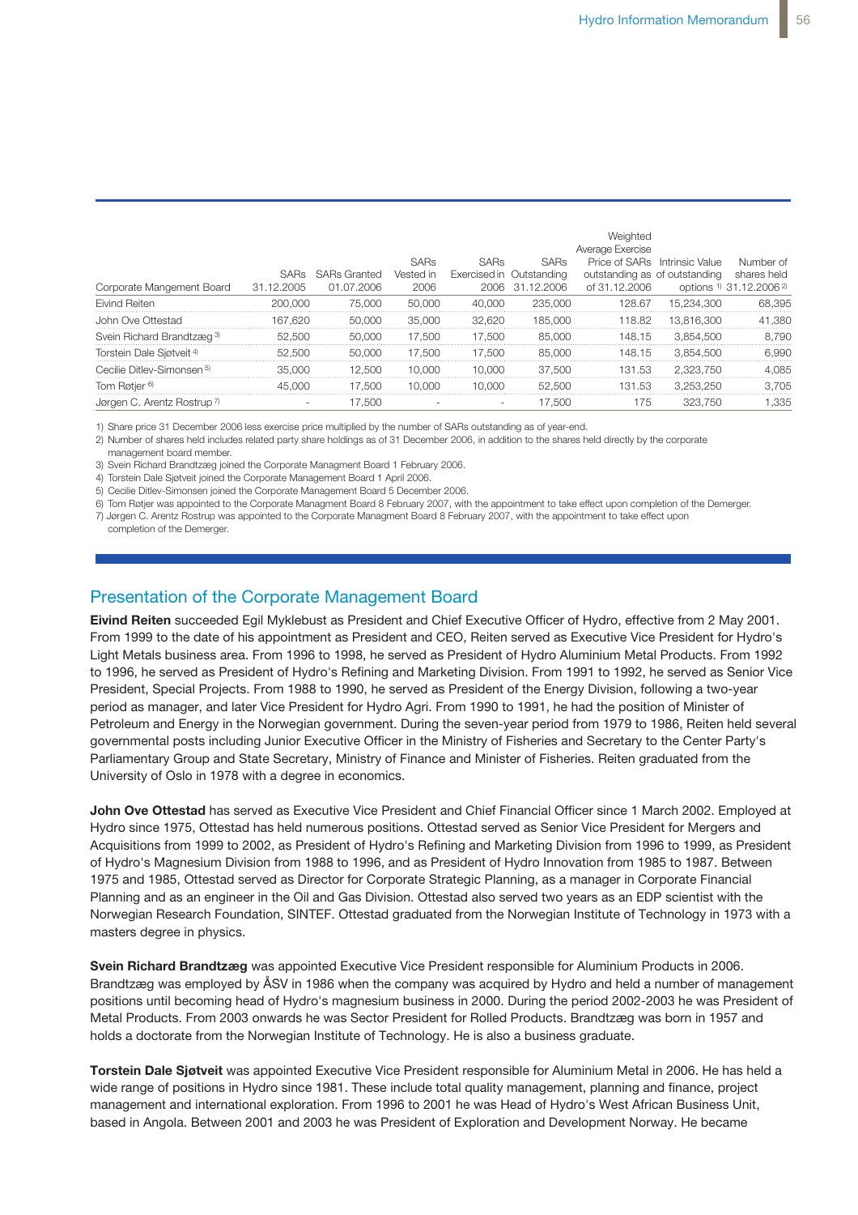| Corporate Mangement Board | SARs 31.12.2005 | SARs Granted 01.07.2006 | SARs Vested in 2006 | SARs Exercised in 2006 | SARs Outstanding 31.12.2006 | Weighted Average Exercise Price of SARs outstanding as of 31.12.2006 | Intrinsic Value of outstanding options [1] | Number of shares held 31.12.2006 [2] |
|---|---|---|---|---|---|---|---|---|
| Eivind Reiten | 200,000 | 75,000 | 50,000 | 40,000 | 235,000 | 128.67 | 15,234,300 | 68,395 |
| John Ove Ottestad | 167,620 | 50,000 | 35,000 | 32,620 | 185,000 | 118.82 | 13,816,300 | 41,380 |
| Svein Richard Brandtzæg [3] | 52,500 | 50,000 | 17,500 | 17,500 | 85,000 | 148.15 | 3,854,500 | 8,790 |
| Torstein Dale Sjøtveit [4] | 52,500 | 50,000 | 17,500 | 17,500 | 85,000 | 148.15 | 3,854,500 | 6,990 |
| Cecilie Ditlev-Simonsen [5] | 35,000 | 12,500 | 10,000 | 10,000 | 37,500 | 131.53 | 2,323,750 | 4,085 |
| Tom Røtjer [6] | 45,000 | 17,500 | 10,000 | 10,000 | 52,500 | 131.53 | 3,253,250 | 3,705 |
| Jørgen C. Arentz Rostrup [7] | - | 17,500 | - | - | 17,500 | 175 | 323,750 | 1,335 |

1) Share price 31 December 2006 less exercise price multiplied by the number of SARs outstanding as of year-end.
2) Number of shares held includes related party share holdings as of 31 December 2006, in addition to the shares held directly by the corporate management board member.
3) Svein Richard Brandtzæg joined the Corporate Managment Board 1 February 2006.
4) Torstein Dale Sjøtveit joined the Corporate Management Board 1 April 2006.
5) Cecilie Ditlev-Simonsen joined the Corporate Management Board 5 December 2006.
6) Tom Røtjer was appointed to the Corporate Managment Board 8 February 2007, with the appointment to take effect upon completion of the Demerger.
7) Jørgen C. Arentz Rostrup was appointed to the Corporate Managment Board 8 February 2007, with the appointment to take effect upon completion of the Demerger.

## Presentation of the Corporate Management Board

**Eivind Reiten** succeeded Egil Myklebust as President and Chief Executive Officer of Hydro, effective from 2 May 2001. From 1999 to the date of his appointment as President and CEO, Reiten served as Executive Vice President for Hydro's Light Metals business area. From 1996 to 1998, he served as President of Hydro Aluminium Metal Products. From 1992 to 1996, he served as President of Hydro's Refining and Marketing Division. From 1991 to 1992, he served as Senior Vice President, Special Projects. From 1988 to 1990, he served as President of the Energy Division, following a two-year period as manager, and later Vice President for Hydro Agri. From 1990 to 1991, he had the position of Minister of Petroleum and Energy in the Norwegian government. During the seven-year period from 1979 to 1986, Reiten held several governmental posts including Junior Executive Officer in the Ministry of Fisheries and Secretary to the Center Party's Parliamentary Group and State Secretary, Ministry of Finance and Minister of Fisheries. Reiten graduated from the University of Oslo in 1978 with a degree in economics.

**John Ove Ottestad** has served as Executive Vice President and Chief Financial Officer since 1 March 2002. Employed at Hydro since 1975, Ottestad has held numerous positions. Ottestad served as Senior Vice President for Mergers and Acquisitions from 1999 to 2002, as President of Hydro's Refining and Marketing Division from 1996 to 1999, as President of Hydro's Magnesium Division from 1988 to 1996, and as President of Hydro Innovation from 1985 to 1987. Between 1975 and 1985, Ottestad served as Director for Corporate Strategic Planning, as a manager in Corporate Financial Planning and as an engineer in the Oil and Gas Division. Ottestad also served two years as an EDP scientist with the Norwegian Research Foundation, SINTEF. Ottestad graduated from the Norwegian Institute of Technology in 1973 with a masters degree in physics.

**Svein Richard Brandtzæg** was appointed Executive Vice President responsible for Aluminium Products in 2006. Brandtzæg was employed by ÅSV in 1986 when the company was acquired by Hydro and held a number of management positions until becoming head of Hydro's magnesium business in 2000. During the period 2002-2003 he was President of Metal Products. From 2003 onwards he was Sector President for Rolled Products. Brandtzæg was born in 1957 and holds a doctorate from the Norwegian Institute of Technology. He is also a business graduate.

**Torstein Dale Sjøtveit** was appointed Executive Vice President responsible for Aluminium Metal in 2006. He has held a wide range of positions in Hydro since 1981. These include total quality management, planning and finance, project management and international exploration. From 1996 to 2001 he was Head of Hydro's West African Business Unit, based in Angola. Between 2001 and 2003 he was President of Exploration and Development Norway. He became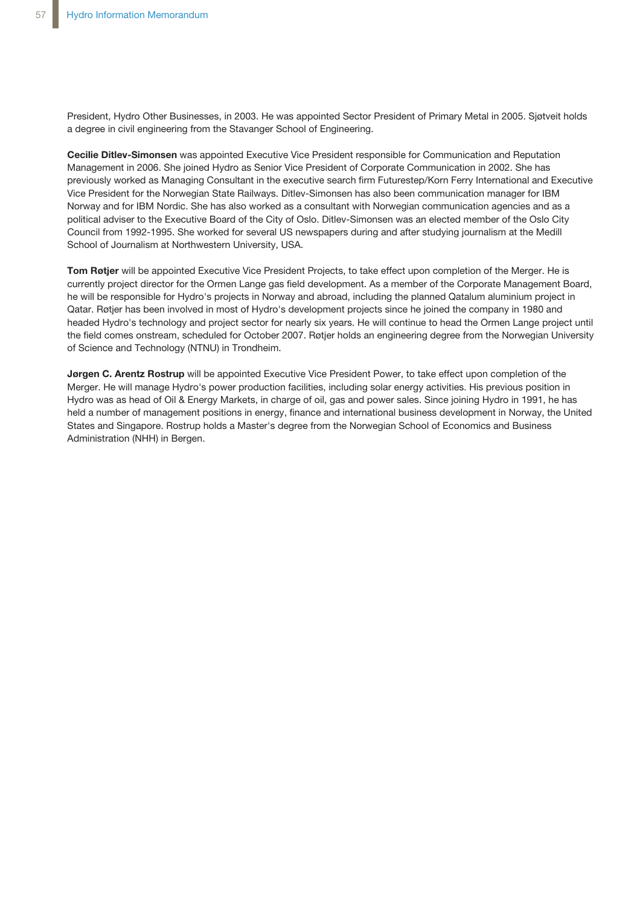President, Hydro Other Businesses, in 2003. He was appointed Sector President of Primary Metal in 2005. Sjøtveit holds a degree in civil engineering from the Stavanger School of Engineering.

**Cecilie Ditlev-Simonsen** was appointed Executive Vice President responsible for Communication and Reputation Management in 2006. She joined Hydro as Senior Vice President of Corporate Communication in 2002. She has previously worked as Managing Consultant in the executive search firm Futurestep/Korn Ferry International and Executive Vice President for the Norwegian State Railways. Ditlev-Simonsen has also been communication manager for IBM Norway and for IBM Nordic. She has also worked as a consultant with Norwegian communication agencies and as a political adviser to the Executive Board of the City of Oslo. Ditlev-Simonsen was an elected member of the Oslo City Council from 1992-1995. She worked for several US newspapers during and after studying journalism at the Medill School of Journalism at Northwestern University, USA.

**Tom Røtjer** will be appointed Executive Vice President Projects, to take effect upon completion of the Merger. He is currently project director for the Ormen Lange gas field development. As a member of the Corporate Management Board, he will be responsible for Hydro's projects in Norway and abroad, including the planned Qatalum aluminium project in Qatar. Røtjer has been involved in most of Hydro's development projects since he joined the company in 1980 and headed Hydro's technology and project sector for nearly six years. He will continue to head the Ormen Lange project until the field comes onstream, scheduled for October 2007. Røtjer holds an engineering degree from the Norwegian University of Science and Technology (NTNU) in Trondheim.

**Jørgen C. Arentz Rostrup** will be appointed Executive Vice President Power, to take effect upon completion of the Merger. He will manage Hydro's power production facilities, including solar energy activities. His previous position in Hydro was as head of Oil & Energy Markets, in charge of oil, gas and power sales. Since joining Hydro in 1991, he has held a number of management positions in energy, finance and international business development in Norway, the United States and Singapore. Rostrup holds a Master's degree from the Norwegian School of Economics and Business Administration (NHH) in Bergen.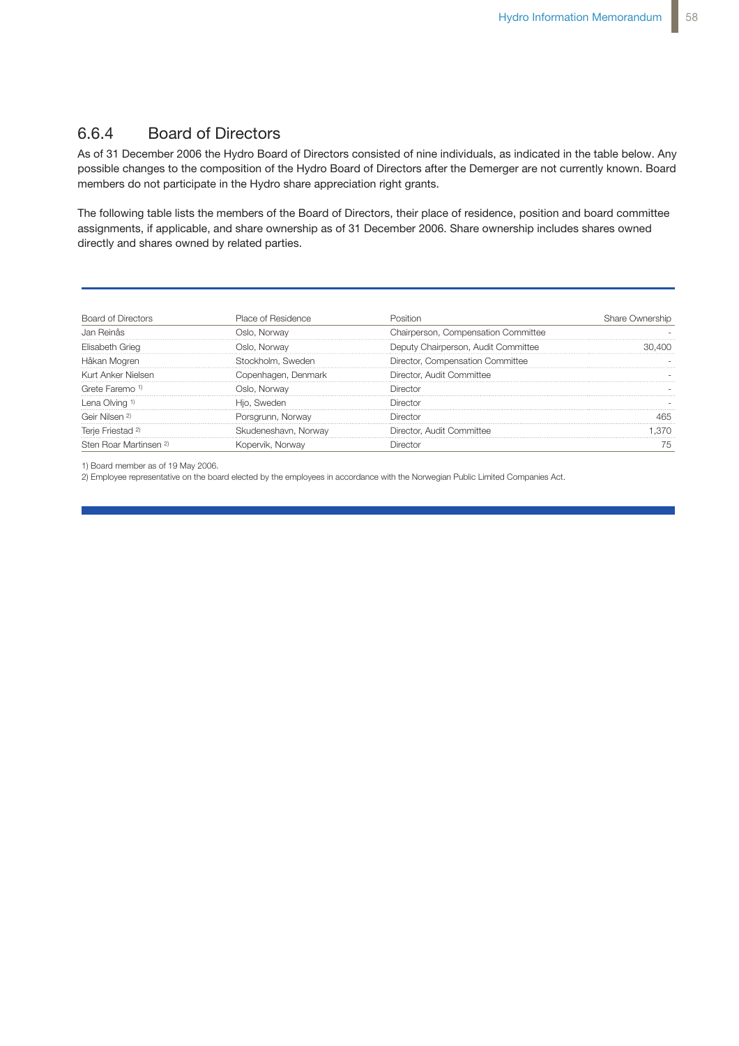## 6.6.4 Board of Directors

As of 31 December 2006 the Hydro Board of Directors consisted of nine individuals, as indicated in the table below. Any possible changes to the composition of the Hydro Board of Directors after the Demerger are not currently known. Board members do not participate in the Hydro share appreciation right grants.

The following table lists the members of the Board of Directors, their place of residence, position and board committee assignments, if applicable, and share ownership as of 31 December 2006. Share ownership includes shares owned directly and shares owned by related parties.

| Board of Directors | Place of Residence | Position | Share Ownership |
|---|---|---|---|
| Jan Reinås | Oslo, Norway | Chairperson, Compensation Committee | - |
| Elisabeth Grieg | Oslo, Norway | Deputy Chairperson, Audit Committee | 30,400 |
| Håkan Mogren | Stockholm, Sweden | Director, Compensation Committee | - |
| Kurt Anker Nielsen | Copenhagen, Denmark | Director, Audit Committee | - |
| Grete Faremo [1] | Oslo, Norway | Director | - |
| Lena Olving [1] | Hjo, Sweden | Director | - |
| Geir Nilsen [2] | Porsgrunn, Norway | Director | 465 |
| Terje Friestad [2] | Skudeneshavn, Norway | Director, Audit Committee | 1,370 |
| Sten Roar Martinsen [2] | Kopervik, Norway | Director | 75 |

1) Board member as of 19 May 2006.

2) Employee representative on the board elected by the employees in accordance with the Norwegian Public Limited Companies Act.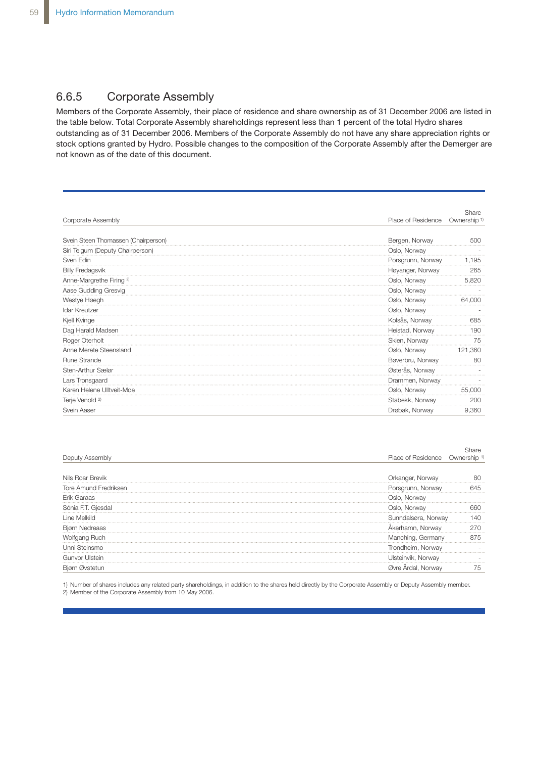## 6.6.5 Corporate Assembly

Members of the Corporate Assembly, their place of residence and share ownership as of 31 December 2006 are listed in the table below. Total Corporate Assembly shareholdings represent less than 1 percent of the total Hydro shares outstanding as of 31 December 2006. Members of the Corporate Assembly do not have any share appreciation rights or stock options granted by Hydro. Possible changes to the composition of the Corporate Assembly after the Demerger are not known as of the date of this document.

| Corporate Assembly | Place of Residence | Share Ownership [1] |
|---|---|---|
| Svein Steen Thomassen (Chairperson) | Bergen, Norway | 500 |
| Siri Teigum (Deputy Chairperson) | Oslo, Norway | - |
| Sven Edin | Porsgrunn, Norway | 1,195 |
| Billy Fredagsvik | Høyanger, Norway | 265 |
| Anne-Margrethe Firing [2] | Oslo, Norway | 5,820 |
| Aase Gudding Gresvig | Oslo, Norway | - |
| Westye Høegh | Oslo, Norway | 64,000 |
| Idar Kreutzer | Oslo, Norway | - |
| Kjell Kvinge | Kolsås, Norway | 685 |
| Dag Harald Madsen | Heistad, Norway | 190 |
| Roger Oterholt | Skien, Norway | 75 |
| Anne Merete Steensland | Oslo, Norway | 121,360 |
| Rune Strande | Bøverbru, Norway | 80 |
| Sten-Arthur Sælør | Østerås, Norway | - |
| Lars Tronsgaard | Drammen, Norway | - |
| Karen Helene Ulltveit-Moe | Oslo, Norway | 55,000 |
| Terje Venold [2] | Stabekk, Norway | 200 |
| Svein Aaser | Drøbak, Norway | 9,360 |

| Deputy Assembly | Place of Residence | Share Ownership [1] |
|---|---|---|
| Nils Roar Brevik | Orkanger, Norway | 80 |
| Tore Amund Fredriksen | Porsgrunn, Norway | 645 |
| Erik Garaas | Oslo, Norway | - |
| Sónia F.T. Gjesdal | Oslo, Norway | 660 |
| Line Melkild | Sunndalsøra, Norway | 140 |
| Bjørn Nedreaas | Åkerhamn, Norway | 270 |
| Wolfgang Ruch | Manching, Germany | 875 |
| Unni Steinsmo | Trondheim, Norway | - |
| Gunvor Ulstein | Ulsteinvik, Norway | - |
| Bjørn Øvstetun | Øvre Årdal, Norway | 75 |

1) Number of shares includes any related party shareholdings, in addition to the shares held directly by the Corporate Assembly or Deputy Assembly member.
2) Member of the Corporate Assembly from 10 May 2006.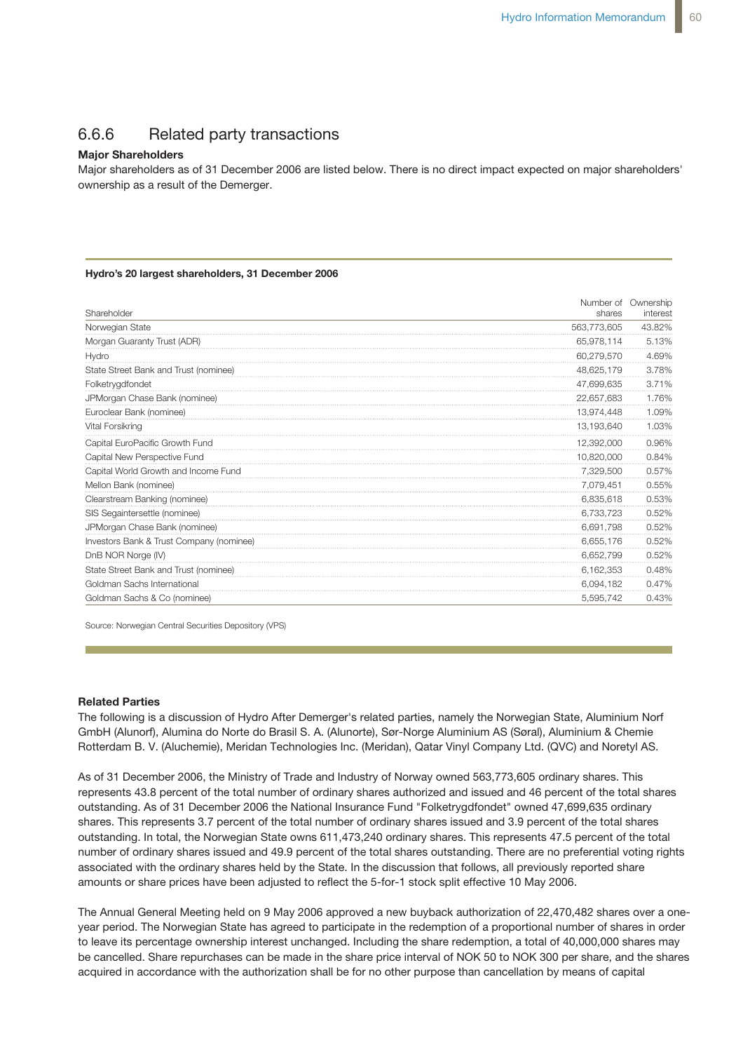## 6.6.6 Related party transactions

**Major Shareholders**

Major shareholders as of 31 December 2006 are listed below. There is no direct impact expected on major shareholders' ownership as a result of the Demerger.

**Hydro's 20 largest shareholders, 31 December 2006**

| Shareholder | Number of shares | Ownership interest |
|---|---|---|
| Norwegian State | 563,773,605 | 43.82% |
| Morgan Guaranty Trust (ADR) | 65,978,114 | 5.13% |
| Hydro | 60,279,570 | 4.69% |
| State Street Bank and Trust (nominee) | 48,625,179 | 3.78% |
| Folketrygdfondet | 47,699,635 | 3.71% |
| JPMorgan Chase Bank (nominee) | 22,657,683 | 1.76% |
| Euroclear Bank (nominee) | 13,974,448 | 1.09% |
| Vital Forsikring | 13,193,640 | 1.03% |
| Capital EuroPacific Growth Fund | 12,392,000 | 0.96% |
| Capital New Perspective Fund | 10,820,000 | 0.84% |
| Capital World Growth and Income Fund | 7,329,500 | 0.57% |
| Mellon Bank (nominee) | 7,079,451 | 0.55% |
| Clearstream Banking (nominee) | 6,835,618 | 0.53% |
| SIS Segaintersettle (nominee) | 6,733,723 | 0.52% |
| JPMorgan Chase Bank (nominee) | 6,691,798 | 0.52% |
| Investors Bank & Trust Company (nominee) | 6,655,176 | 0.52% |
| DnB NOR Norge (IV) | 6,652,799 | 0.52% |
| State Street Bank and Trust (nominee) | 6,162,353 | 0.48% |
| Goldman Sachs International | 6,094,182 | 0.47% |
| Goldman Sachs & Co (nominee) | 5,595,742 | 0.43% |

Source: Norwegian Central Securities Depository (VPS)

**Related Parties**

The following is a discussion of Hydro After Demerger's related parties, namely the Norwegian State, Aluminium Norf GmbH (Alunorf), Alumina do Norte do Brasil S. A. (Alunorte), Sør-Norge Aluminium AS (Søral), Aluminium & Chemie Rotterdam B. V. (Aluchemie), Meridan Technologies Inc. (Meridan), Qatar Vinyl Company Ltd. (QVC) and Noretyl AS.

As of 31 December 2006, the Ministry of Trade and Industry of Norway owned 563,773,605 ordinary shares. This represents 43.8 percent of the total number of ordinary shares authorized and issued and 46 percent of the total shares outstanding. As of 31 December 2006 the National Insurance Fund "Folketrygdfondet" owned 47,699,635 ordinary shares. This represents 3.7 percent of the total number of ordinary shares issued and 3.9 percent of the total shares outstanding. In total, the Norwegian State owns 611,473,240 ordinary shares. This represents 47.5 percent of the total number of ordinary shares issued and 49.9 percent of the total shares outstanding. There are no preferential voting rights associated with the ordinary shares held by the State. In the discussion that follows, all previously reported share amounts or share prices have been adjusted to reflect the 5-for-1 stock split effective 10 May 2006.

The Annual General Meeting held on 9 May 2006 approved a new buyback authorization of 22,470,482 shares over a one-year period. The Norwegian State has agreed to participate in the redemption of a proportional number of shares in order to leave its percentage ownership interest unchanged. Including the share redemption, a total of 40,000,000 shares may be cancelled. Share repurchases can be made in the share price interval of NOK 50 to NOK 300 per share, and the shares acquired in accordance with the authorization shall be for no other purpose than cancellation by means of capital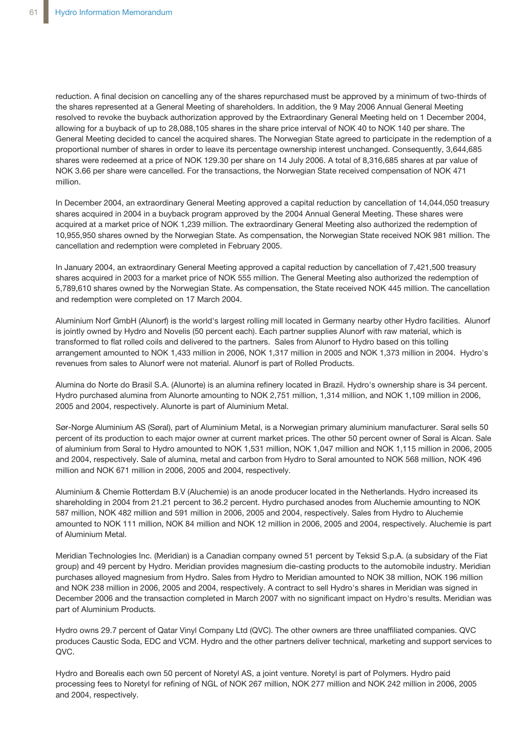reduction. A final decision on cancelling any of the shares repurchased must be approved by a minimum of two-thirds of the shares represented at a General Meeting of shareholders. In addition, the 9 May 2006 Annual General Meeting resolved to revoke the buyback authorization approved by the Extraordinary General Meeting held on 1 December 2004, allowing for a buyback of up to 28,088,105 shares in the share price interval of NOK 40 to NOK 140 per share. The General Meeting decided to cancel the acquired shares. The Norwegian State agreed to participate in the redemption of a proportional number of shares in order to leave its percentage ownership interest unchanged. Consequently, 3,644,685 shares were redeemed at a price of NOK 129.30 per share on 14 July 2006. A total of 8,316,685 shares at par value of NOK 3.66 per share were cancelled. For the transactions, the Norwegian State received compensation of NOK 471 million.

In December 2004, an extraordinary General Meeting approved a capital reduction by cancellation of 14,044,050 treasury shares acquired in 2004 in a buyback program approved by the 2004 Annual General Meeting. These shares were acquired at a market price of NOK 1,239 million. The extraordinary General Meeting also authorized the redemption of 10,955,950 shares owned by the Norwegian State. As compensation, the Norwegian State received NOK 981 million. The cancellation and redemption were completed in February 2005.

In January 2004, an extraordinary General Meeting approved a capital reduction by cancellation of 7,421,500 treasury shares acquired in 2003 for a market price of NOK 555 million. The General Meeting also authorized the redemption of 5,789,610 shares owned by the Norwegian State. As compensation, the State received NOK 445 million. The cancellation and redemption were completed on 17 March 2004.

Aluminium Norf GmbH (Alunorf) is the world's largest rolling mill located in Germany nearby other Hydro facilities. Alunorf is jointly owned by Hydro and Novelis (50 percent each). Each partner supplies Alunorf with raw material, which is transformed to flat rolled coils and delivered to the partners. Sales from Alunorf to Hydro based on this tolling arrangement amounted to NOK 1,433 million in 2006, NOK 1,317 million in 2005 and NOK 1,373 million in 2004. Hydro's revenues from sales to Alunorf were not material. Alunorf is part of Rolled Products.

Alumina do Norte do Brasil S.A. (Alunorte) is an alumina refinery located in Brazil. Hydro's ownership share is 34 percent. Hydro purchased alumina from Alunorte amounting to NOK 2,751 million, 1,314 million, and NOK 1,109 million in 2006, 2005 and 2004, respectively. Alunorte is part of Aluminium Metal.

Sør-Norge Aluminium AS (Søral), part of Aluminium Metal, is a Norwegian primary aluminium manufacturer. Søral sells 50 percent of its production to each major owner at current market prices. The other 50 percent owner of Søral is Alcan. Sale of aluminium from Søral to Hydro amounted to NOK 1,531 million, NOK 1,047 million and NOK 1,115 million in 2006, 2005 and 2004, respectively. Sale of alumina, metal and carbon from Hydro to Søral amounted to NOK 568 million, NOK 496 million and NOK 671 million in 2006, 2005 and 2004, respectively.

Aluminium & Chemie Rotterdam B.V (Aluchemie) is an anode producer located in the Netherlands. Hydro increased its shareholding in 2004 from 21.21 percent to 36.2 percent. Hydro purchased anodes from Aluchemie amounting to NOK 587 million, NOK 482 million and 591 million in 2006, 2005 and 2004, respectively. Sales from Hydro to Aluchemie amounted to NOK 111 million, NOK 84 million and NOK 12 million in 2006, 2005 and 2004, respectively. Aluchemie is part of Aluminium Metal.

Meridian Technologies Inc. (Meridian) is a Canadian company owned 51 percent by Teksid S.p.A. (a subsidary of the Fiat group) and 49 percent by Hydro. Meridian provides magnesium die-casting products to the automobile industry. Meridian purchases alloyed magnesium from Hydro. Sales from Hydro to Meridian amounted to NOK 38 million, NOK 196 million and NOK 238 million in 2006, 2005 and 2004, respectively. A contract to sell Hydro's shares in Meridian was signed in December 2006 and the transaction completed in March 2007 with no significant impact on Hydro's results. Meridian was part of Aluminium Products.

Hydro owns 29.7 percent of Qatar Vinyl Company Ltd (QVC). The other owners are three unaffiliated companies. QVC produces Caustic Soda, EDC and VCM. Hydro and the other partners deliver technical, marketing and support services to QVC.

Hydro and Borealis each own 50 percent of Noretyl AS, a joint venture. Noretyl is part of Polymers. Hydro paid processing fees to Noretyl for refining of NGL of NOK 267 million, NOK 277 million and NOK 242 million in 2006, 2005 and 2004, respectively.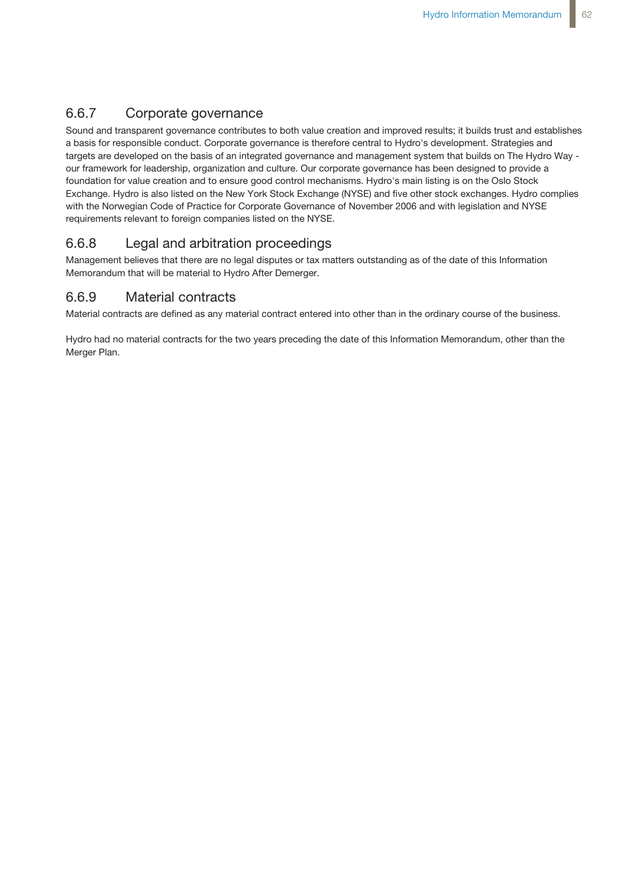### 6.6.7 Corporate governance

Sound and transparent governance contributes to both value creation and improved results; it builds trust and establishes a basis for responsible conduct. Corporate governance is therefore central to Hydro's development. Strategies and targets are developed on the basis of an integrated governance and management system that builds on The Hydro Way - our framework for leadership, organization and culture. Our corporate governance has been designed to provide a foundation for value creation and to ensure good control mechanisms. Hydro's main listing is on the Oslo Stock Exchange. Hydro is also listed on the New York Stock Exchange (NYSE) and five other stock exchanges. Hydro complies with the Norwegian Code of Practice for Corporate Governance of November 2006 and with legislation and NYSE requirements relevant to foreign companies listed on the NYSE.

### 6.6.8 Legal and arbitration proceedings

Management believes that there are no legal disputes or tax matters outstanding as of the date of this Information Memorandum that will be material to Hydro After Demerger.

### 6.6.9 Material contracts

Material contracts are defined as any material contract entered into other than in the ordinary course of the business.

Hydro had no material contracts for the two years preceding the date of this Information Memorandum, other than the Merger Plan.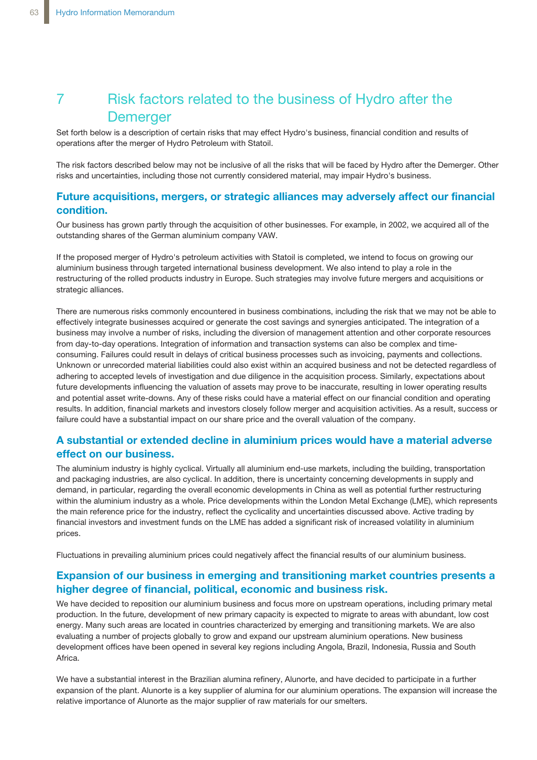# 7 Risk factors related to the business of Hydro after the Demerger

Set forth below is a description of certain risks that may effect Hydro's business, financial condition and results of operations after the merger of Hydro Petroleum with Statoil.

The risk factors described below may not be inclusive of all the risks that will be faced by Hydro after the Demerger. Other risks and uncertainties, including those not currently considered material, may impair Hydro's business.

## Future acquisitions, mergers, or strategic alliances may adversely affect our financial condition.

Our business has grown partly through the acquisition of other businesses. For example, in 2002, we acquired all of the outstanding shares of the German aluminium company VAW.

If the proposed merger of Hydro's petroleum activities with Statoil is completed, we intend to focus on growing our aluminium business through targeted international business development. We also intend to play a role in the restructuring of the rolled products industry in Europe. Such strategies may involve future mergers and acquisitions or strategic alliances.

There are numerous risks commonly encountered in business combinations, including the risk that we may not be able to effectively integrate businesses acquired or generate the cost savings and synergies anticipated. The integration of a business may involve a number of risks, including the diversion of management attention and other corporate resources from day-to-day operations. Integration of information and transaction systems can also be complex and time-consuming. Failures could result in delays of critical business processes such as invoicing, payments and collections. Unknown or unrecorded material liabilities could also exist within an acquired business and not be detected regardless of adhering to accepted levels of investigation and due diligence in the acquisition process. Similarly, expectations about future developments influencing the valuation of assets may prove to be inaccurate, resulting in lower operating results and potential asset write-downs. Any of these risks could have a material effect on our financial condition and operating results. In addition, financial markets and investors closely follow merger and acquisition activities. As a result, success or failure could have a substantial impact on our share price and the overall valuation of the company.

## A substantial or extended decline in aluminium prices would have a material adverse effect on our business.

The aluminium industry is highly cyclical. Virtually all aluminium end-use markets, including the building, transportation and packaging industries, are also cyclical. In addition, there is uncertainty concerning developments in supply and demand, in particular, regarding the overall economic developments in China as well as potential further restructuring within the aluminium industry as a whole. Price developments within the London Metal Exchange (LME), which represents the main reference price for the industry, reflect the cyclicality and uncertainties discussed above. Active trading by financial investors and investment funds on the LME has added a significant risk of increased volatility in aluminium prices.

Fluctuations in prevailing aluminium prices could negatively affect the financial results of our aluminium business.

## Expansion of our business in emerging and transitioning market countries presents a higher degree of financial, political, economic and business risk.

We have decided to reposition our aluminium business and focus more on upstream operations, including primary metal production. In the future, development of new primary capacity is expected to migrate to areas with abundant, low cost energy. Many such areas are located in countries characterized by emerging and transitioning markets. We are also evaluating a number of projects globally to grow and expand our upstream aluminium operations. New business development offices have been opened in several key regions including Angola, Brazil, Indonesia, Russia and South Africa.

We have a substantial interest in the Brazilian alumina refinery, Alunorte, and have decided to participate in a further expansion of the plant. Alunorte is a key supplier of alumina for our aluminium operations. The expansion will increase the relative importance of Alunorte as the major supplier of raw materials for our smelters.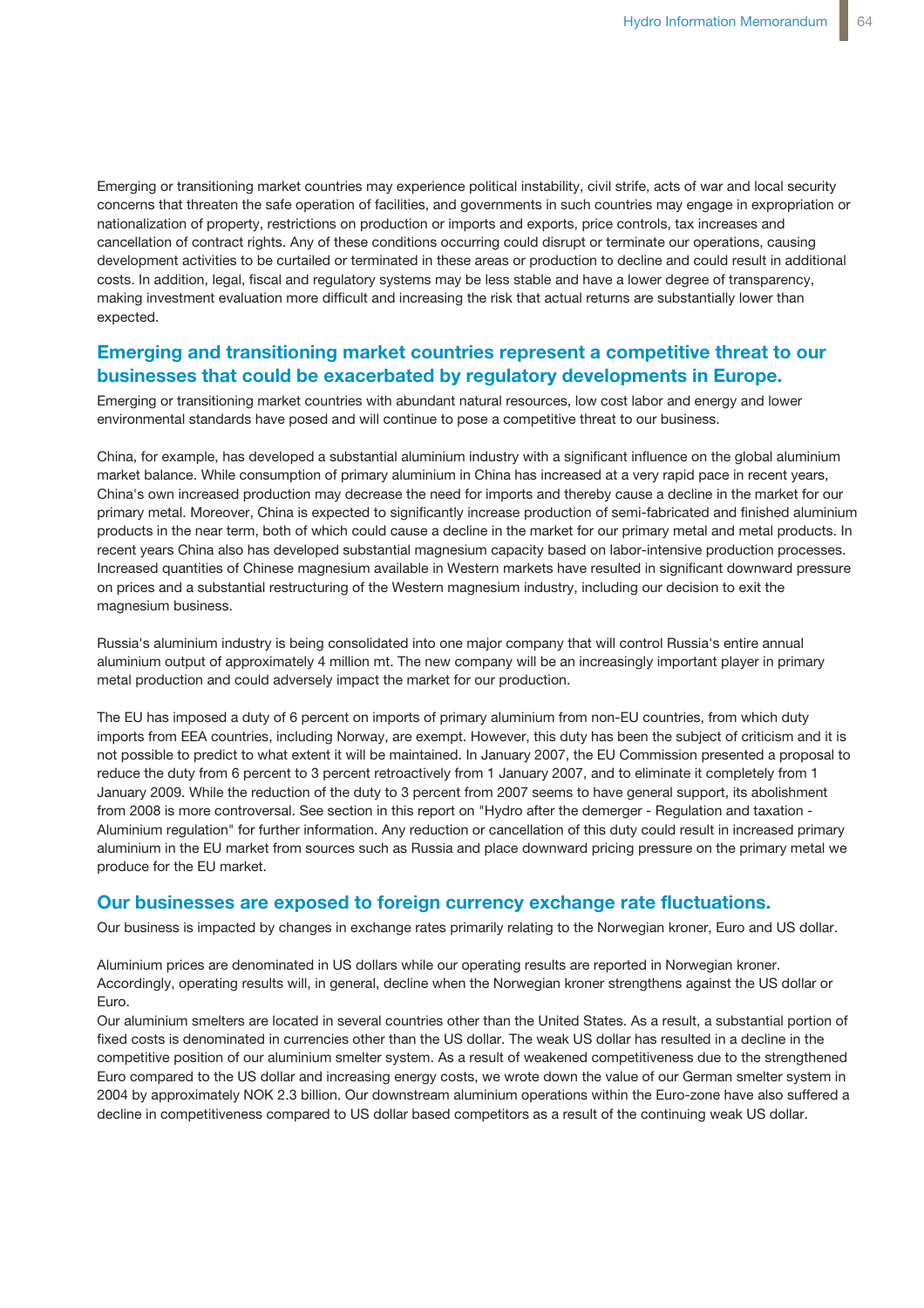Emerging or transitioning market countries may experience political instability, civil strife, acts of war and local security concerns that threaten the safe operation of facilities, and governments in such countries may engage in expropriation or nationalization of property, restrictions on production or imports and exports, price controls, tax increases and cancellation of contract rights. Any of these conditions occurring could disrupt or terminate our operations, causing development activities to be curtailed or terminated in these areas or production to decline and could result in additional costs. In addition, legal, fiscal and regulatory systems may be less stable and have a lower degree of transparency, making investment evaluation more difficult and increasing the risk that actual returns are substantially lower than expected.

### Emerging and transitioning market countries represent a competitive threat to our businesses that could be exacerbated by regulatory developments in Europe.

Emerging or transitioning market countries with abundant natural resources, low cost labor and energy and lower environmental standards have posed and will continue to pose a competitive threat to our business.

China, for example, has developed a substantial aluminium industry with a significant influence on the global aluminium market balance. While consumption of primary aluminium in China has increased at a very rapid pace in recent years, China's own increased production may decrease the need for imports and thereby cause a decline in the market for our primary metal. Moreover, China is expected to significantly increase production of semi-fabricated and finished aluminium products in the near term, both of which could cause a decline in the market for our primary metal and metal products. In recent years China also has developed substantial magnesium capacity based on labor-intensive production processes. Increased quantities of Chinese magnesium available in Western markets have resulted in significant downward pressure on prices and a substantial restructuring of the Western magnesium industry, including our decision to exit the magnesium business.

Russia's aluminium industry is being consolidated into one major company that will control Russia's entire annual aluminium output of approximately 4 million mt. The new company will be an increasingly important player in primary metal production and could adversely impact the market for our production.

The EU has imposed a duty of 6 percent on imports of primary aluminium from non-EU countries, from which duty imports from EEA countries, including Norway, are exempt. However, this duty has been the subject of criticism and it is not possible to predict to what extent it will be maintained. In January 2007, the EU Commission presented a proposal to reduce the duty from 6 percent to 3 percent retroactively from 1 January 2007, and to eliminate it completely from 1 January 2009. While the reduction of the duty to 3 percent from 2007 seems to have general support, its abolishment from 2008 is more controversal. See section in this report on "Hydro after the demerger - Regulation and taxation - Aluminium regulation" for further information. Any reduction or cancellation of this duty could result in increased primary aluminium in the EU market from sources such as Russia and place downward pricing pressure on the primary metal we produce for the EU market.

### Our businesses are exposed to foreign currency exchange rate fluctuations.

Our business is impacted by changes in exchange rates primarily relating to the Norwegian kroner, Euro and US dollar.

Aluminium prices are denominated in US dollars while our operating results are reported in Norwegian kroner. Accordingly, operating results will, in general, decline when the Norwegian kroner strengthens against the US dollar or Euro.
Our aluminium smelters are located in several countries other than the United States. As a result, a substantial portion of fixed costs is denominated in currencies other than the US dollar. The weak US dollar has resulted in a decline in the competitive position of our aluminium smelter system. As a result of weakened competitiveness due to the strengthened Euro compared to the US dollar and increasing energy costs, we wrote down the value of our German smelter system in 2004 by approximately NOK 2.3 billion. Our downstream aluminium operations within the Euro-zone have also suffered a decline in competitiveness compared to US dollar based competitors as a result of the continuing weak US dollar.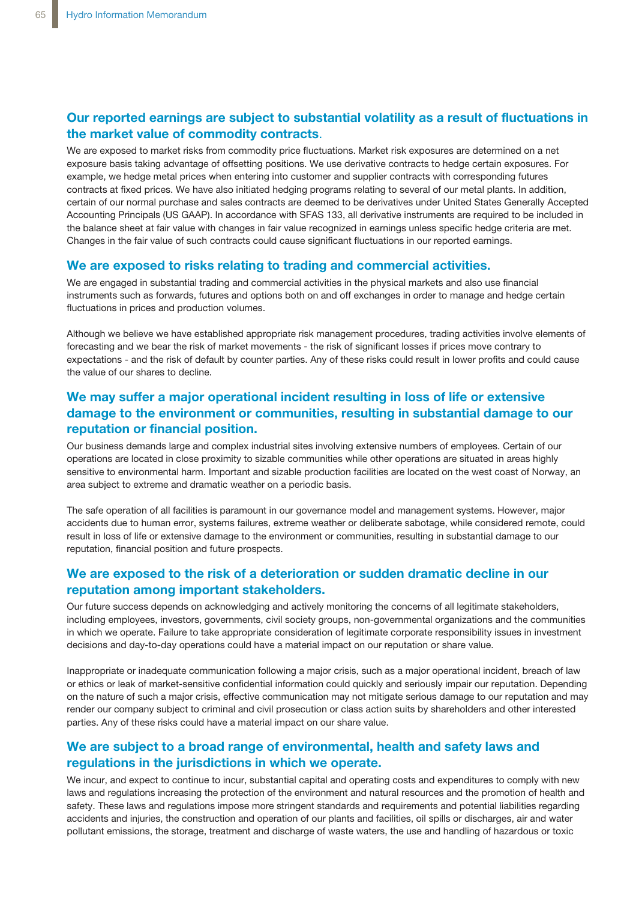## Our reported earnings are subject to substantial volatility as a result of fluctuations in the market value of commodity contracts.

We are exposed to market risks from commodity price fluctuations. Market risk exposures are determined on a net exposure basis taking advantage of offsetting positions. We use derivative contracts to hedge certain exposures. For example, we hedge metal prices when entering into customer and supplier contracts with corresponding futures contracts at fixed prices. We have also initiated hedging programs relating to several of our metal plants. In addition, certain of our normal purchase and sales contracts are deemed to be derivatives under United States Generally Accepted Accounting Principals (US GAAP). In accordance with SFAS 133, all derivative instruments are required to be included in the balance sheet at fair value with changes in fair value recognized in earnings unless specific hedge criteria are met. Changes in the fair value of such contracts could cause significant fluctuations in our reported earnings.

## We are exposed to risks relating to trading and commercial activities.

We are engaged in substantial trading and commercial activities in the physical markets and also use financial instruments such as forwards, futures and options both on and off exchanges in order to manage and hedge certain fluctuations in prices and production volumes.

Although we believe we have established appropriate risk management procedures, trading activities involve elements of forecasting and we bear the risk of market movements - the risk of significant losses if prices move contrary to expectations - and the risk of default by counter parties. Any of these risks could result in lower profits and could cause the value of our shares to decline.

## We may suffer a major operational incident resulting in loss of life or extensive damage to the environment or communities, resulting in substantial damage to our reputation or financial position.

Our business demands large and complex industrial sites involving extensive numbers of employees. Certain of our operations are located in close proximity to sizable communities while other operations are situated in areas highly sensitive to environmental harm. Important and sizable production facilities are located on the west coast of Norway, an area subject to extreme and dramatic weather on a periodic basis.

The safe operation of all facilities is paramount in our governance model and management systems. However, major accidents due to human error, systems failures, extreme weather or deliberate sabotage, while considered remote, could result in loss of life or extensive damage to the environment or communities, resulting in substantial damage to our reputation, financial position and future prospects.

## We are exposed to the risk of a deterioration or sudden dramatic decline in our reputation among important stakeholders.

Our future success depends on acknowledging and actively monitoring the concerns of all legitimate stakeholders, including employees, investors, governments, civil society groups, non-governmental organizations and the communities in which we operate. Failure to take appropriate consideration of legitimate corporate responsibility issues in investment decisions and day-to-day operations could have a material impact on our reputation or share value.

Inappropriate or inadequate communication following a major crisis, such as a major operational incident, breach of law or ethics or leak of market-sensitive confidential information could quickly and seriously impair our reputation. Depending on the nature of such a major crisis, effective communication may not mitigate serious damage to our reputation and may render our company subject to criminal and civil prosecution or class action suits by shareholders and other interested parties. Any of these risks could have a material impact on our share value.

## We are subject to a broad range of environmental, health and safety laws and regulations in the jurisdictions in which we operate.

We incur, and expect to continue to incur, substantial capital and operating costs and expenditures to comply with new laws and regulations increasing the protection of the environment and natural resources and the promotion of health and safety. These laws and regulations impose more stringent standards and requirements and potential liabilities regarding accidents and injuries, the construction and operation of our plants and facilities, oil spills or discharges, air and water pollutant emissions, the storage, treatment and discharge of waste waters, the use and handling of hazardous or toxic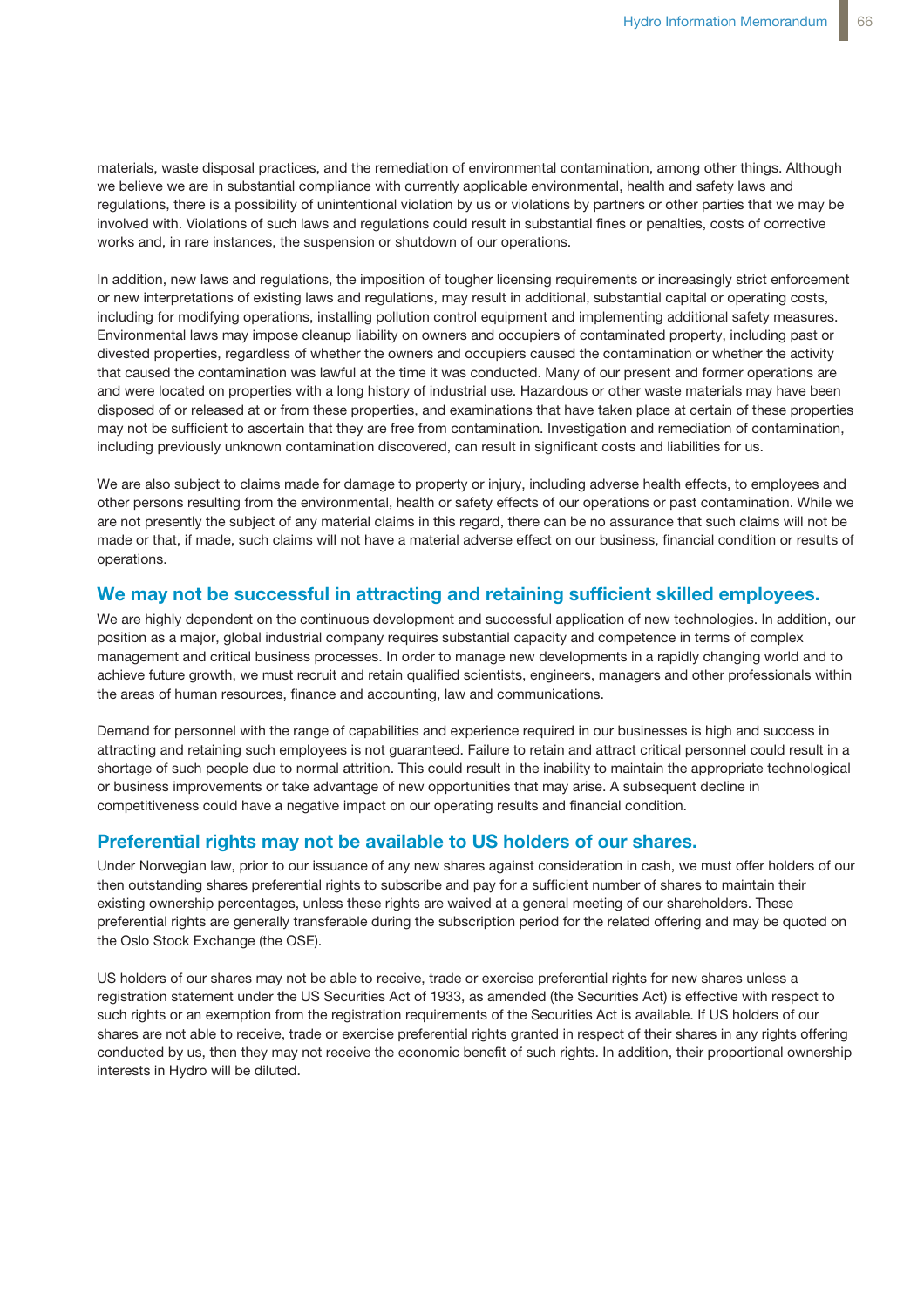materials, waste disposal practices, and the remediation of environmental contamination, among other things. Although we believe we are in substantial compliance with currently applicable environmental, health and safety laws and regulations, there is a possibility of unintentional violation by us or violations by partners or other parties that we may be involved with. Violations of such laws and regulations could result in substantial fines or penalties, costs of corrective works and, in rare instances, the suspension or shutdown of our operations.

In addition, new laws and regulations, the imposition of tougher licensing requirements or increasingly strict enforcement or new interpretations of existing laws and regulations, may result in additional, substantial capital or operating costs, including for modifying operations, installing pollution control equipment and implementing additional safety measures. Environmental laws may impose cleanup liability on owners and occupiers of contaminated property, including past or divested properties, regardless of whether the owners and occupiers caused the contamination or whether the activity that caused the contamination was lawful at the time it was conducted. Many of our present and former operations are and were located on properties with a long history of industrial use. Hazardous or other waste materials may have been disposed of or released at or from these properties, and examinations that have taken place at certain of these properties may not be sufficient to ascertain that they are free from contamination. Investigation and remediation of contamination, including previously unknown contamination discovered, can result in significant costs and liabilities for us.

We are also subject to claims made for damage to property or injury, including adverse health effects, to employees and other persons resulting from the environmental, health or safety effects of our operations or past contamination. While we are not presently the subject of any material claims in this regard, there can be no assurance that such claims will not be made or that, if made, such claims will not have a material adverse effect on our business, financial condition or results of operations.

## We may not be successful in attracting and retaining sufficient skilled employees.

We are highly dependent on the continuous development and successful application of new technologies. In addition, our position as a major, global industrial company requires substantial capacity and competence in terms of complex management and critical business processes. In order to manage new developments in a rapidly changing world and to achieve future growth, we must recruit and retain qualified scientists, engineers, managers and other professionals within the areas of human resources, finance and accounting, law and communications.

Demand for personnel with the range of capabilities and experience required in our businesses is high and success in attracting and retaining such employees is not guaranteed. Failure to retain and attract critical personnel could result in a shortage of such people due to normal attrition. This could result in the inability to maintain the appropriate technological or business improvements or take advantage of new opportunities that may arise. A subsequent decline in competitiveness could have a negative impact on our operating results and financial condition.

## Preferential rights may not be available to US holders of our shares.

Under Norwegian law, prior to our issuance of any new shares against consideration in cash, we must offer holders of our then outstanding shares preferential rights to subscribe and pay for a sufficient number of shares to maintain their existing ownership percentages, unless these rights are waived at a general meeting of our shareholders. These preferential rights are generally transferable during the subscription period for the related offering and may be quoted on the Oslo Stock Exchange (the OSE).

US holders of our shares may not be able to receive, trade or exercise preferential rights for new shares unless a registration statement under the US Securities Act of 1933, as amended (the Securities Act) is effective with respect to such rights or an exemption from the registration requirements of the Securities Act is available. If US holders of our shares are not able to receive, trade or exercise preferential rights granted in respect of their shares in any rights offering conducted by us, then they may not receive the economic benefit of such rights. In addition, their proportional ownership interests in Hydro will be diluted.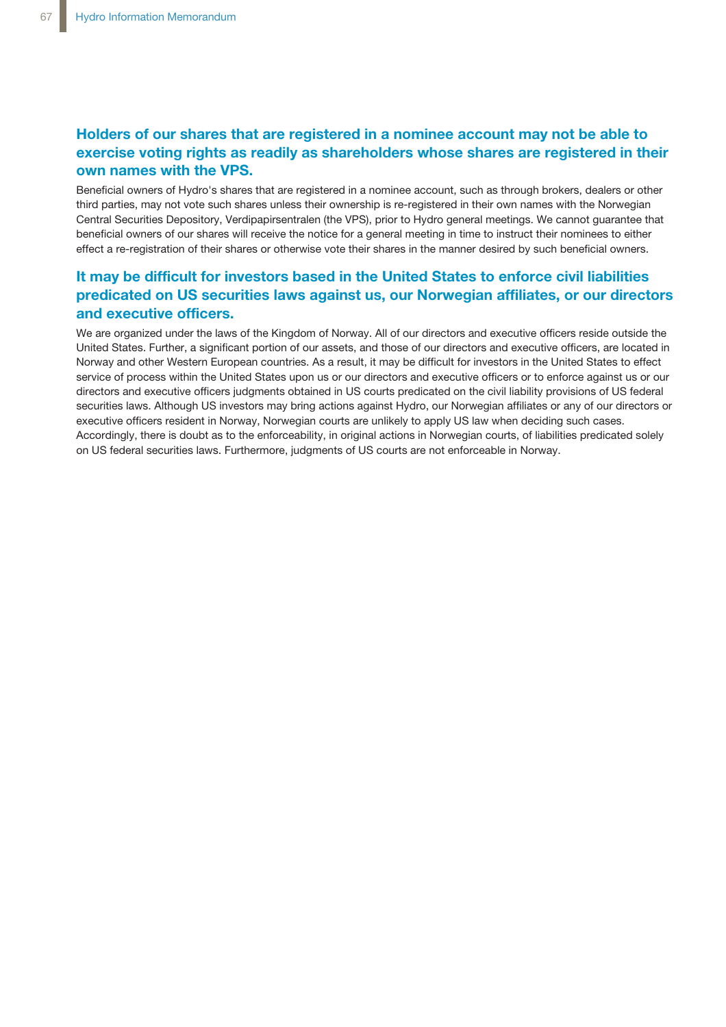### Holders of our shares that are registered in a nominee account may not be able to exercise voting rights as readily as shareholders whose shares are registered in their own names with the VPS.

Beneficial owners of Hydro's shares that are registered in a nominee account, such as through brokers, dealers or other third parties, may not vote such shares unless their ownership is re-registered in their own names with the Norwegian Central Securities Depository, Verdipapirsentralen (the VPS), prior to Hydro general meetings. We cannot guarantee that beneficial owners of our shares will receive the notice for a general meeting in time to instruct their nominees to either effect a re-registration of their shares or otherwise vote their shares in the manner desired by such beneficial owners.

### It may be difficult for investors based in the United States to enforce civil liabilities predicated on US securities laws against us, our Norwegian affiliates, or our directors and executive officers.

We are organized under the laws of the Kingdom of Norway. All of our directors and executive officers reside outside the United States. Further, a significant portion of our assets, and those of our directors and executive officers, are located in Norway and other Western European countries. As a result, it may be difficult for investors in the United States to effect service of process within the United States upon us or our directors and executive officers or to enforce against us or our directors and executive officers judgments obtained in US courts predicated on the civil liability provisions of US federal securities laws. Although US investors may bring actions against Hydro, our Norwegian affiliates or any of our directors or executive officers resident in Norway, Norwegian courts are unlikely to apply US law when deciding such cases. Accordingly, there is doubt as to the enforceability, in original actions in Norwegian courts, of liabilities predicated solely on US federal securities laws. Furthermore, judgments of US courts are not enforceable in Norway.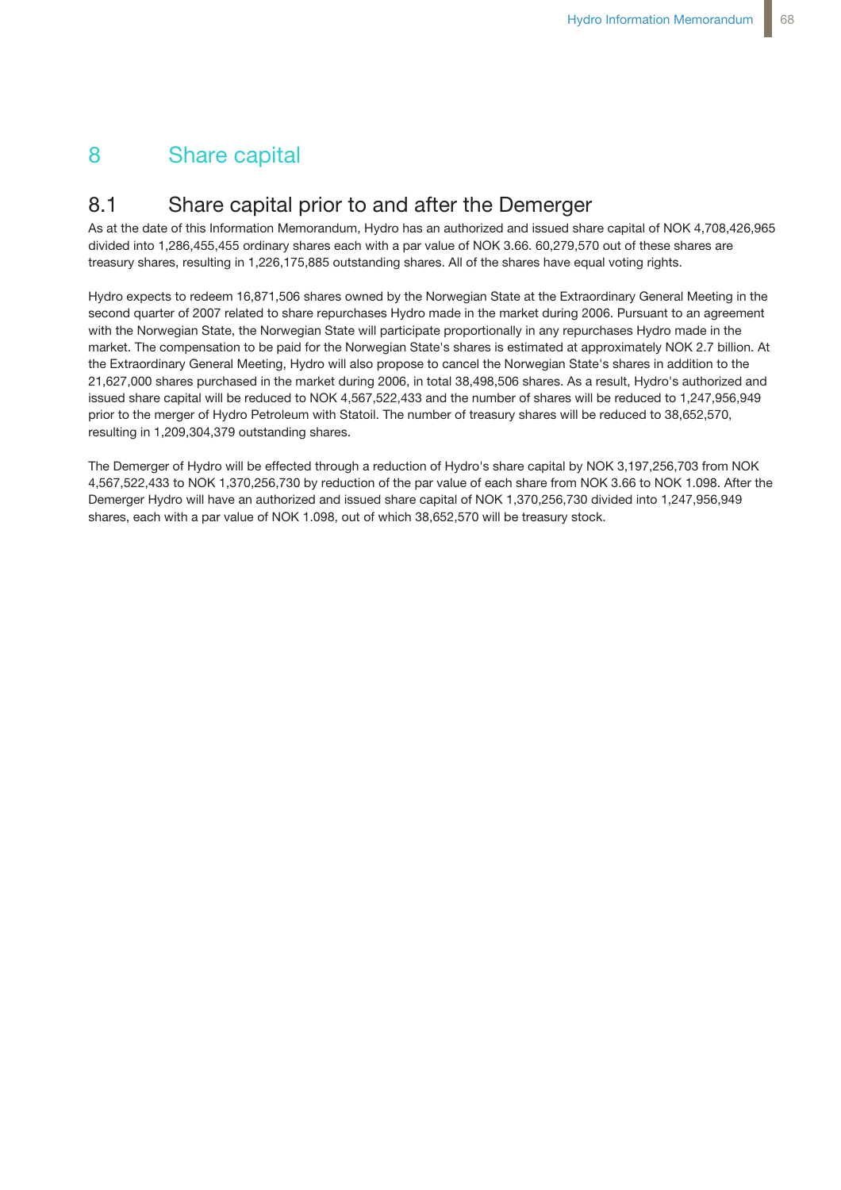# 8 Share capital

## 8.1 Share capital prior to and after the Demerger

As at the date of this Information Memorandum, Hydro has an authorized and issued share capital of NOK 4,708,426,965 divided into 1,286,455,455 ordinary shares each with a par value of NOK 3.66. 60,279,570 out of these shares are treasury shares, resulting in 1,226,175,885 outstanding shares. All of the shares have equal voting rights.

Hydro expects to redeem 16,871,506 shares owned by the Norwegian State at the Extraordinary General Meeting in the second quarter of 2007 related to share repurchases Hydro made in the market during 2006. Pursuant to an agreement with the Norwegian State, the Norwegian State will participate proportionally in any repurchases Hydro made in the market. The compensation to be paid for the Norwegian State's shares is estimated at approximately NOK 2.7 billion. At the Extraordinary General Meeting, Hydro will also propose to cancel the Norwegian State's shares in addition to the 21,627,000 shares purchased in the market during 2006, in total 38,498,506 shares. As a result, Hydro's authorized and issued share capital will be reduced to NOK 4,567,522,433 and the number of shares will be reduced to 1,247,956,949 prior to the merger of Hydro Petroleum with Statoil. The number of treasury shares will be reduced to 38,652,570, resulting in 1,209,304,379 outstanding shares.

The Demerger of Hydro will be effected through a reduction of Hydro's share capital by NOK 3,197,256,703 from NOK 4,567,522,433 to NOK 1,370,256,730 by reduction of the par value of each share from NOK 3.66 to NOK 1.098. After the Demerger Hydro will have an authorized and issued share capital of NOK 1,370,256,730 divided into 1,247,956,949 shares, each with a par value of NOK 1.098, out of which 38,652,570 will be treasury stock.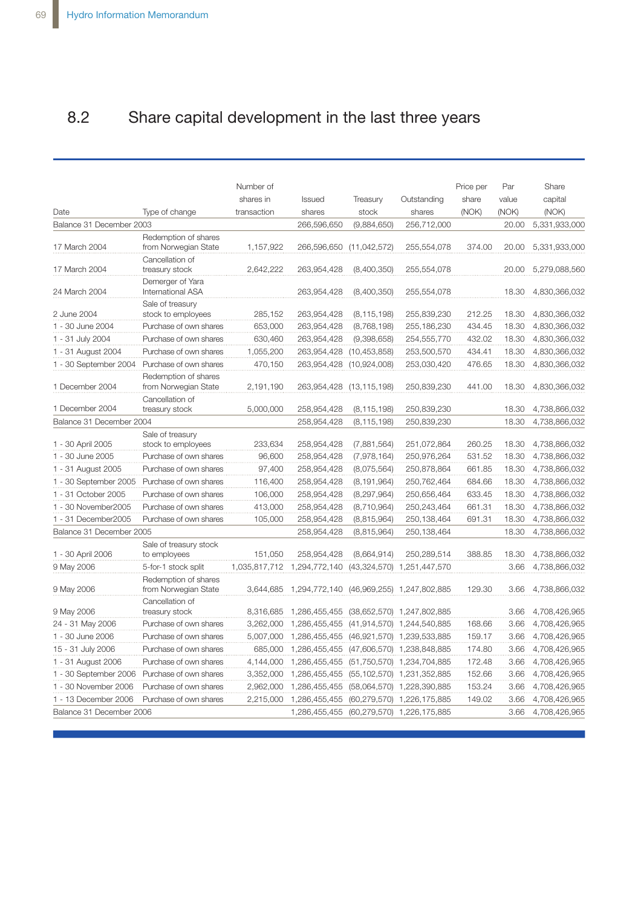## 8.2 Share capital development in the last three years

| Date | Type of change | Number of shares in transaction | Issued shares | Treasury stock | Outstanding shares | Price per share (NOK) | Par value (NOK) | Share capital (NOK) |
|---|---|---|---|---|---|---|---|---|
| Balance 31 December 2003 | | | 266,596,650 | (9,884,650) | 256,712,000 | | 20.00 | 5,331,933,000 |
| 17 March 2004 | Redemption of shares from Norwegian State | 1,157,922 | 266,596,650 | (11,042,572) | 255,554,078 | 374.00 | 20.00 | 5,331,933,000 |
| 17 March 2004 | Cancellation of treasury stock | 2,642,222 | 263,954,428 | (8,400,350) | 255,554,078 | | 20.00 | 5,279,088,560 |
| 24 March 2004 | Demerger of Yara International ASA | | 263,954,428 | (8,400,350) | 255,554,078 | | 18.30 | 4,830,366,032 |
| 2 June 2004 | Sale of treasury stock to employees | 285,152 | 263,954,428 | (8,115,198) | 255,839,230 | 212.25 | 18.30 | 4,830,366,032 |
| 1 - 30 June 2004 | Purchase of own shares | 653,000 | 263,954,428 | (8,768,198) | 255,186,230 | 434.45 | 18.30 | 4,830,366,032 |
| 1 - 31 July 2004 | Purchase of own shares | 630,460 | 263,954,428 | (9,398,658) | 254,555,770 | 432.02 | 18.30 | 4,830,366,032 |
| 1 - 31 August 2004 | Purchase of own shares | 1,055,200 | 263,954,428 | (10,453,858) | 253,500,570 | 434.41 | 18.30 | 4,830,366,032 |
| 1 - 30 September 2004 | Purchase of own shares | 470,150 | 263,954,428 | (10,924,008) | 253,030,420 | 476.65 | 18.30 | 4,830,366,032 |
| 1 December 2004 | Redemption of shares from Norwegian State | 2,191,190 | 263,954,428 | (13,115,198) | 250,839,230 | 441.00 | 18.30 | 4,830,366,032 |
| 1 December 2004 | Cancellation of treasury stock | 5,000,000 | 258,954,428 | (8,115,198) | 250,839,230 | | 18.30 | 4,738,866,032 |
| Balance 31 December 2004 | | | 258,954,428 | (8,115,198) | 250,839,230 | | 18.30 | 4,738,866,032 |
| 1 - 30 April 2005 | Sale of treasury stock to employees | 233,634 | 258,954,428 | (7,881,564) | 251,072,864 | 260.25 | 18.30 | 4,738,866,032 |
| 1 - 30 June 2005 | Purchase of own shares | 96,600 | 258,954,428 | (7,978,164) | 250,976,264 | 531.52 | 18.30 | 4,738,866,032 |
| 1 - 31 August 2005 | Purchase of own shares | 97,400 | 258,954,428 | (8,075,564) | 250,878,864 | 661.85 | 18.30 | 4,738,866,032 |
| 1 - 30 September 2005 | Purchase of own shares | 116,400 | 258,954,428 | (8,191,964) | 250,762,464 | 684.66 | 18.30 | 4,738,866,032 |
| 1 - 31 October 2005 | Purchase of own shares | 106,000 | 258,954,428 | (8,297,964) | 250,656,464 | 633.45 | 18.30 | 4,738,866,032 |
| 1 - 30 November2005 | Purchase of own shares | 413,000 | 258,954,428 | (8,710,964) | 250,243,464 | 661.31 | 18.30 | 4,738,866,032 |
| 1 - 31 December2005 | Purchase of own shares | 105,000 | 258,954,428 | (8,815,964) | 250,138,464 | 691.31 | 18.30 | 4,738,866,032 |
| Balance 31 December 2005 | | | 258,954,428 | (8,815,964) | 250,138,464 | | 18.30 | 4,738,866,032 |
| 1 - 30 April 2006 | Sale of treasury stock to employees | 151,050 | 258,954,428 | (8,664,914) | 250,289,514 | 388.85 | 18.30 | 4,738,866,032 |
| 9 May 2006 | 5-for-1 stock split | 1,035,817,712 | 1,294,772,140 | (43,324,570) | 1,251,447,570 | | 3.66 | 4,738,866,032 |
| 9 May 2006 | Redemption of shares from Norwegian State | 3,644,685 | 1,294,772,140 | (46,969,255) | 1,247,802,885 | 129.30 | 3.66 | 4,738,866,032 |
| 9 May 2006 | Cancellation of treasury stock | 8,316,685 | 1,286,455,455 | (38,652,570) | 1,247,802,885 | | 3.66 | 4,708,426,965 |
| 24 - 31 May 2006 | Purchase of own shares | 3,262,000 | 1,286,455,455 | (41,914,570) | 1,244,540,885 | 168.66 | 3.66 | 4,708,426,965 |
| 1 - 30 June 2006 | Purchase of own shares | 5,007,000 | 1,286,455,455 | (46,921,570) | 1,239,533,885 | 159.17 | 3.66 | 4,708,426,965 |
| 15 - 31 July 2006 | Purchase of own shares | 685,000 | 1,286,455,455 | (47,606,570) | 1,238,848,885 | 174.80 | 3.66 | 4,708,426,965 |
| 1 - 31 August 2006 | Purchase of own shares | 4,144,000 | 1,286,455,455 | (51,750,570) | 1,234,704,885 | 172.48 | 3.66 | 4,708,426,965 |
| 1 - 30 September 2006 | Purchase of own shares | 3,352,000 | 1,286,455,455 | (55,102,570) | 1,231,352,885 | 152.66 | 3.66 | 4,708,426,965 |
| 1 - 30 November 2006 | Purchase of own shares | 2,962,000 | 1,286,455,455 | (58,064,570) | 1,228,390,885 | 153.24 | 3.66 | 4,708,426,965 |
| 1 - 13 December 2006 | Purchase of own shares | 2,215,000 | 1,286,455,455 | (60,279,570) | 1,226,175,885 | 149.02 | 3.66 | 4,708,426,965 |
| Balance 31 December 2006 | | | 1,286,455,455 | (60,279,570) | 1,226,175,885 | | 3.66 | 4,708,426,965 |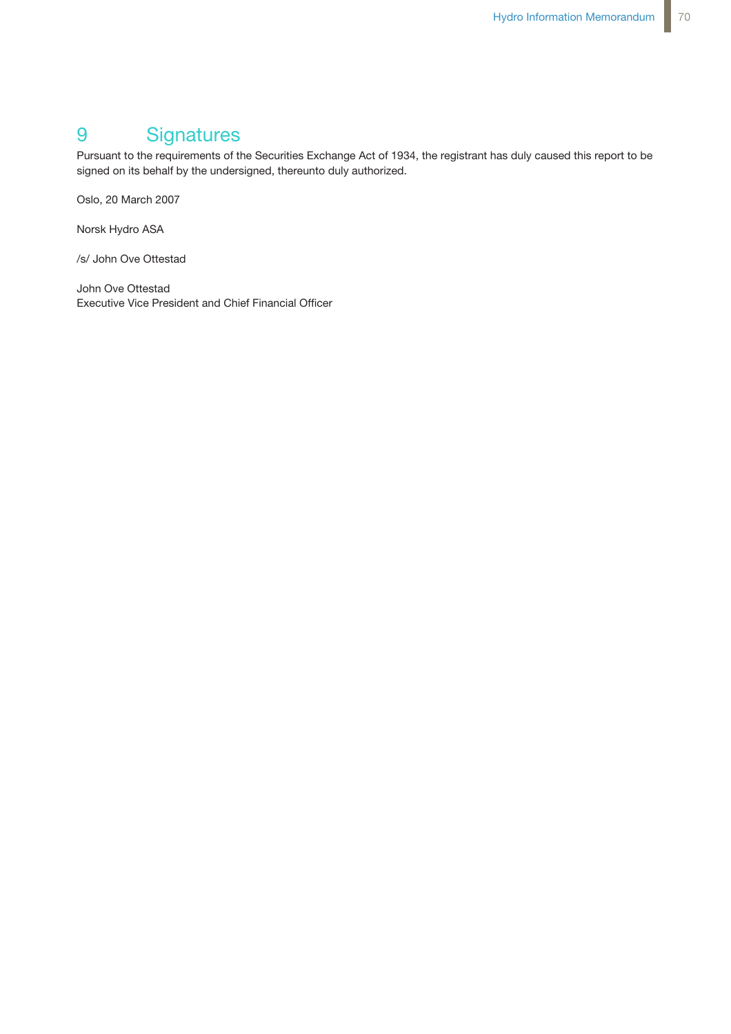# 9 Signatures

Pursuant to the requirements of the Securities Exchange Act of 1934, the registrant has duly caused this report to be signed on its behalf by the undersigned, thereunto duly authorized.

Oslo, 20 March 2007

Norsk Hydro ASA

/s/ John Ove Ottestad

John Ove Ottestad
Executive Vice President and Chief Financial Officer